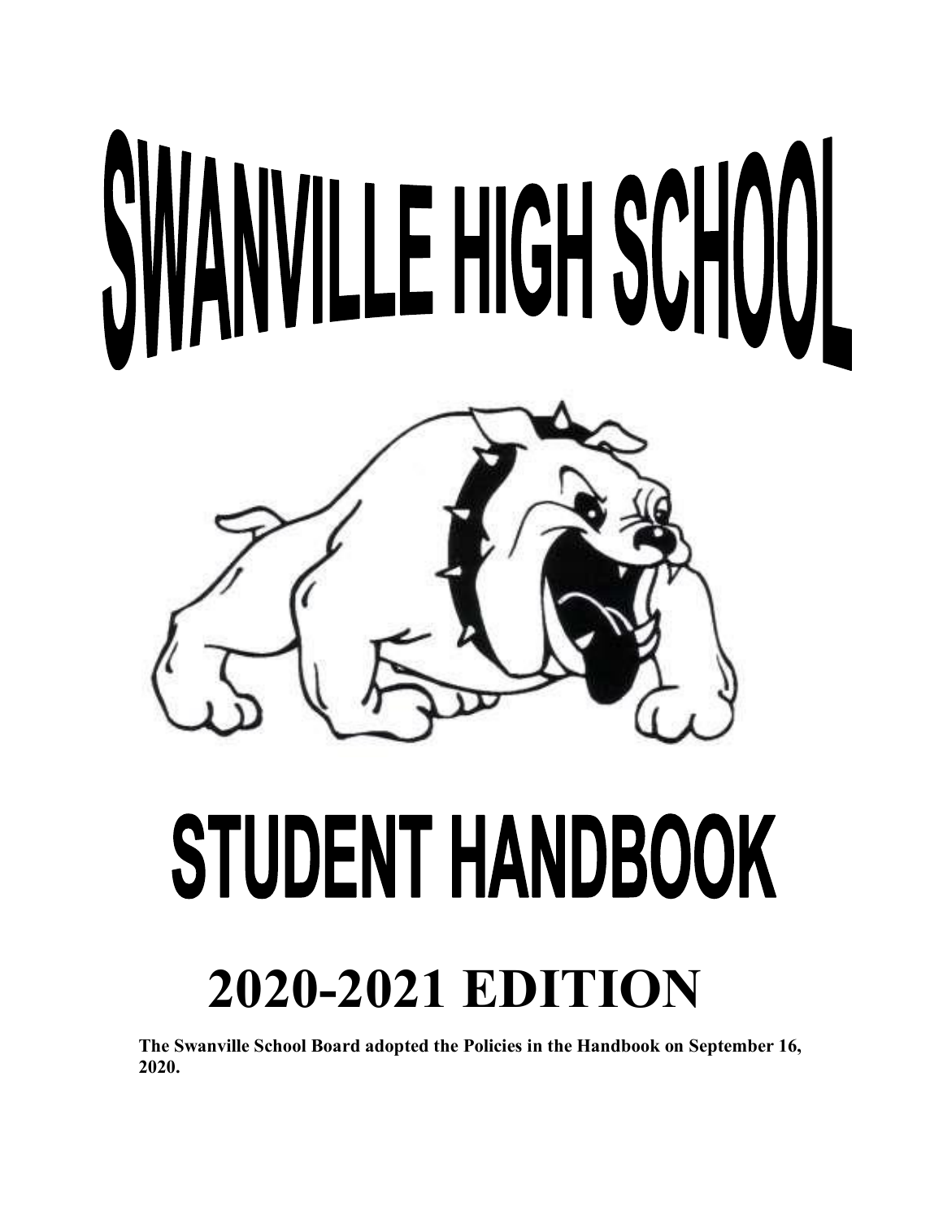# SWANVILLE HIGH SCHOOL

# STUDENT HANDBOOK

# 2020-2021 EDITION

**The Swanville School Board adopted the Policies in the Handbook on September 16, 2020.**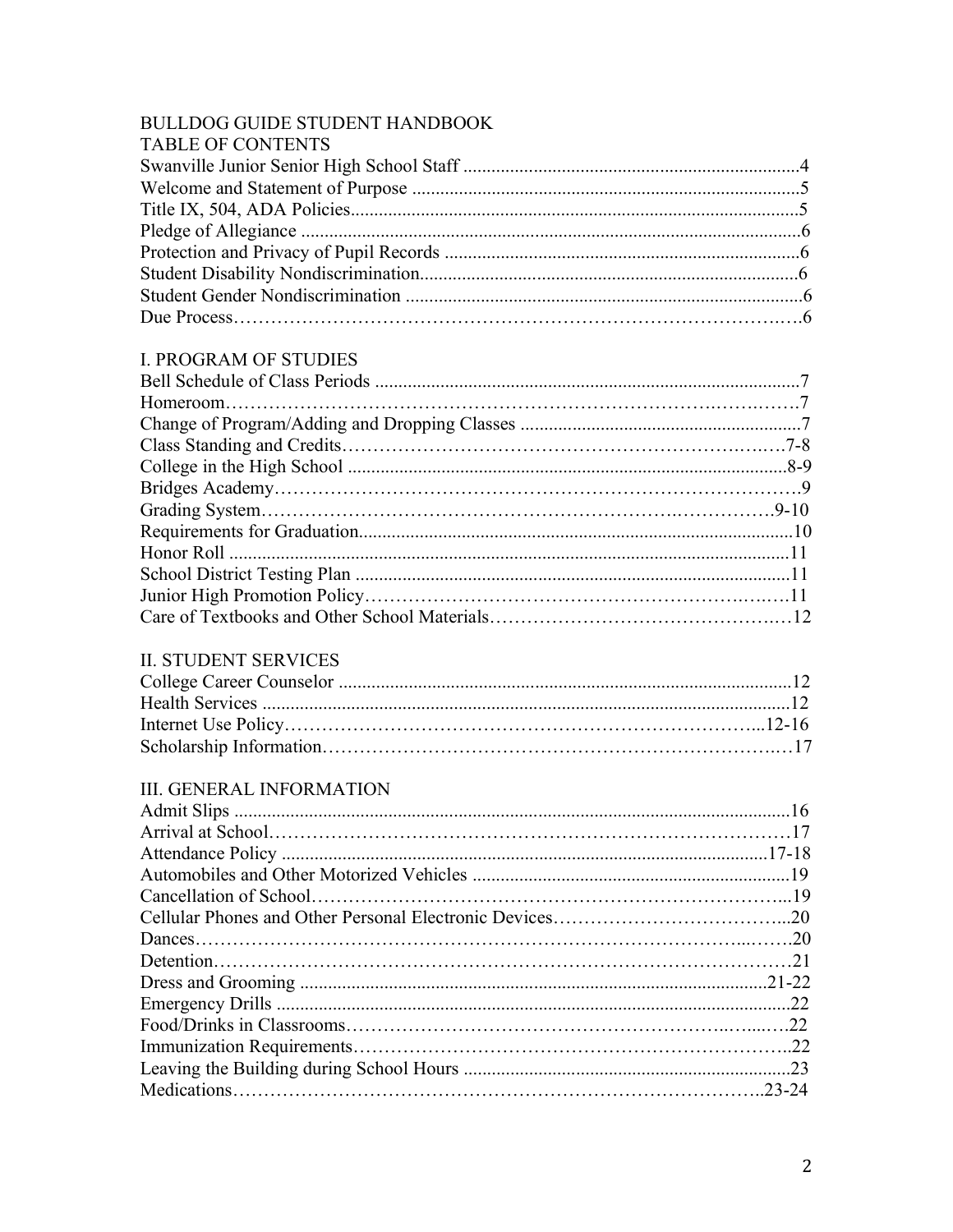# BULLDOG GUIDE STUDENT HANDBOOK

## TABLE OF CONTENTS

Swanville Junior Senior High School Staff ....................................................................4
Welcome and Statement of Purpose ..................................................................................5
Title IX, 504, ADA Policies..............................................................................................5
Pledge of Allegiance ..........................................................................................................6
Protection and Privacy of Pupil Records ...........................................................................6
Student Disability Nondiscrimination................................................................................6
Student Gender Nondiscrimination ....................................................................................6
Due Process……………………………………………………………………………….6

## I. PROGRAM OF STUDIES

Bell Schedule of Class Periods ..........................................................................................7
Homeroom……………………………………………………………………………….7
Change of Program/Adding and Dropping Classes ...........................................................7
Class Standing and Credits………………………………………………………….7-8
College in the High School ..........................................................................................8-9
Bridges Academy……………………………………………………………………….9
Grading System………………………………………………………………………9-10
Requirements for Graduation............................................................................................10
Honor Roll .......................................................................................................................11
School District Testing Plan .............................................................................................11
Junior High Promotion Policy…………………………………………………………11
Care of Textbooks and Other School Materials…………………………………………12

## II. STUDENT SERVICES

College Career Counselor ................................................................................................12
Health Services .................................................................................................................12
Internet Use Policy…………………………………………………………………...12-16
Scholarship Information…………………………………………………………………17

## III. GENERAL INFORMATION

Admit Slips ......................................................................................................................16
Arrival at School…………………………………………………………………………17
Attendance Policy .........................................................................................................17-18
Automobiles and Other Motorized Vehicles ......................................................................19
Cancellation of School…………………………………………………………………...19
Cellular Phones and Other Personal Electronic Devices………………………………...20
Dances……………………………………………………………………………………20
Detention…………………………………………………………………………………21
Dress and Grooming .......................................................................................................21-22
Emergency Drills ...............................................................................................................22
Food/Drinks in Classrooms………………………………………………………………22
Immunization Requirements……………………………………………………………..22
Leaving the Building during School Hours ......................................................................23
Medications……………………………………………………………………………..23-24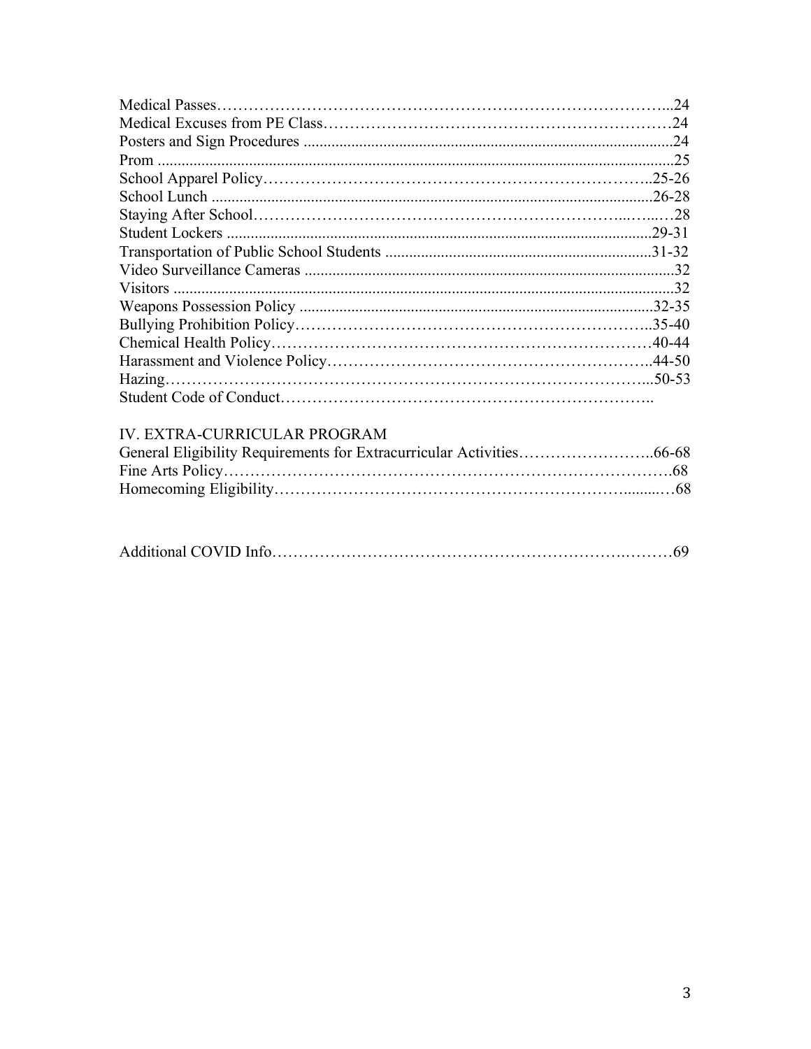Medical Passes……………………………………………………………………………...24
Medical Excuses from PE Class…………………………………………………………24
Posters and Sign Procedures ............................................................................................24
Prom ..................................................................................................................................25
School Apparel Policy………………………………………………………………..25-26
School Lunch ...............................................................................................................26-28
Staying After School…………………………………………………………...…...…28
Student Lockers ..........................................................................................................29-31
Transportation of Public School Students ..................................................................31-32
Video Surveillance Cameras .............................................................................................32
Visitors .............................................................................................................................32
Weapons Possession Policy .........................................................................................32-35
Bullying Prohibition Policy………………………………………………………..35-40
Chemical Health Policy……………………………………………………………40-44
Harassment and Violence Policy…………………………………………………..44-50
Hazing……………………………………………………………………………...50-53
Student Code of Conduct……………………………………………………………..

IV. EXTRA-CURRICULAR PROGRAM

General Eligibility Requirements for Extracurricular Activities……………………..66-68
Fine Arts Policy……………………………………………………………………….68
Homecoming Eligibility…………………………………………………….........…68

Additional COVID Info……………………………………………………….………69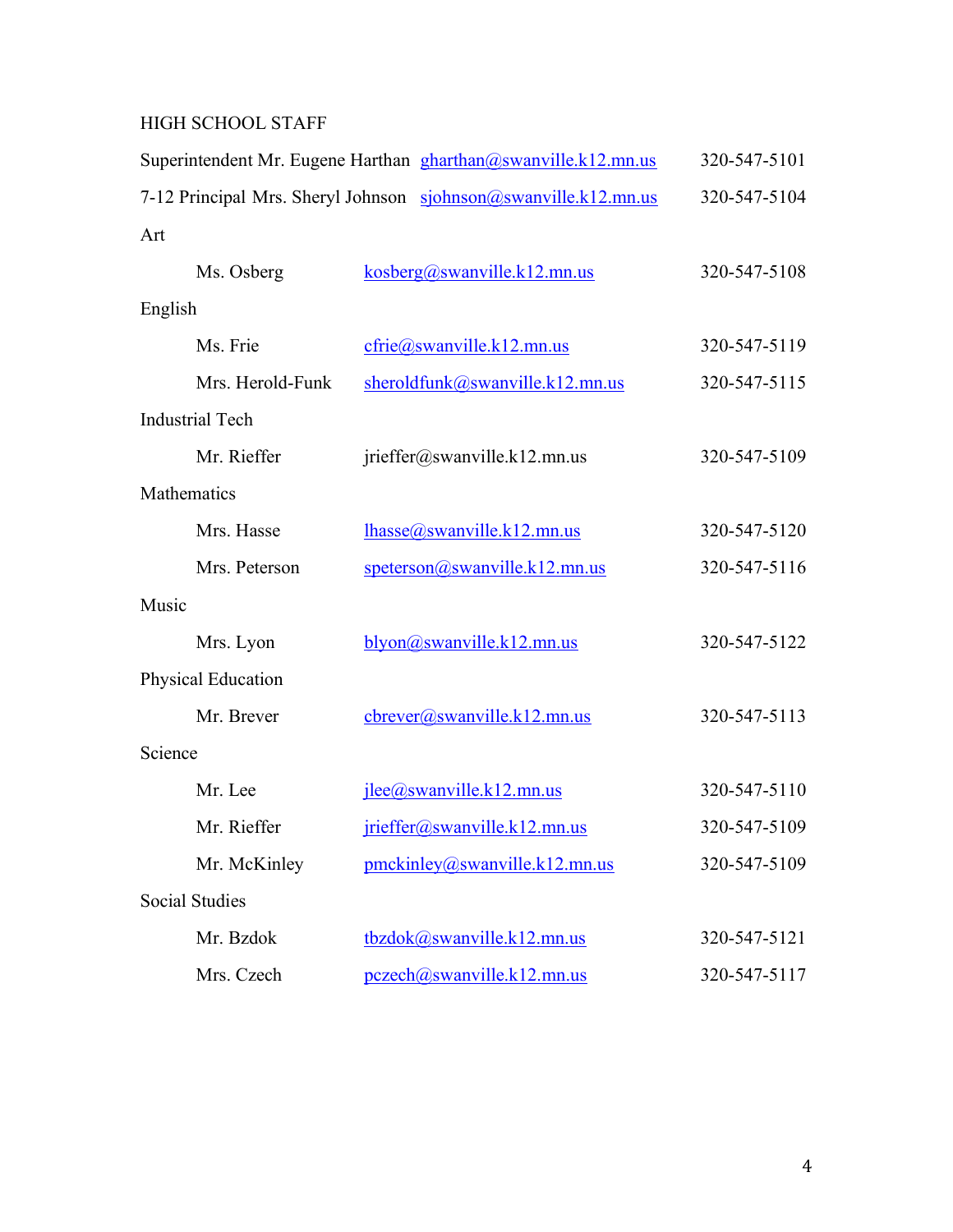HIGH SCHOOL STAFF

Superintendent Mr. Eugene Harthan gharthan@swanville.k12.mn.us 320-547-5101

7-12 Principal Mrs. Sheryl Johnson sjohnson@swanville.k12.mn.us 320-547-5104

Art

| | | |
|---|---|---|
| Ms. Osberg | kosberg@swanville.k12.mn.us | 320-547-5108 |

English

| | | |
|---|---|---|
| Ms. Frie | cfrie@swanville.k12.mn.us | 320-547-5119 |
| Mrs. Herold-Funk | sheroldfunk@swanville.k12.mn.us | 320-547-5115 |

Industrial Tech

| | | |
|---|---|---|
| Mr. Rieffer | jrieffer@swanville.k12.mn.us | 320-547-5109 |

Mathematics

| | | |
|---|---|---|
| Mrs. Hasse | lhasse@swanville.k12.mn.us | 320-547-5120 |
| Mrs. Peterson | speterson@swanville.k12.mn.us | 320-547-5116 |

Music

| | | |
|---|---|---|
| Mrs. Lyon | blyon@swanville.k12.mn.us | 320-547-5122 |

Physical Education

| | | |
|---|---|---|
| Mr. Brever | cbrever@swanville.k12.mn.us | 320-547-5113 |

Science

| | | |
|---|---|---|
| Mr. Lee | jlee@swanville.k12.mn.us | 320-547-5110 |
| Mr. Rieffer | jrieffer@swanville.k12.mn.us | 320-547-5109 |
| Mr. McKinley | pmckinley@swanville.k12.mn.us | 320-547-5109 |

Social Studies

| | | |
|---|---|---|
| Mr. Bzdok | tbzdok@swanville.k12.mn.us | 320-547-5121 |
| Mrs. Czech | pczech@swanville.k12.mn.us | 320-547-5117 |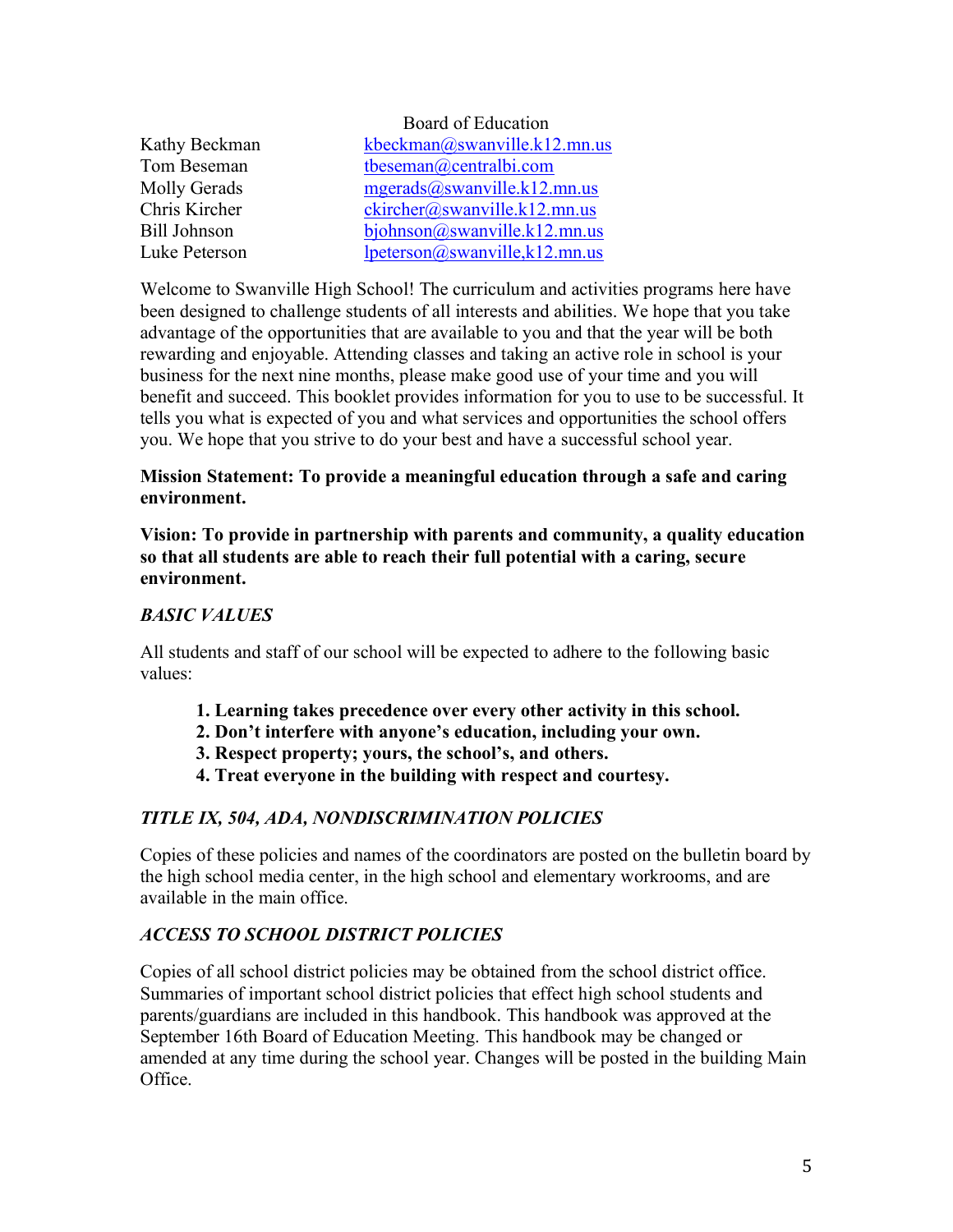Board of Education

| | |
|---|---|
| Kathy Beckman | kbeckman@swanville.k12.mn.us |
| Tom Beseman | tbeseman@centralbi.com |
| Molly Gerads | mgerads@swanville.k12.mn.us |
| Chris Kircher | ckircher@swanville.k12.mn.us |
| Bill Johnson | bjohnson@swanville.k12.mn.us |
| Luke Peterson | lpeterson@swanville,k12.mn.us |

Welcome to Swanville High School! The curriculum and activities programs here have been designed to challenge students of all interests and abilities. We hope that you take advantage of the opportunities that are available to you and that the year will be both rewarding and enjoyable. Attending classes and taking an active role in school is your business for the next nine months, please make good use of your time and you will benefit and succeed. This booklet provides information for you to use to be successful. It tells you what is expected of you and what services and opportunities the school offers you. We hope that you strive to do your best and have a successful school year.

**Mission Statement: To provide a meaningful education through a safe and caring environment.**

**Vision: To provide in partnership with parents and community, a quality education so that all students are able to reach their full potential with a caring, secure environment.**

### *BASIC VALUES*

All students and staff of our school will be expected to adhere to the following basic values:

1. **Learning takes precedence over every other activity in this school.**
2. **Don't interfere with anyone's education, including your own.**
3. **Respect property; yours, the school's, and others.**
4. **Treat everyone in the building with respect and courtesy.**

### *TITLE IX, 504, ADA, NONDISCRIMINATION POLICIES*

Copies of these policies and names of the coordinators are posted on the bulletin board by the high school media center, in the high school and elementary workrooms, and are available in the main office.

### *ACCESS TO SCHOOL DISTRICT POLICIES*

Copies of all school district policies may be obtained from the school district office. Summaries of important school district policies that effect high school students and parents/guardians are included in this handbook. This handbook was approved at the September 16th Board of Education Meeting. This handbook may be changed or amended at any time during the school year. Changes will be posted in the building Main Office.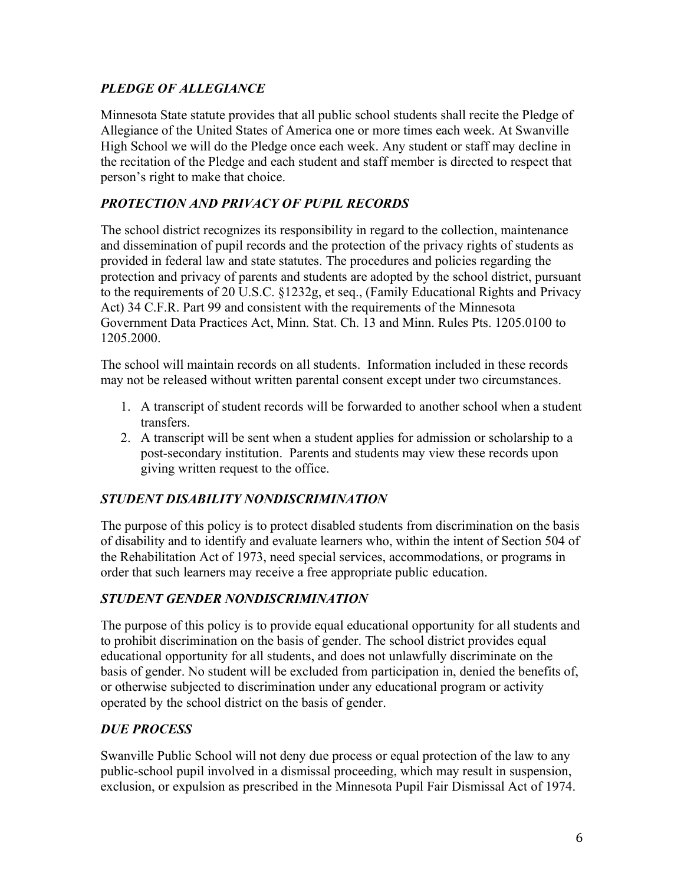### *PLEDGE OF ALLEGIANCE*

Minnesota State statute provides that all public school students shall recite the Pledge of Allegiance of the United States of America one or more times each week. At Swanville High School we will do the Pledge once each week. Any student or staff may decline in the recitation of the Pledge and each student and staff member is directed to respect that person's right to make that choice.

### *PROTECTION AND PRIVACY OF PUPIL RECORDS*

The school district recognizes its responsibility in regard to the collection, maintenance and dissemination of pupil records and the protection of the privacy rights of students as provided in federal law and state statutes. The procedures and policies regarding the protection and privacy of parents and students are adopted by the school district, pursuant to the requirements of 20 U.S.C. §1232g, et seq., (Family Educational Rights and Privacy Act) 34 C.F.R. Part 99 and consistent with the requirements of the Minnesota Government Data Practices Act, Minn. Stat. Ch. 13 and Minn. Rules Pts. 1205.0100 to 1205.2000.

The school will maintain records on all students. Information included in these records may not be released without written parental consent except under two circumstances.

1. A transcript of student records will be forwarded to another school when a student transfers.
2. A transcript will be sent when a student applies for admission or scholarship to a post-secondary institution. Parents and students may view these records upon giving written request to the office.

### *STUDENT DISABILITY NONDISCRIMINATION*

The purpose of this policy is to protect disabled students from discrimination on the basis of disability and to identify and evaluate learners who, within the intent of Section 504 of the Rehabilitation Act of 1973, need special services, accommodations, or programs in order that such learners may receive a free appropriate public education.

### *STUDENT GENDER NONDISCRIMINATION*

The purpose of this policy is to provide equal educational opportunity for all students and to prohibit discrimination on the basis of gender. The school district provides equal educational opportunity for all students, and does not unlawfully discriminate on the basis of gender. No student will be excluded from participation in, denied the benefits of, or otherwise subjected to discrimination under any educational program or activity operated by the school district on the basis of gender.

### *DUE PROCESS*

Swanville Public School will not deny due process or equal protection of the law to any public-school pupil involved in a dismissal proceeding, which may result in suspension, exclusion, or expulsion as prescribed in the Minnesota Pupil Fair Dismissal Act of 1974.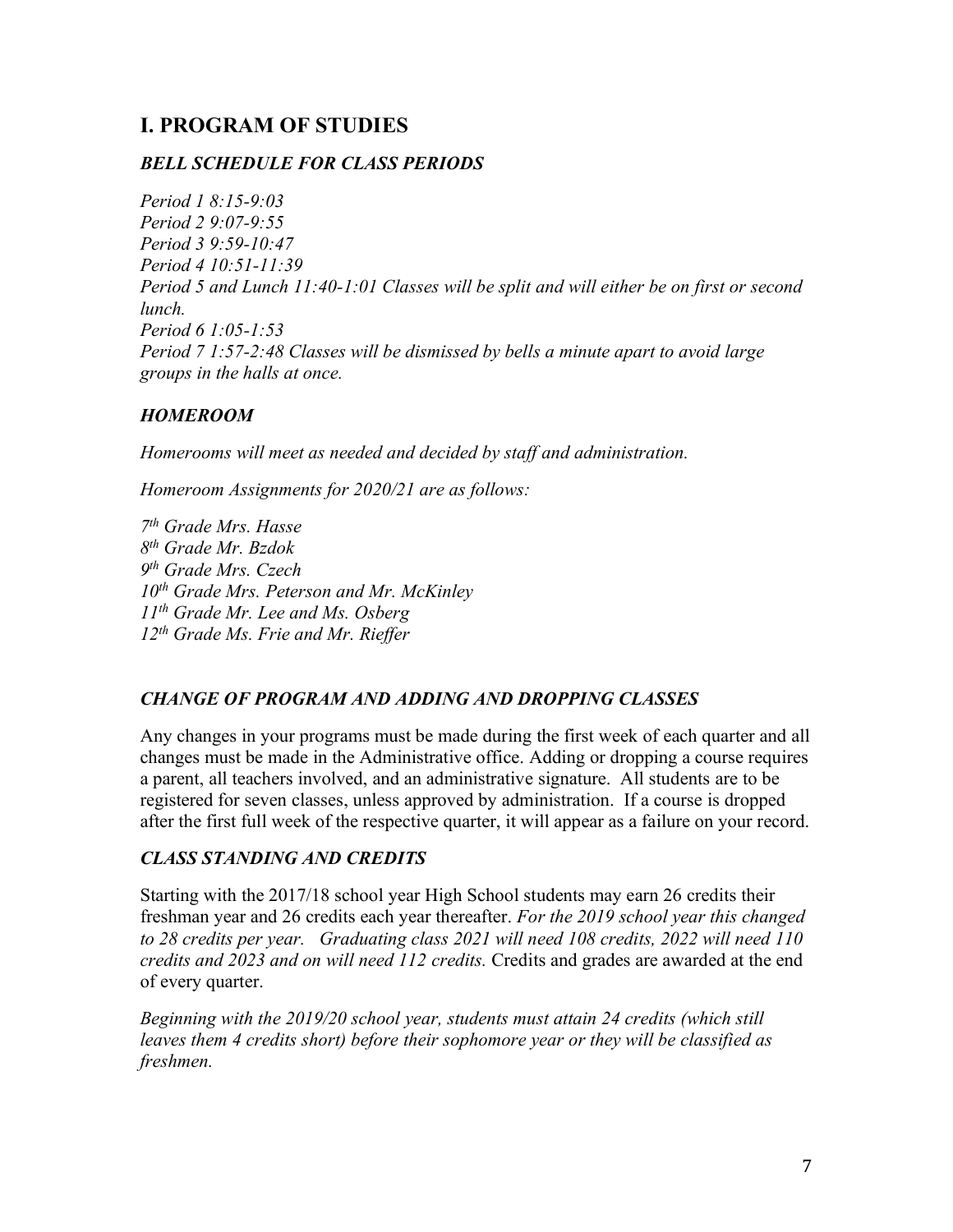# I. PROGRAM OF STUDIES

## *BELL SCHEDULE FOR CLASS PERIODS*

*Period 1 8:15-9:03*
*Period 2 9:07-9:55*
*Period 3 9:59-10:47*
*Period 4 10:51-11:39*
*Period 5 and Lunch 11:40-1:01 Classes will be split and will either be on first or second lunch.*
*Period 6 1:05-1:53*
*Period 7 1:57-2:48 Classes will be dismissed by bells a minute apart to avoid large groups in the halls at once.*

## *HOMEROOM*

*Homerooms will meet as needed and decided by staff and administration.*

*Homeroom Assignments for 2020/21 are as follows:*

*7th Grade Mrs. Hasse*
*8th Grade Mr. Bzdok*
*9th Grade Mrs. Czech*
*10th Grade Mrs. Peterson and Mr. McKinley*
*11th Grade Mr. Lee and Ms. Osberg*
*12th Grade Ms. Frie and Mr. Rieffer*

## *CHANGE OF PROGRAM AND ADDING AND DROPPING CLASSES*

Any changes in your programs must be made during the first week of each quarter and all changes must be made in the Administrative office. Adding or dropping a course requires a parent, all teachers involved, and an administrative signature. All students are to be registered for seven classes, unless approved by administration. If a course is dropped after the first full week of the respective quarter, it will appear as a failure on your record.

## *CLASS STANDING AND CREDITS*

Starting with the 2017/18 school year High School students may earn 26 credits their freshman year and 26 credits each year thereafter. *For the 2019 school year this changed to 28 credits per year. Graduating class 2021 will need 108 credits, 2022 will need 110 credits and 2023 and on will need 112 credits.* Credits and grades are awarded at the end of every quarter.

*Beginning with the 2019/20 school year, students must attain 24 credits (which still leaves them 4 credits short) before their sophomore year or they will be classified as freshmen.*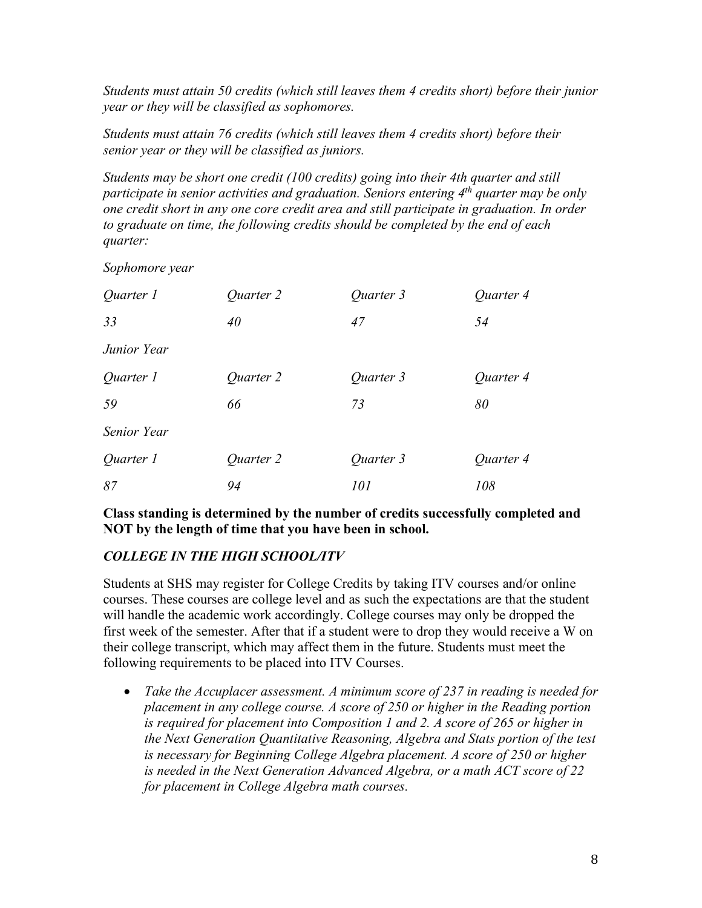*Students must attain 50 credits (which still leaves them 4 credits short) before their junior year or they will be classified as sophomores.*

*Students must attain 76 credits (which still leaves them 4 credits short) before their senior year or they will be classified as juniors.*

*Students may be short one credit (100 credits) going into their 4th quarter and still participate in senior activities and graduation. Seniors entering 4th quarter may be only one credit short in any one core credit area and still participate in graduation. In order to graduate on time, the following credits should be completed by the end of each quarter:*

*Sophomore year*

| *Quarter 1* | *Quarter 2* | *Quarter 3* | *Quarter 4* |
|---|---|---|---|
| *33* | *40* | *47* | *54* |

*Junior Year*

| *Quarter 1* | *Quarter 2* | *Quarter 3* | *Quarter 4* |
|---|---|---|---|
| *59* | *66* | *73* | *80* |

*Senior Year*

| *Quarter 1* | *Quarter 2* | *Quarter 3* | *Quarter 4* |
|---|---|---|---|
| *87* | *94* | *101* | *108* |

**Class standing is determined by the number of credits successfully completed and NOT by the length of time that you have been in school.**

### *COLLEGE IN THE HIGH SCHOOL/ITV*

Students at SHS may register for College Credits by taking ITV courses and/or online courses. These courses are college level and as such the expectations are that the student will handle the academic work accordingly. College courses may only be dropped the first week of the semester. After that if a student were to drop they would receive a W on their college transcript, which may affect them in the future. Students must meet the following requirements to be placed into ITV Courses.

- *Take the Accuplacer assessment. A minimum score of 237 in reading is needed for placement in any college course. A score of 250 or higher in the Reading portion is required for placement into Composition 1 and 2. A score of 265 or higher in the Next Generation Quantitative Reasoning, Algebra and Stats portion of the test is necessary for Beginning College Algebra placement. A score of 250 or higher is needed in the Next Generation Advanced Algebra, or a math ACT score of 22 for placement in College Algebra math courses.*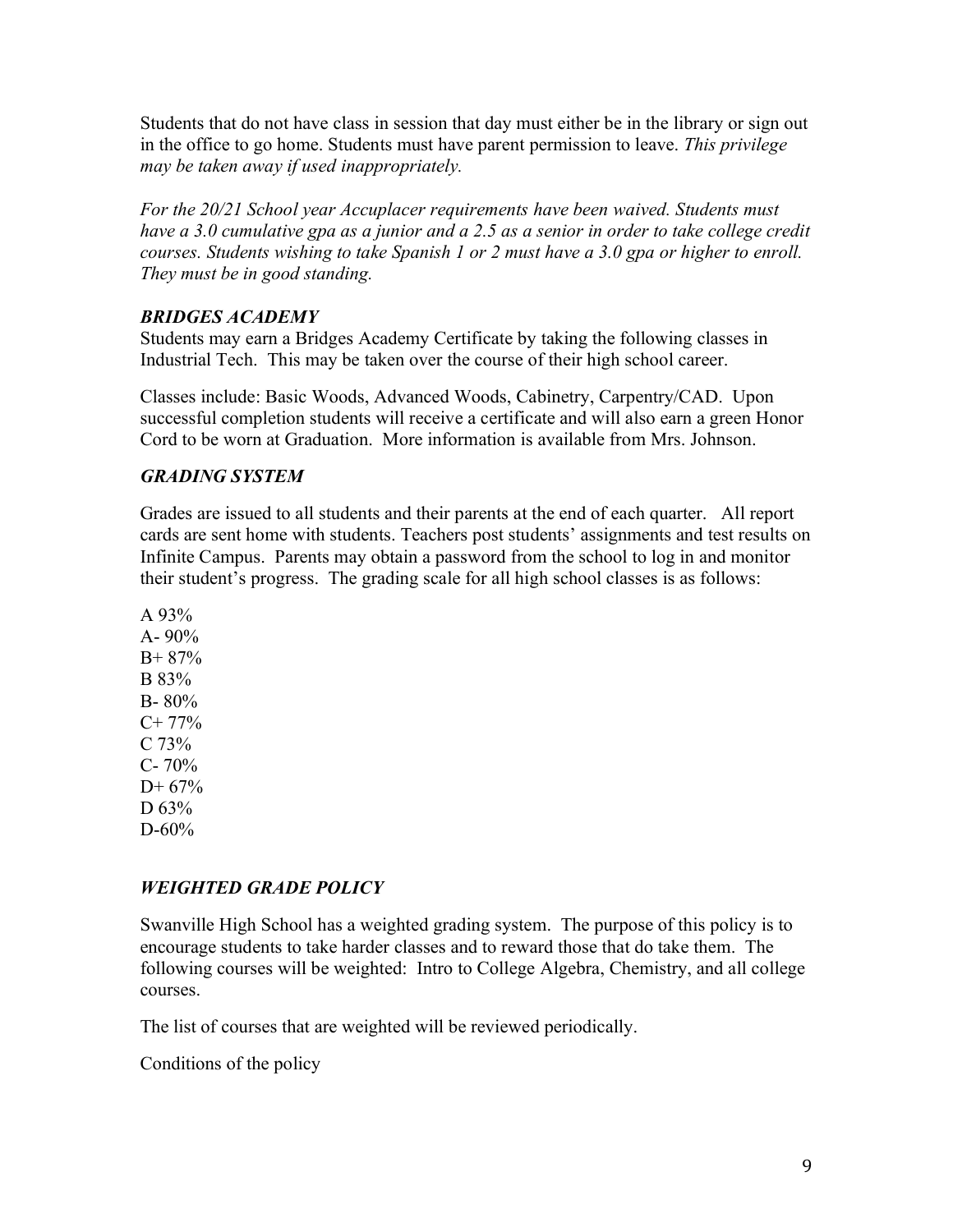Students that do not have class in session that day must either be in the library or sign out in the office to go home. Students must have parent permission to leave. *This privilege may be taken away if used inappropriately.*

*For the 20/21 School year Accuplacer requirements have been waived. Students must have a 3.0 cumulative gpa as a junior and a 2.5 as a senior in order to take college credit courses. Students wishing to take Spanish 1 or 2 must have a 3.0 gpa or higher to enroll. They must be in good standing.*

### *BRIDGES ACADEMY*

Students may earn a Bridges Academy Certificate by taking the following classes in Industrial Tech. This may be taken over the course of their high school career.

Classes include: Basic Woods, Advanced Woods, Cabinetry, Carpentry/CAD. Upon successful completion students will receive a certificate and will also earn a green Honor Cord to be worn at Graduation. More information is available from Mrs. Johnson.

### *GRADING SYSTEM*

Grades are issued to all students and their parents at the end of each quarter. All report cards are sent home with students. Teachers post students' assignments and test results on Infinite Campus. Parents may obtain a password from the school to log in and monitor their student's progress. The grading scale for all high school classes is as follows:

A 93%
A- 90%
B+ 87%
B 83%
B- 80%
C+ 77%
C 73%
C- 70%
D+ 67%
D 63%
D-60%

### *WEIGHTED GRADE POLICY*

Swanville High School has a weighted grading system. The purpose of this policy is to encourage students to take harder classes and to reward those that do take them. The following courses will be weighted: Intro to College Algebra, Chemistry, and all college courses.

The list of courses that are weighted will be reviewed periodically.

Conditions of the policy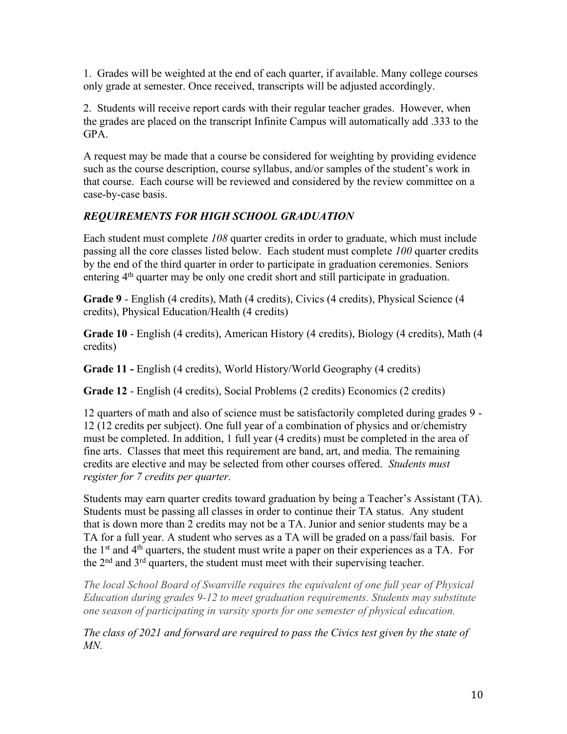1. Grades will be weighted at the end of each quarter, if available. Many college courses only grade at semester. Once received, transcripts will be adjusted accordingly.

2. Students will receive report cards with their regular teacher grades. However, when the grades are placed on the transcript Infinite Campus will automatically add .333 to the GPA.

A request may be made that a course be considered for weighting by providing evidence such as the course description, course syllabus, and/or samples of the student's work in that course. Each course will be reviewed and considered by the review committee on a case-by-case basis.

### *REQUIREMENTS FOR HIGH SCHOOL GRADUATION*

Each student must complete *108* quarter credits in order to graduate, which must include passing all the core classes listed below. Each student must complete *100* quarter credits by the end of the third quarter in order to participate in graduation ceremonies. Seniors entering 4th quarter may be only one credit short and still participate in graduation.

**Grade 9** - English (4 credits), Math (4 credits), Civics (4 credits), Physical Science (4 credits), Physical Education/Health (4 credits)

**Grade 10** - English (4 credits), American History (4 credits), Biology (4 credits), Math (4 credits)

**Grade 11 -** English (4 credits), World History/World Geography (4 credits)

**Grade 12** - English (4 credits), Social Problems (2 credits) Economics (2 credits)

12 quarters of math and also of science must be satisfactorily completed during grades 9 - 12 (12 credits per subject). One full year of a combination of physics and or/chemistry must be completed. In addition, 1 full year (4 credits) must be completed in the area of fine arts. Classes that meet this requirement are band, art, and media. The remaining credits are elective and may be selected from other courses offered. *Students must register for 7 credits per quarter.*

Students may earn quarter credits toward graduation by being a Teacher's Assistant (TA). Students must be passing all classes in order to continue their TA status. Any student that is down more than 2 credits may not be a TA. Junior and senior students may be a TA for a full year. A student who serves as a TA will be graded on a pass/fail basis. For the 1st and 4th quarters, the student must write a paper on their experiences as a TA. For the 2nd and 3rd quarters, the student must meet with their supervising teacher.

*The local School Board of Swanville requires the equivalent of one full year of Physical Education during grades 9-12 to meet graduation requirements. Students may substitute one season of participating in varsity sports for one semester of physical education.*

*The class of 2021 and forward are required to pass the Civics test given by the state of MN.*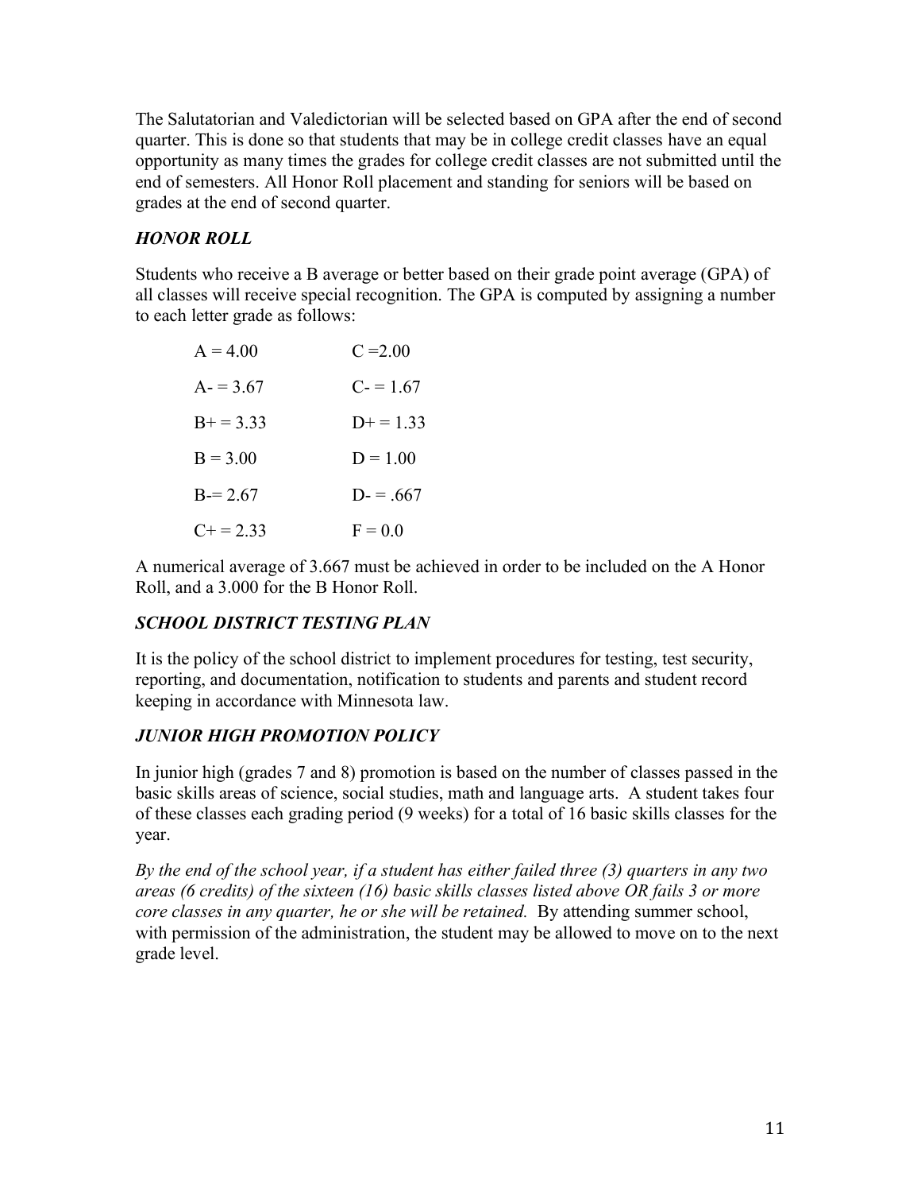The Salutatorian and Valedictorian will be selected based on GPA after the end of second quarter. This is done so that students that may be in college credit classes have an equal opportunity as many times the grades for college credit classes are not submitted until the end of semesters. All Honor Roll placement and standing for seniors will be based on grades at the end of second quarter.

### ***HONOR ROLL***

Students who receive a B average or better based on their grade point average (GPA) of all classes will receive special recognition. The GPA is computed by assigning a number to each letter grade as follows:

| | |
|---|---|
| A = 4.00 | C =2.00 |
| A- = 3.67 | C- = 1.67 |
| B+ = 3.33 | D+ = 1.33 |
| B = 3.00 | D = 1.00 |
| B-= 2.67 | D- = .667 |
| C+ = 2.33 | F = 0.0 |

A numerical average of 3.667 must be achieved in order to be included on the A Honor Roll, and a 3.000 for the B Honor Roll.

### ***SCHOOL DISTRICT TESTING PLAN***

It is the policy of the school district to implement procedures for testing, test security, reporting, and documentation, notification to students and parents and student record keeping in accordance with Minnesota law.

### ***JUNIOR HIGH PROMOTION POLICY***

In junior high (grades 7 and 8) promotion is based on the number of classes passed in the basic skills areas of science, social studies, math and language arts. A student takes four of these classes each grading period (9 weeks) for a total of 16 basic skills classes for the year.

*By the end of the school year, if a student has either failed three (3) quarters in any two areas (6 credits) of the sixteen (16) basic skills classes listed above OR fails 3 or more core classes in any quarter, he or she will be retained.* By attending summer school, with permission of the administration, the student may be allowed to move on to the next grade level.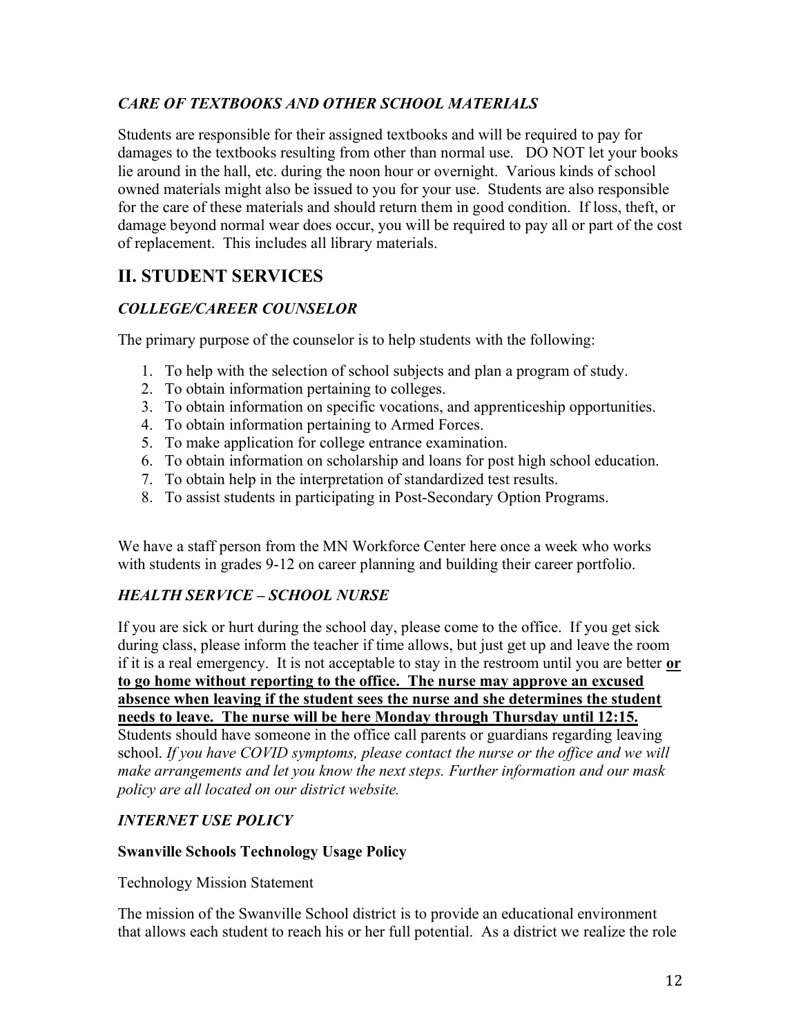### *CARE OF TEXTBOOKS AND OTHER SCHOOL MATERIALS*

Students are responsible for their assigned textbooks and will be required to pay for damages to the textbooks resulting from other than normal use. DO NOT let your books lie around in the hall, etc. during the noon hour or overnight. Various kinds of school owned materials might also be issued to you for your use. Students are also responsible for the care of these materials and should return them in good condition. If loss, theft, or damage beyond normal wear does occur, you will be required to pay all or part of the cost of replacement. This includes all library materials.

## II. STUDENT SERVICES

### *COLLEGE/CAREER COUNSELOR*

The primary purpose of the counselor is to help students with the following:

1. To help with the selection of school subjects and plan a program of study.
2. To obtain information pertaining to colleges.
3. To obtain information on specific vocations, and apprenticeship opportunities.
4. To obtain information pertaining to Armed Forces.
5. To make application for college entrance examination.
6. To obtain information on scholarship and loans for post high school education.
7. To obtain help in the interpretation of standardized test results.
8. To assist students in participating in Post-Secondary Option Programs.

We have a staff person from the MN Workforce Center here once a week who works with students in grades 9-12 on career planning and building their career portfolio.

### *HEALTH SERVICE – SCHOOL NURSE*

If you are sick or hurt during the school day, please come to the office. If you get sick during class, please inform the teacher if time allows, but just get up and leave the room if it is a real emergency. It is not acceptable to stay in the restroom until you are better **<u>or to go home without reporting to the office. The nurse may approve an excused absence when leaving if the student sees the nurse and she determines the student needs to leave. The nurse will be here Monday through Thursday until 12:15.</u>** Students should have someone in the office call parents or guardians regarding leaving school. *If you have COVID symptoms, please contact the nurse or the office and we will make arrangements and let you know the next steps. Further information and our mask policy are all located on our district website.*

### *INTERNET USE POLICY*

**Swanville Schools Technology Usage Policy**

Technology Mission Statement

The mission of the Swanville School district is to provide an educational environment that allows each student to reach his or her full potential. As a district we realize the role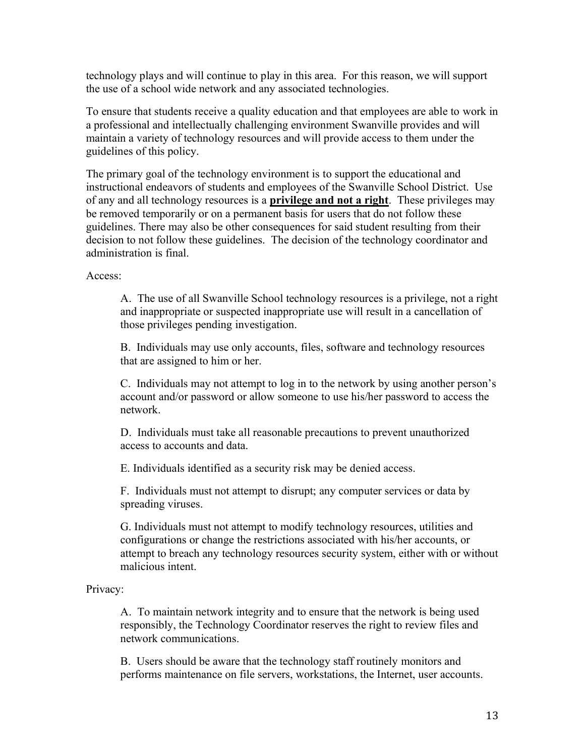technology plays and will continue to play in this area. For this reason, we will support the use of a school wide network and any associated technologies.

To ensure that students receive a quality education and that employees are able to work in a professional and intellectually challenging environment Swanville provides and will maintain a variety of technology resources and will provide access to them under the guidelines of this policy.

The primary goal of the technology environment is to support the educational and instructional endeavors of students and employees of the Swanville School District. Use of any and all technology resources is a <u>**privilege and not a right**</u>. These privileges may be removed temporarily or on a permanent basis for users that do not follow these guidelines. There may also be other consequences for said student resulting from their decision to not follow these guidelines. The decision of the technology coordinator and administration is final.

Access:

A. The use of all Swanville School technology resources is a privilege, not a right and inappropriate or suspected inappropriate use will result in a cancellation of those privileges pending investigation.

B. Individuals may use only accounts, files, software and technology resources that are assigned to him or her.

C. Individuals may not attempt to log in to the network by using another person's account and/or password or allow someone to use his/her password to access the network.

D. Individuals must take all reasonable precautions to prevent unauthorized access to accounts and data.

E. Individuals identified as a security risk may be denied access.

F. Individuals must not attempt to disrupt; any computer services or data by spreading viruses.

G. Individuals must not attempt to modify technology resources, utilities and configurations or change the restrictions associated with his/her accounts, or attempt to breach any technology resources security system, either with or without malicious intent.

Privacy:

A. To maintain network integrity and to ensure that the network is being used responsibly, the Technology Coordinator reserves the right to review files and network communications.

B. Users should be aware that the technology staff routinely monitors and performs maintenance on file servers, workstations, the Internet, user accounts.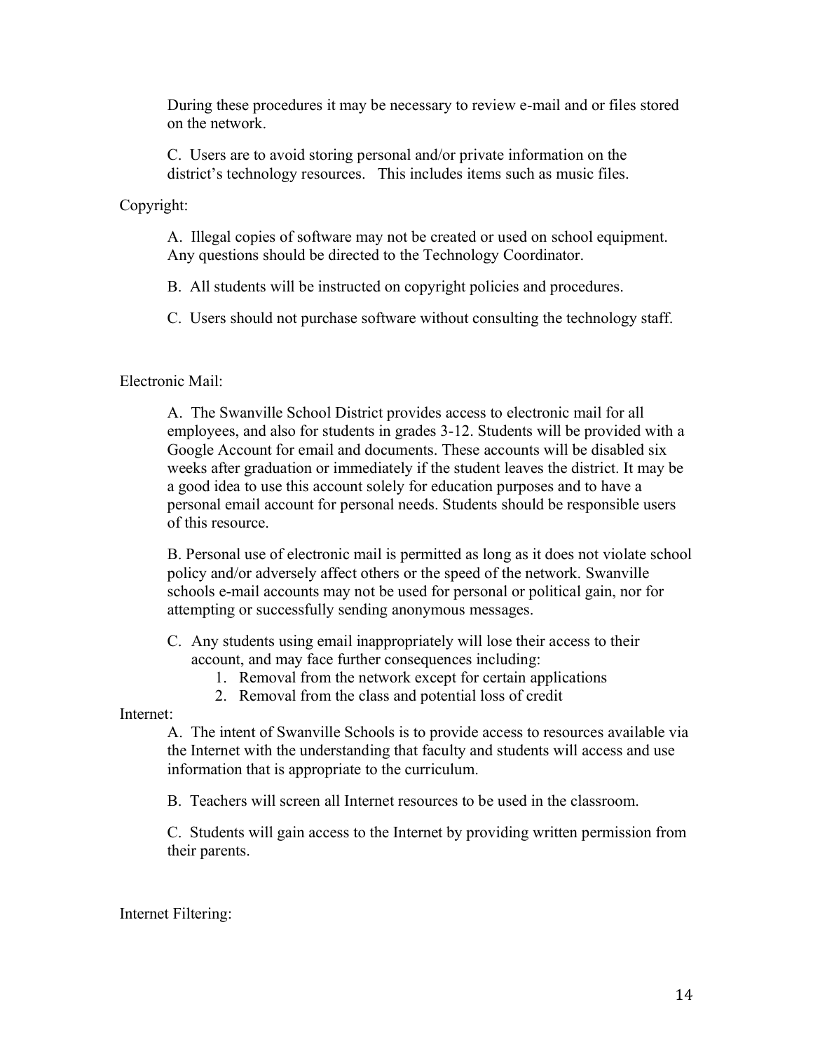During these procedures it may be necessary to review e-mail and or files stored on the network.

C. Users are to avoid storing personal and/or private information on the district's technology resources. This includes items such as music files.

Copyright:

A. Illegal copies of software may not be created or used on school equipment. Any questions should be directed to the Technology Coordinator.

B. All students will be instructed on copyright policies and procedures.

C. Users should not purchase software without consulting the technology staff.

Electronic Mail:

A. The Swanville School District provides access to electronic mail for all employees, and also for students in grades 3-12. Students will be provided with a Google Account for email and documents. These accounts will be disabled six weeks after graduation or immediately if the student leaves the district. It may be a good idea to use this account solely for education purposes and to have a personal email account for personal needs. Students should be responsible users of this resource.

B. Personal use of electronic mail is permitted as long as it does not violate school policy and/or adversely affect others or the speed of the network. Swanville schools e-mail accounts may not be used for personal or political gain, nor for attempting or successfully sending anonymous messages.

C. Any students using email inappropriately will lose their access to their account, and may face further consequences including:
   1. Removal from the network except for certain applications
   2. Removal from the class and potential loss of credit

Internet:

A. The intent of Swanville Schools is to provide access to resources available via the Internet with the understanding that faculty and students will access and use information that is appropriate to the curriculum.

B. Teachers will screen all Internet resources to be used in the classroom.

C. Students will gain access to the Internet by providing written permission from their parents.

Internet Filtering: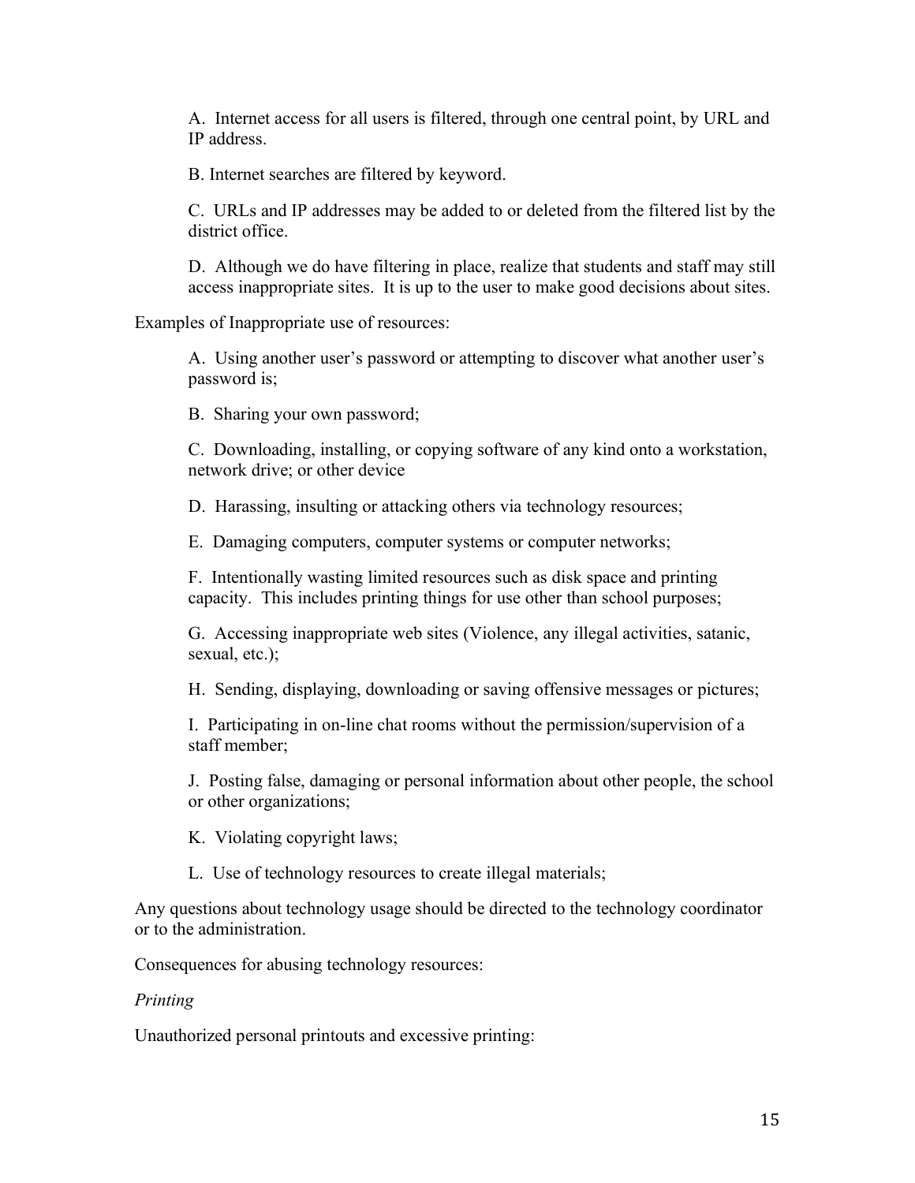A. Internet access for all users is filtered, through one central point, by URL and IP address.

B. Internet searches are filtered by keyword.

C. URLs and IP addresses may be added to or deleted from the filtered list by the district office.

D. Although we do have filtering in place, realize that students and staff may still access inappropriate sites. It is up to the user to make good decisions about sites.

Examples of Inappropriate use of resources:

A. Using another user's password or attempting to discover what another user's password is;

B. Sharing your own password;

C. Downloading, installing, or copying software of any kind onto a workstation, network drive; or other device

D. Harassing, insulting or attacking others via technology resources;

E. Damaging computers, computer systems or computer networks;

F. Intentionally wasting limited resources such as disk space and printing capacity. This includes printing things for use other than school purposes;

G. Accessing inappropriate web sites (Violence, any illegal activities, satanic, sexual, etc.);

H. Sending, displaying, downloading or saving offensive messages or pictures;

I. Participating in on-line chat rooms without the permission/supervision of a staff member;

J. Posting false, damaging or personal information about other people, the school or other organizations;

K. Violating copyright laws;

L. Use of technology resources to create illegal materials;

Any questions about technology usage should be directed to the technology coordinator or to the administration.

Consequences for abusing technology resources:

*Printing*

Unauthorized personal printouts and excessive printing: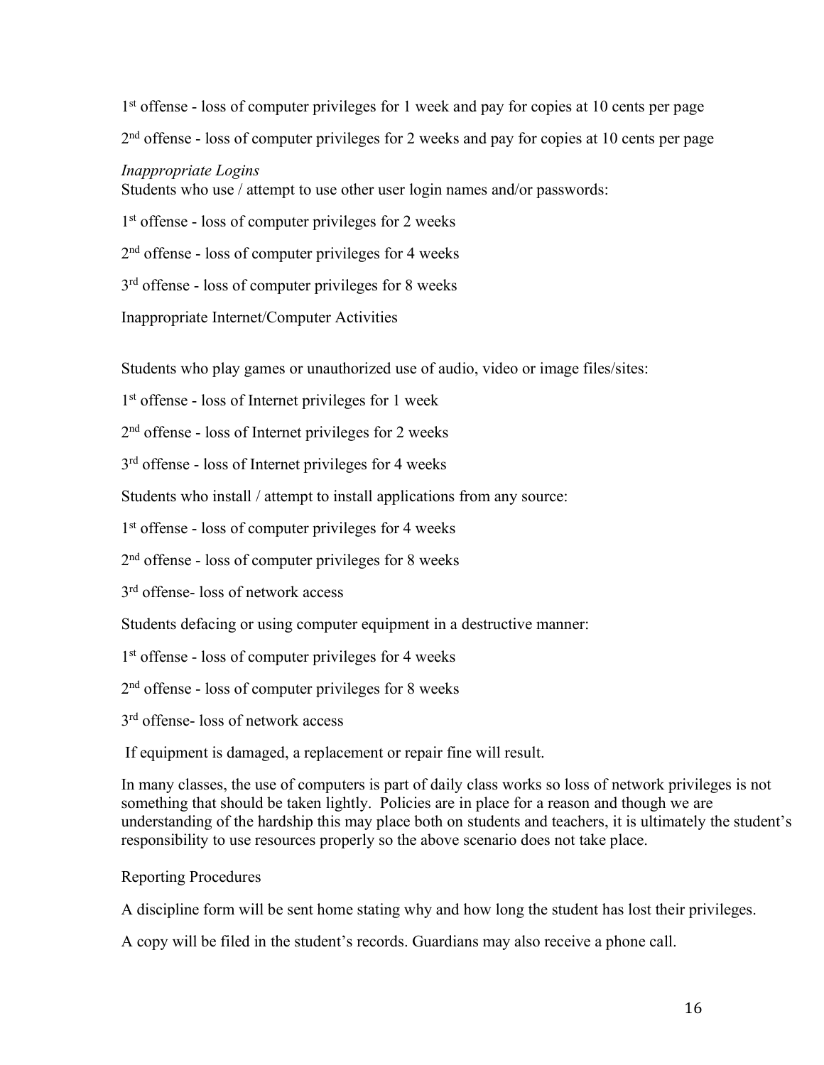1st offense - loss of computer privileges for 1 week and pay for copies at 10 cents per page

2nd offense - loss of computer privileges for 2 weeks and pay for copies at 10 cents per page

*Inappropriate Logins*

Students who use / attempt to use other user login names and/or passwords:

1st offense - loss of computer privileges for 2 weeks

2nd offense - loss of computer privileges for 4 weeks

3rd offense - loss of computer privileges for 8 weeks

Inappropriate Internet/Computer Activities

Students who play games or unauthorized use of audio, video or image files/sites:

1st offense - loss of Internet privileges for 1 week

2nd offense - loss of Internet privileges for 2 weeks

3rd offense - loss of Internet privileges for 4 weeks

Students who install / attempt to install applications from any source:

1st offense - loss of computer privileges for 4 weeks

2nd offense - loss of computer privileges for 8 weeks

3rd offense- loss of network access

Students defacing or using computer equipment in a destructive manner:

1st offense - loss of computer privileges for 4 weeks

2nd offense - loss of computer privileges for 8 weeks

3rd offense- loss of network access

If equipment is damaged, a replacement or repair fine will result.

In many classes, the use of computers is part of daily class works so loss of network privileges is not something that should be taken lightly. Policies are in place for a reason and though we are understanding of the hardship this may place both on students and teachers, it is ultimately the student's responsibility to use resources properly so the above scenario does not take place.

Reporting Procedures

A discipline form will be sent home stating why and how long the student has lost their privileges.

A copy will be filed in the student's records. Guardians may also receive a phone call.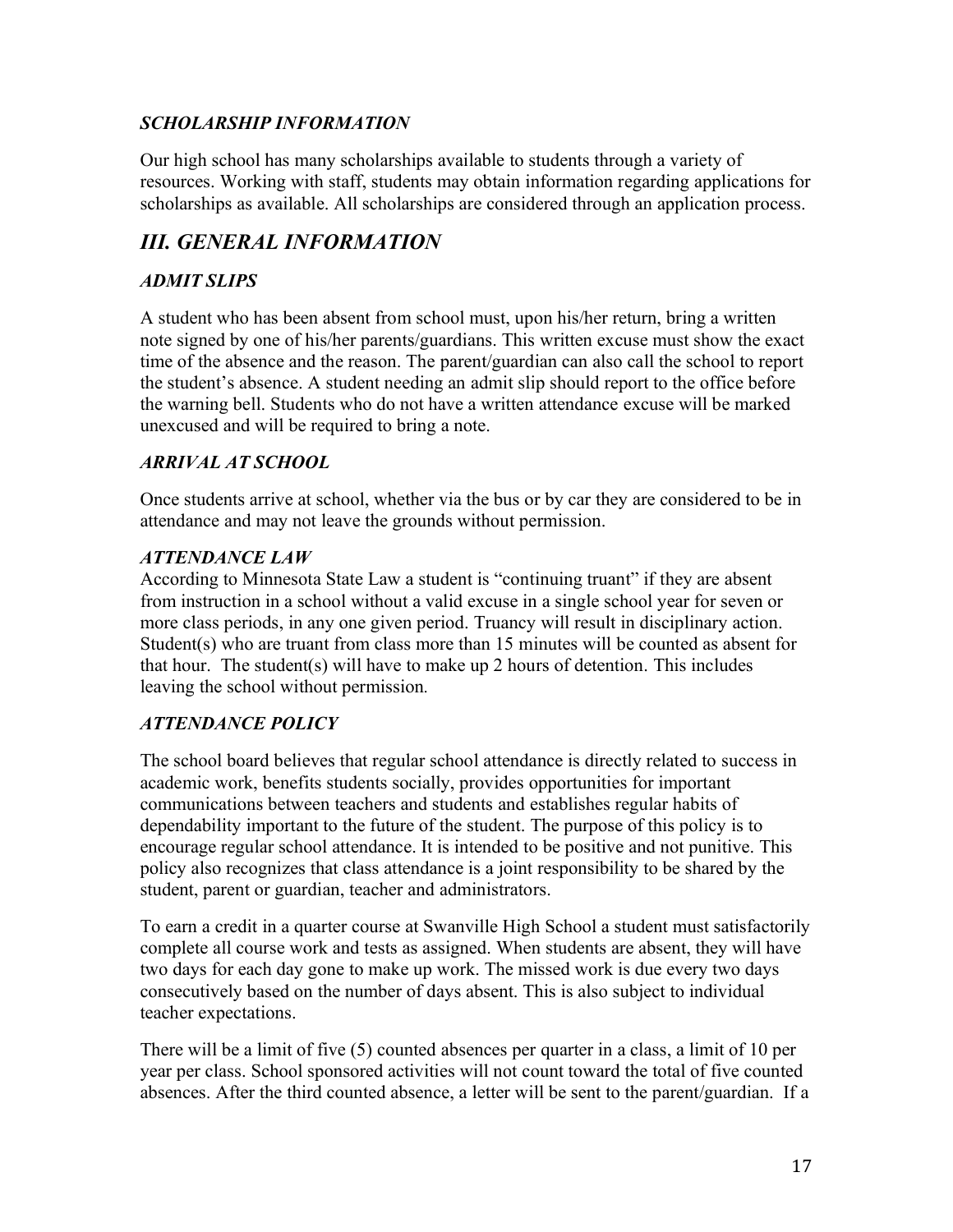### *SCHOLARSHIP INFORMATION*

Our high school has many scholarships available to students through a variety of resources. Working with staff, students may obtain information regarding applications for scholarships as available. All scholarships are considered through an application process.

## *III. GENERAL INFORMATION*

### *ADMIT SLIPS*

A student who has been absent from school must, upon his/her return, bring a written note signed by one of his/her parents/guardians. This written excuse must show the exact time of the absence and the reason. The parent/guardian can also call the school to report the student's absence. A student needing an admit slip should report to the office before the warning bell. Students who do not have a written attendance excuse will be marked unexcused and will be required to bring a note.

### *ARRIVAL AT SCHOOL*

Once students arrive at school, whether via the bus or by car they are considered to be in attendance and may not leave the grounds without permission.

### *ATTENDANCE LAW*

According to Minnesota State Law a student is "continuing truant" if they are absent from instruction in a school without a valid excuse in a single school year for seven or more class periods, in any one given period. Truancy will result in disciplinary action. Student(s) who are truant from class more than 15 minutes will be counted as absent for that hour. The student(s) will have to make up 2 hours of detention. This includes leaving the school without permission.

### *ATTENDANCE POLICY*

The school board believes that regular school attendance is directly related to success in academic work, benefits students socially, provides opportunities for important communications between teachers and students and establishes regular habits of dependability important to the future of the student. The purpose of this policy is to encourage regular school attendance. It is intended to be positive and not punitive. This policy also recognizes that class attendance is a joint responsibility to be shared by the student, parent or guardian, teacher and administrators.

To earn a credit in a quarter course at Swanville High School a student must satisfactorily complete all course work and tests as assigned. When students are absent, they will have two days for each day gone to make up work. The missed work is due every two days consecutively based on the number of days absent. This is also subject to individual teacher expectations.

There will be a limit of five (5) counted absences per quarter in a class, a limit of 10 per year per class. School sponsored activities will not count toward the total of five counted absences. After the third counted absence, a letter will be sent to the parent/guardian. If a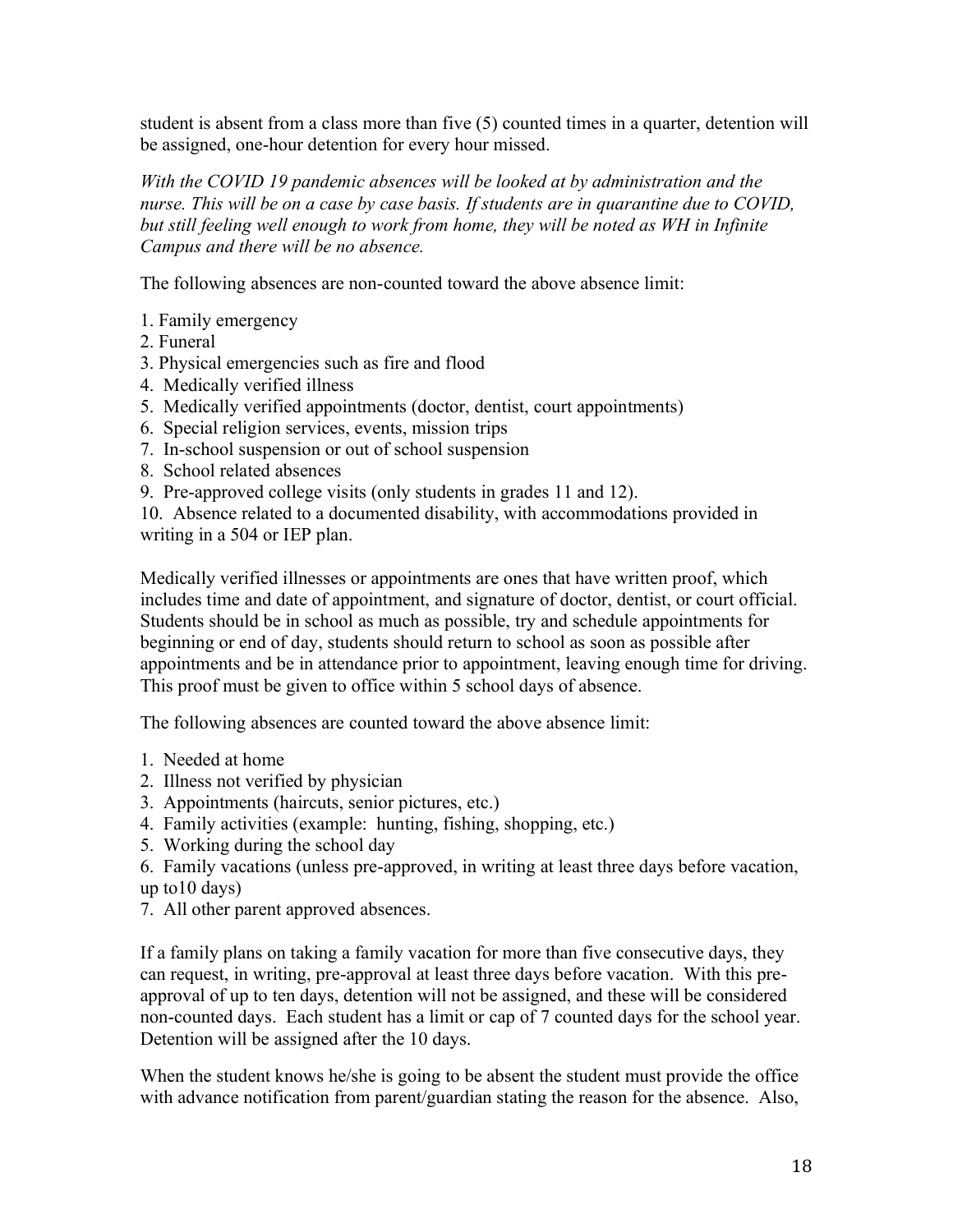student is absent from a class more than five (5) counted times in a quarter, detention will be assigned, one-hour detention for every hour missed.

*With the COVID 19 pandemic absences will be looked at by administration and the nurse. This will be on a case by case basis. If students are in quarantine due to COVID, but still feeling well enough to work from home, they will be noted as WH in Infinite Campus and there will be no absence.*

The following absences are non-counted toward the above absence limit:

1. Family emergency
2. Funeral
3. Physical emergencies such as fire and flood
4. Medically verified illness
5. Medically verified appointments (doctor, dentist, court appointments)
6. Special religion services, events, mission trips
7. In-school suspension or out of school suspension
8. School related absences
9. Pre-approved college visits (only students in grades 11 and 12).
10. Absence related to a documented disability, with accommodations provided in writing in a 504 or IEP plan.

Medically verified illnesses or appointments are ones that have written proof, which includes time and date of appointment, and signature of doctor, dentist, or court official. Students should be in school as much as possible, try and schedule appointments for beginning or end of day, students should return to school as soon as possible after appointments and be in attendance prior to appointment, leaving enough time for driving. This proof must be given to office within 5 school days of absence.

The following absences are counted toward the above absence limit:

1. Needed at home
2. Illness not verified by physician
3. Appointments (haircuts, senior pictures, etc.)
4. Family activities (example: hunting, fishing, shopping, etc.)
5. Working during the school day
6. Family vacations (unless pre-approved, in writing at least three days before vacation, up to10 days)
7. All other parent approved absences.

If a family plans on taking a family vacation for more than five consecutive days, they can request, in writing, pre-approval at least three days before vacation. With this pre-approval of up to ten days, detention will not be assigned, and these will be considered non-counted days. Each student has a limit or cap of 7 counted days for the school year. Detention will be assigned after the 10 days.

When the student knows he/she is going to be absent the student must provide the office with advance notification from parent/guardian stating the reason for the absence. Also,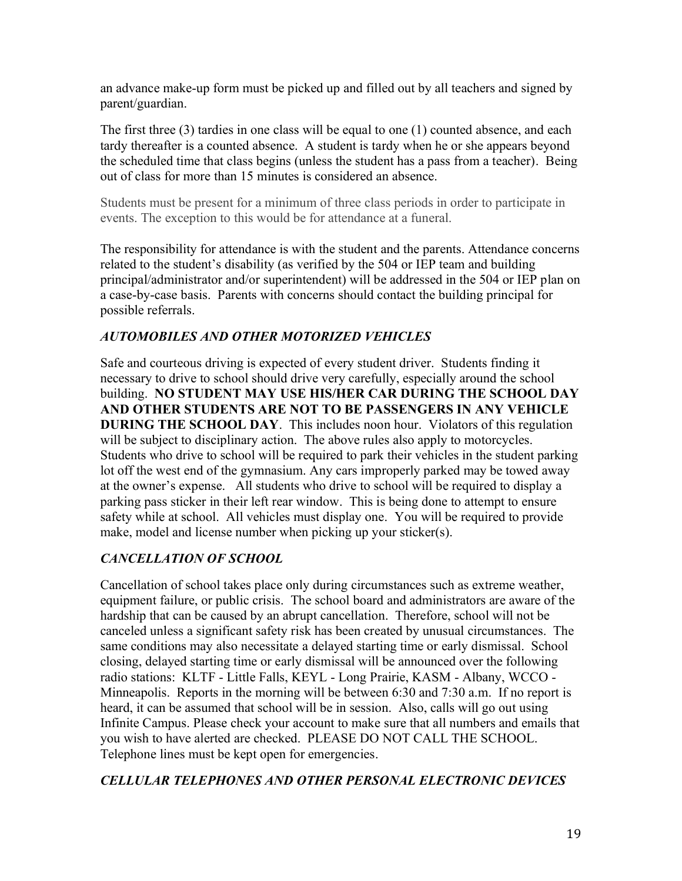an advance make-up form must be picked up and filled out by all teachers and signed by parent/guardian.

The first three (3) tardies in one class will be equal to one (1) counted absence, and each tardy thereafter is a counted absence. A student is tardy when he or she appears beyond the scheduled time that class begins (unless the student has a pass from a teacher). Being out of class for more than 15 minutes is considered an absence.

Students must be present for a minimum of three class periods in order to participate in events. The exception to this would be for attendance at a funeral.

The responsibility for attendance is with the student and the parents. Attendance concerns related to the student's disability (as verified by the 504 or IEP team and building principal/administrator and/or superintendent) will be addressed in the 504 or IEP plan on a case-by-case basis. Parents with concerns should contact the building principal for possible referrals.

### *AUTOMOBILES AND OTHER MOTORIZED VEHICLES*

Safe and courteous driving is expected of every student driver. Students finding it necessary to drive to school should drive very carefully, especially around the school building. **NO STUDENT MAY USE HIS/HER CAR DURING THE SCHOOL DAY AND OTHER STUDENTS ARE NOT TO BE PASSENGERS IN ANY VEHICLE DURING THE SCHOOL DAY**. This includes noon hour. Violators of this regulation will be subject to disciplinary action. The above rules also apply to motorcycles. Students who drive to school will be required to park their vehicles in the student parking lot off the west end of the gymnasium. Any cars improperly parked may be towed away at the owner's expense. All students who drive to school will be required to display a parking pass sticker in their left rear window. This is being done to attempt to ensure safety while at school. All vehicles must display one. You will be required to provide make, model and license number when picking up your sticker(s).

### *CANCELLATION OF SCHOOL*

Cancellation of school takes place only during circumstances such as extreme weather, equipment failure, or public crisis. The school board and administrators are aware of the hardship that can be caused by an abrupt cancellation. Therefore, school will not be canceled unless a significant safety risk has been created by unusual circumstances. The same conditions may also necessitate a delayed starting time or early dismissal. School closing, delayed starting time or early dismissal will be announced over the following radio stations: KLTF - Little Falls, KEYL - Long Prairie, KASM - Albany, WCCO - Minneapolis. Reports in the morning will be between 6:30 and 7:30 a.m. If no report is heard, it can be assumed that school will be in session. Also, calls will go out using Infinite Campus. Please check your account to make sure that all numbers and emails that you wish to have alerted are checked. PLEASE DO NOT CALL THE SCHOOL. Telephone lines must be kept open for emergencies.

### *CELLULAR TELEPHONES AND OTHER PERSONAL ELECTRONIC DEVICES*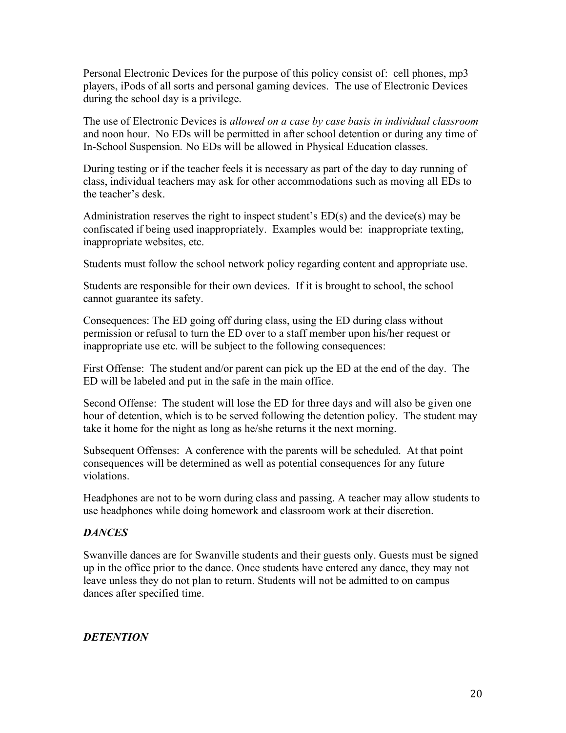Personal Electronic Devices for the purpose of this policy consist of: cell phones, mp3 players, iPods of all sorts and personal gaming devices. The use of Electronic Devices during the school day is a privilege.

The use of Electronic Devices is *allowed on a case by case basis in individual classroom* and noon hour. No EDs will be permitted in after school detention or during any time of In-School Suspension. No EDs will be allowed in Physical Education classes.

During testing or if the teacher feels it is necessary as part of the day to day running of class, individual teachers may ask for other accommodations such as moving all EDs to the teacher's desk.

Administration reserves the right to inspect student's ED(s) and the device(s) may be confiscated if being used inappropriately. Examples would be: inappropriate texting, inappropriate websites, etc.

Students must follow the school network policy regarding content and appropriate use.

Students are responsible for their own devices. If it is brought to school, the school cannot guarantee its safety.

Consequences: The ED going off during class, using the ED during class without permission or refusal to turn the ED over to a staff member upon his/her request or inappropriate use etc. will be subject to the following consequences:

First Offense: The student and/or parent can pick up the ED at the end of the day. The ED will be labeled and put in the safe in the main office.

Second Offense: The student will lose the ED for three days and will also be given one hour of detention, which is to be served following the detention policy. The student may take it home for the night as long as he/she returns it the next morning.

Subsequent Offenses: A conference with the parents will be scheduled. At that point consequences will be determined as well as potential consequences for any future violations.

Headphones are not to be worn during class and passing. A teacher may allow students to use headphones while doing homework and classroom work at their discretion.

### ***DANCES***

Swanville dances are for Swanville students and their guests only. Guests must be signed up in the office prior to the dance. Once students have entered any dance, they may not leave unless they do not plan to return. Students will not be admitted to on campus dances after specified time.

### ***DETENTION***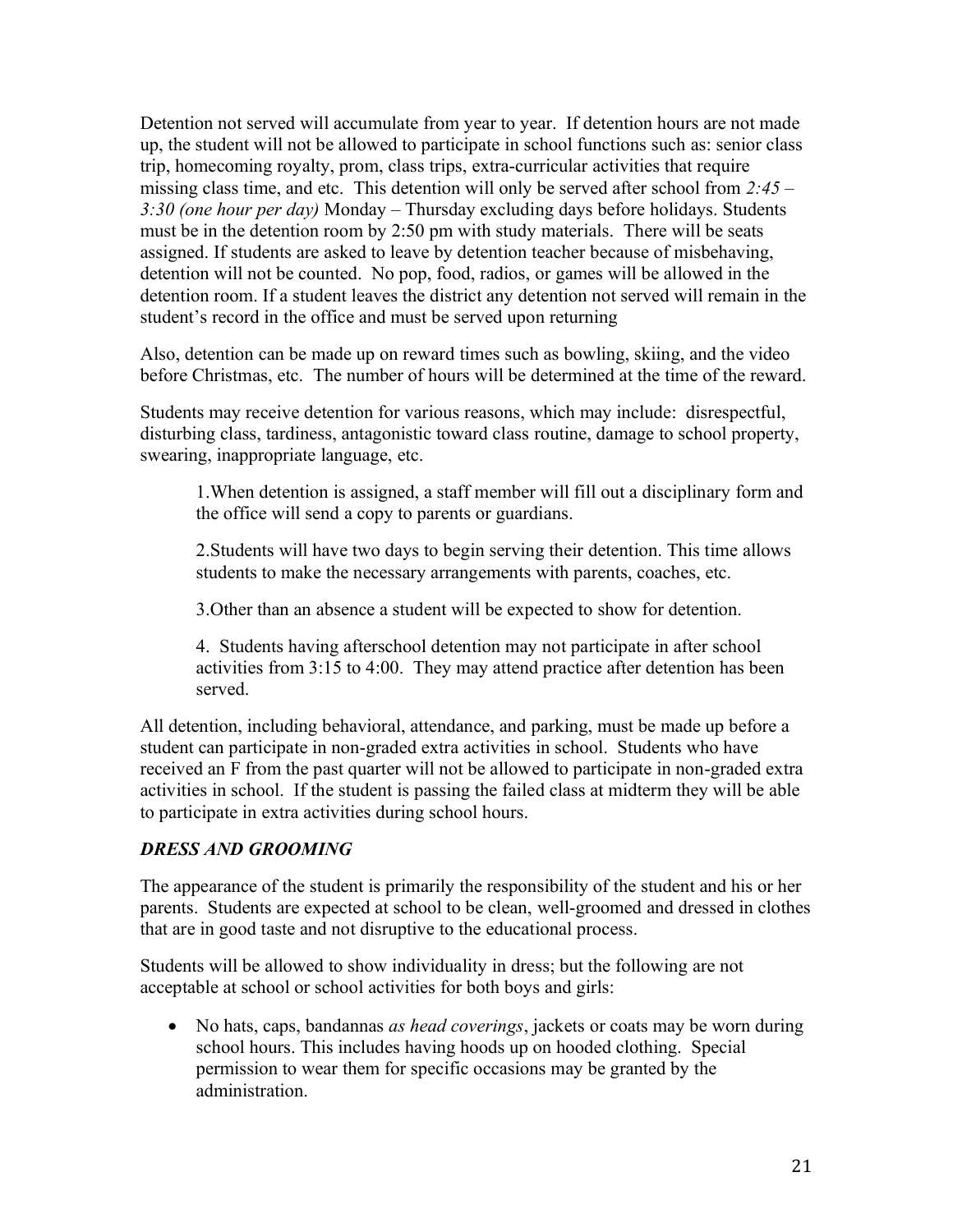Detention not served will accumulate from year to year. If detention hours are not made up, the student will not be allowed to participate in school functions such as: senior class trip, homecoming royalty, prom, class trips, extra-curricular activities that require missing class time, and etc. This detention will only be served after school from *2:45 – 3:30 (one hour per day)* Monday – Thursday excluding days before holidays. Students must be in the detention room by 2:50 pm with study materials. There will be seats assigned. If students are asked to leave by detention teacher because of misbehaving, detention will not be counted. No pop, food, radios, or games will be allowed in the detention room. If a student leaves the district any detention not served will remain in the student's record in the office and must be served upon returning

Also, detention can be made up on reward times such as bowling, skiing, and the video before Christmas, etc. The number of hours will be determined at the time of the reward.

Students may receive detention for various reasons, which may include: disrespectful, disturbing class, tardiness, antagonistic toward class routine, damage to school property, swearing, inappropriate language, etc.

1. When detention is assigned, a staff member will fill out a disciplinary form and the office will send a copy to parents or guardians.

2. Students will have two days to begin serving their detention. This time allows students to make the necessary arrangements with parents, coaches, etc.

3. Other than an absence a student will be expected to show for detention.

4. Students having afterschool detention may not participate in after school activities from 3:15 to 4:00. They may attend practice after detention has been served.

All detention, including behavioral, attendance, and parking, must be made up before a student can participate in non-graded extra activities in school. Students who have received an F from the past quarter will not be allowed to participate in non-graded extra activities in school. If the student is passing the failed class at midterm they will be able to participate in extra activities during school hours.

### *DRESS AND GROOMING*

The appearance of the student is primarily the responsibility of the student and his or her parents. Students are expected at school to be clean, well-groomed and dressed in clothes that are in good taste and not disruptive to the educational process.

Students will be allowed to show individuality in dress; but the following are not acceptable at school or school activities for both boys and girls:

- No hats, caps, bandannas *as head coverings*, jackets or coats may be worn during school hours. This includes having hoods up on hooded clothing. Special permission to wear them for specific occasions may be granted by the administration.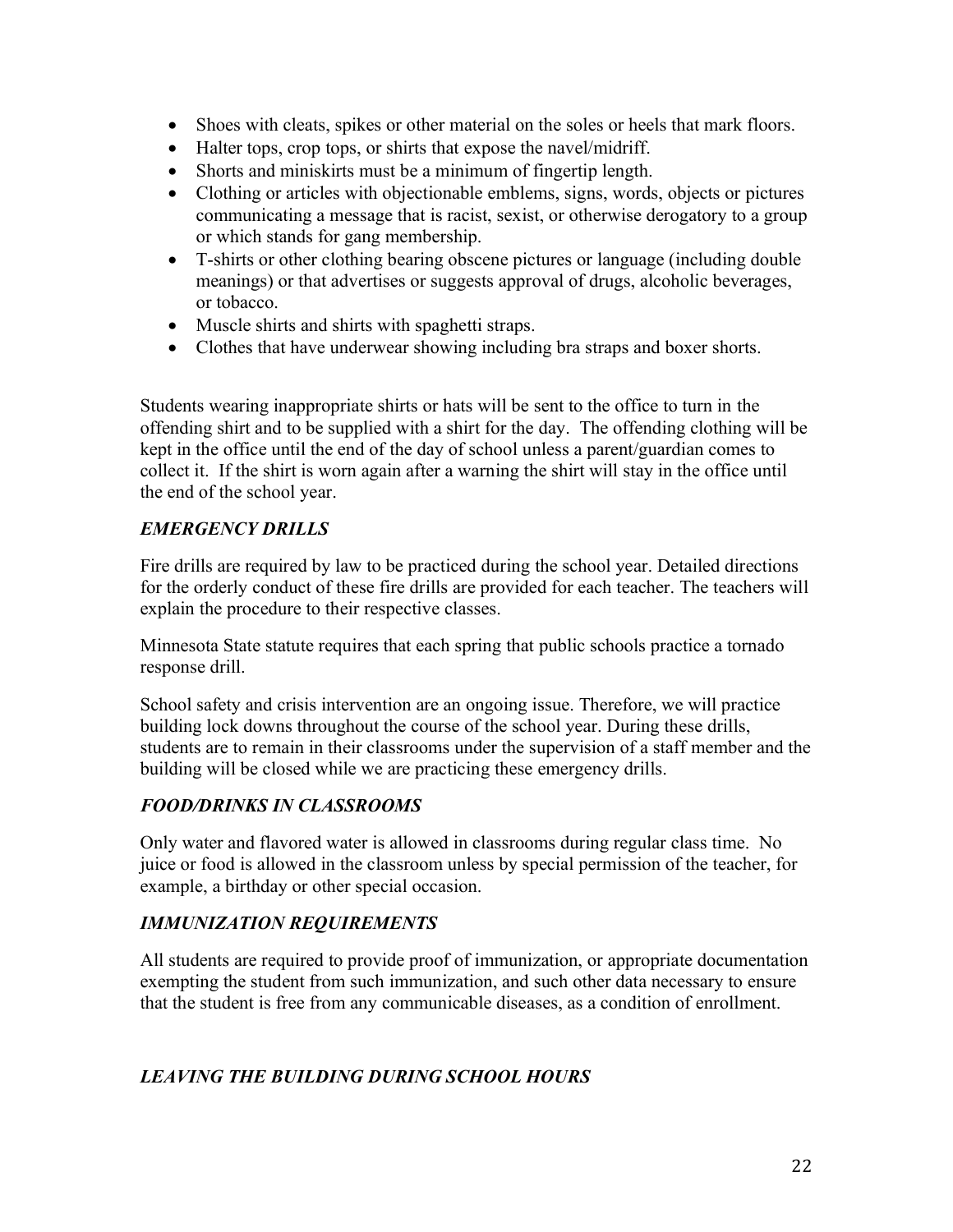- Shoes with cleats, spikes or other material on the soles or heels that mark floors.
- Halter tops, crop tops, or shirts that expose the navel/midriff.
- Shorts and miniskirts must be a minimum of fingertip length.
- Clothing or articles with objectionable emblems, signs, words, objects or pictures communicating a message that is racist, sexist, or otherwise derogatory to a group or which stands for gang membership.
- T-shirts or other clothing bearing obscene pictures or language (including double meanings) or that advertises or suggests approval of drugs, alcoholic beverages, or tobacco.
- Muscle shirts and shirts with spaghetti straps.
- Clothes that have underwear showing including bra straps and boxer shorts.

Students wearing inappropriate shirts or hats will be sent to the office to turn in the offending shirt and to be supplied with a shirt for the day. The offending clothing will be kept in the office until the end of the day of school unless a parent/guardian comes to collect it. If the shirt is worn again after a warning the shirt will stay in the office until the end of the school year.

### *EMERGENCY DRILLS*

Fire drills are required by law to be practiced during the school year. Detailed directions for the orderly conduct of these fire drills are provided for each teacher. The teachers will explain the procedure to their respective classes.

Minnesota State statute requires that each spring that public schools practice a tornado response drill.

School safety and crisis intervention are an ongoing issue. Therefore, we will practice building lock downs throughout the course of the school year. During these drills, students are to remain in their classrooms under the supervision of a staff member and the building will be closed while we are practicing these emergency drills.

### *FOOD/DRINKS IN CLASSROOMS*

Only water and flavored water is allowed in classrooms during regular class time. No juice or food is allowed in the classroom unless by special permission of the teacher, for example, a birthday or other special occasion.

### *IMMUNIZATION REQUIREMENTS*

All students are required to provide proof of immunization, or appropriate documentation exempting the student from such immunization, and such other data necessary to ensure that the student is free from any communicable diseases, as a condition of enrollment.

### *LEAVING THE BUILDING DURING SCHOOL HOURS*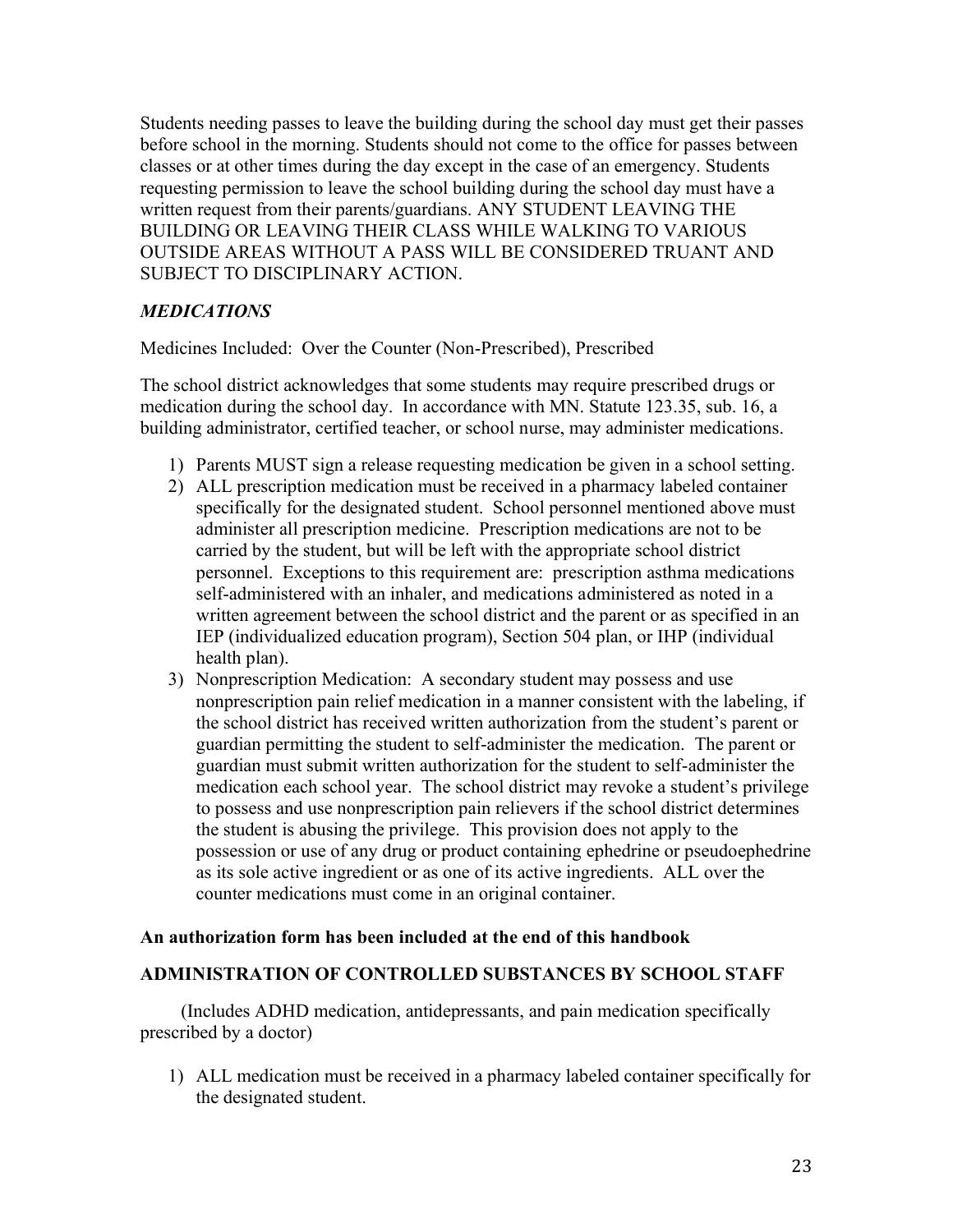Students needing passes to leave the building during the school day must get their passes before school in the morning. Students should not come to the office for passes between classes or at other times during the day except in the case of an emergency. Students requesting permission to leave the school building during the school day must have a written request from their parents/guardians. ANY STUDENT LEAVING THE BUILDING OR LEAVING THEIR CLASS WHILE WALKING TO VARIOUS OUTSIDE AREAS WITHOUT A PASS WILL BE CONSIDERED TRUANT AND SUBJECT TO DISCIPLINARY ACTION.

### *MEDICATIONS*

Medicines Included: Over the Counter (Non-Prescribed), Prescribed

The school district acknowledges that some students may require prescribed drugs or medication during the school day. In accordance with MN. Statute 123.35, sub. 16, a building administrator, certified teacher, or school nurse, may administer medications.

1) Parents MUST sign a release requesting medication be given in a school setting.
2) ALL prescription medication must be received in a pharmacy labeled container specifically for the designated student. School personnel mentioned above must administer all prescription medicine. Prescription medications are not to be carried by the student, but will be left with the appropriate school district personnel. Exceptions to this requirement are: prescription asthma medications self-administered with an inhaler, and medications administered as noted in a written agreement between the school district and the parent or as specified in an IEP (individualized education program), Section 504 plan, or IHP (individual health plan).
3) Nonprescription Medication: A secondary student may possess and use nonprescription pain relief medication in a manner consistent with the labeling, if the school district has received written authorization from the student's parent or guardian permitting the student to self-administer the medication. The parent or guardian must submit written authorization for the student to self-administer the medication each school year. The school district may revoke a student's privilege to possess and use nonprescription pain relievers if the school district determines the student is abusing the privilege. This provision does not apply to the possession or use of any drug or product containing ephedrine or pseudoephedrine as its sole active ingredient or as one of its active ingredients. ALL over the counter medications must come in an original container.

**An authorization form has been included at the end of this handbook**

### ADMINISTRATION OF CONTROLLED SUBSTANCES BY SCHOOL STAFF

(Includes ADHD medication, antidepressants, and pain medication specifically prescribed by a doctor)

1) ALL medication must be received in a pharmacy labeled container specifically for the designated student.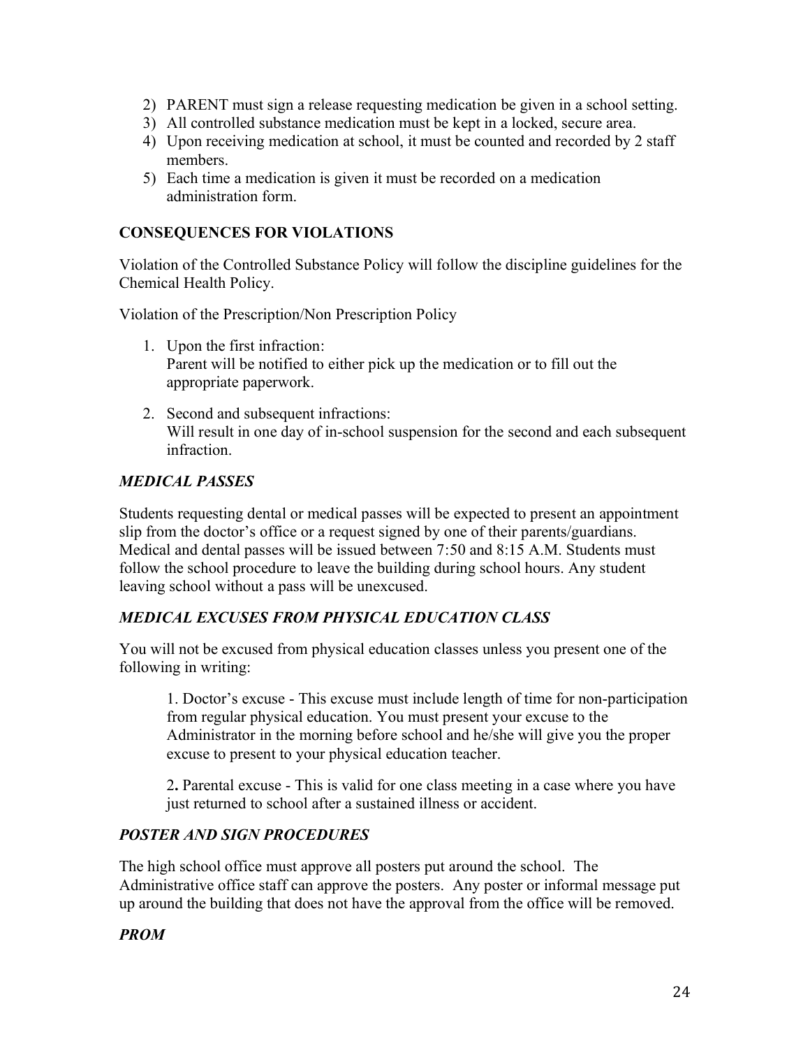2) PARENT must sign a release requesting medication be given in a school setting.
3) All controlled substance medication must be kept in a locked, secure area.
4) Upon receiving medication at school, it must be counted and recorded by 2 staff members.
5) Each time a medication is given it must be recorded on a medication administration form.

### CONSEQUENCES FOR VIOLATIONS

Violation of the Controlled Substance Policy will follow the discipline guidelines for the Chemical Health Policy.

Violation of the Prescription/Non Prescription Policy

1. Upon the first infraction:
   Parent will be notified to either pick up the medication or to fill out the appropriate paperwork.

2. Second and subsequent infractions:
   Will result in one day of in-school suspension for the second and each subsequent infraction.

### *MEDICAL PASSES*

Students requesting dental or medical passes will be expected to present an appointment slip from the doctor's office or a request signed by one of their parents/guardians. Medical and dental passes will be issued between 7:50 and 8:15 A.M. Students must follow the school procedure to leave the building during school hours. Any student leaving school without a pass will be unexcused.

### *MEDICAL EXCUSES FROM PHYSICAL EDUCATION CLASS*

You will not be excused from physical education classes unless you present one of the following in writing:

1. Doctor's excuse - This excuse must include length of time for non-participation from regular physical education. You must present your excuse to the Administrator in the morning before school and he/she will give you the proper excuse to present to your physical education teacher.

2. Parental excuse - This is valid for one class meeting in a case where you have just returned to school after a sustained illness or accident.

### *POSTER AND SIGN PROCEDURES*

The high school office must approve all posters put around the school. The Administrative office staff can approve the posters. Any poster or informal message put up around the building that does not have the approval from the office will be removed.

### *PROM*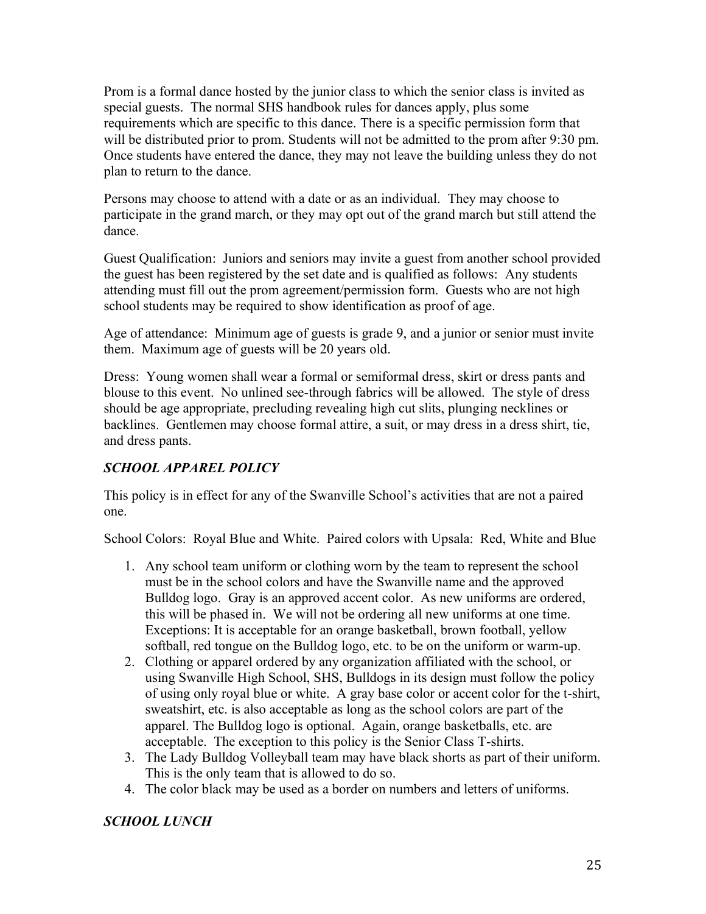Prom is a formal dance hosted by the junior class to which the senior class is invited as special guests. The normal SHS handbook rules for dances apply, plus some requirements which are specific to this dance. There is a specific permission form that will be distributed prior to prom. Students will not be admitted to the prom after 9:30 pm. Once students have entered the dance, they may not leave the building unless they do not plan to return to the dance.

Persons may choose to attend with a date or as an individual. They may choose to participate in the grand march, or they may opt out of the grand march but still attend the dance.

Guest Qualification: Juniors and seniors may invite a guest from another school provided the guest has been registered by the set date and is qualified as follows: Any students attending must fill out the prom agreement/permission form. Guests who are not high school students may be required to show identification as proof of age.

Age of attendance: Minimum age of guests is grade 9, and a junior or senior must invite them. Maximum age of guests will be 20 years old.

Dress: Young women shall wear a formal or semiformal dress, skirt or dress pants and blouse to this event. No unlined see-through fabrics will be allowed. The style of dress should be age appropriate, precluding revealing high cut slits, plunging necklines or backlines. Gentlemen may choose formal attire, a suit, or may dress in a dress shirt, tie, and dress pants.

### *SCHOOL APPAREL POLICY*

This policy is in effect for any of the Swanville School's activities that are not a paired one.

School Colors: Royal Blue and White. Paired colors with Upsala: Red, White and Blue

1. Any school team uniform or clothing worn by the team to represent the school must be in the school colors and have the Swanville name and the approved Bulldog logo. Gray is an approved accent color. As new uniforms are ordered, this will be phased in. We will not be ordering all new uniforms at one time. Exceptions: It is acceptable for an orange basketball, brown football, yellow softball, red tongue on the Bulldog logo, etc. to be on the uniform or warm-up.
2. Clothing or apparel ordered by any organization affiliated with the school, or using Swanville High School, SHS, Bulldogs in its design must follow the policy of using only royal blue or white. A gray base color or accent color for the t-shirt, sweatshirt, etc. is also acceptable as long as the school colors are part of the apparel. The Bulldog logo is optional. Again, orange basketballs, etc. are acceptable. The exception to this policy is the Senior Class T-shirts.
3. The Lady Bulldog Volleyball team may have black shorts as part of their uniform. This is the only team that is allowed to do so.
4. The color black may be used as a border on numbers and letters of uniforms.

### *SCHOOL LUNCH*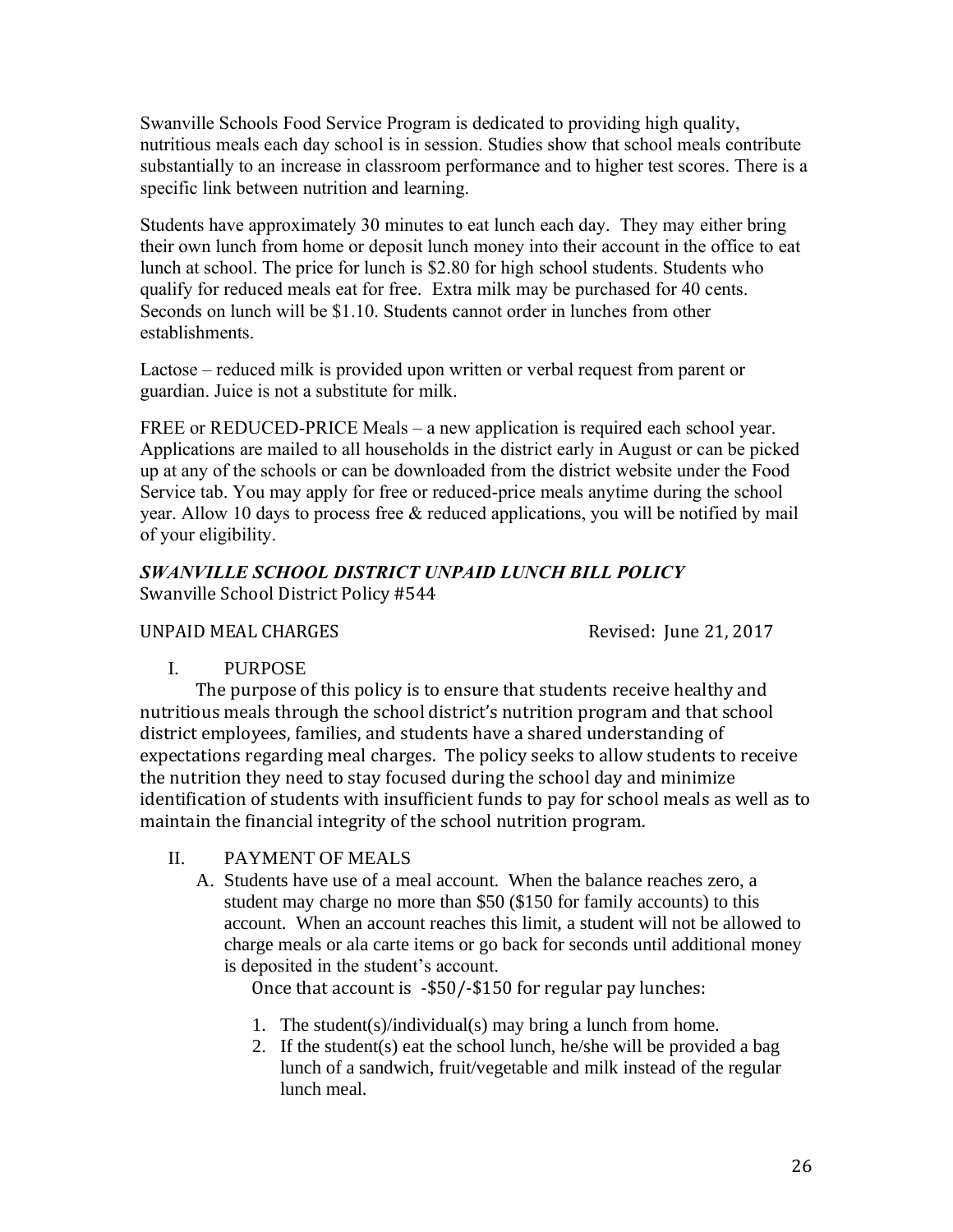Swanville Schools Food Service Program is dedicated to providing high quality, nutritious meals each day school is in session. Studies show that school meals contribute substantially to an increase in classroom performance and to higher test scores. There is a specific link between nutrition and learning.

Students have approximately 30 minutes to eat lunch each day. They may either bring their own lunch from home or deposit lunch money into their account in the office to eat lunch at school. The price for lunch is $2.80 for high school students. Students who qualify for reduced meals eat for free. Extra milk may be purchased for 40 cents. Seconds on lunch will be $1.10. Students cannot order in lunches from other establishments.

Lactose – reduced milk is provided upon written or verbal request from parent or guardian. Juice is not a substitute for milk.

FREE or REDUCED-PRICE Meals – a new application is required each school year. Applications are mailed to all households in the district early in August or can be picked up at any of the schools or can be downloaded from the district website under the Food Service tab. You may apply for free or reduced-price meals anytime during the school year. Allow 10 days to process free & reduced applications, you will be notified by mail of your eligibility.

## *SWANVILLE SCHOOL DISTRICT UNPAID LUNCH BILL POLICY*

Swanville School District Policy #544

UNPAID MEAL CHARGES — Revised: June 21, 2017

I. PURPOSE

The purpose of this policy is to ensure that students receive healthy and nutritious meals through the school district's nutrition program and that school district employees, families, and students have a shared understanding of expectations regarding meal charges. The policy seeks to allow students to receive the nutrition they need to stay focused during the school day and minimize identification of students with insufficient funds to pay for school meals as well as to maintain the financial integrity of the school nutrition program.

II. PAYMENT OF MEALS

A. Students have use of a meal account. When the balance reaches zero, a student may charge no more than $50 ($150 for family accounts) to this account. When an account reaches this limit, a student will not be allowed to charge meals or ala carte items or go back for seconds until additional money is deposited in the student's account.

Once that account is -$50/-$150 for regular pay lunches:

1. The student(s)/individual(s) may bring a lunch from home.
2. If the student(s) eat the school lunch, he/she will be provided a bag lunch of a sandwich, fruit/vegetable and milk instead of the regular lunch meal.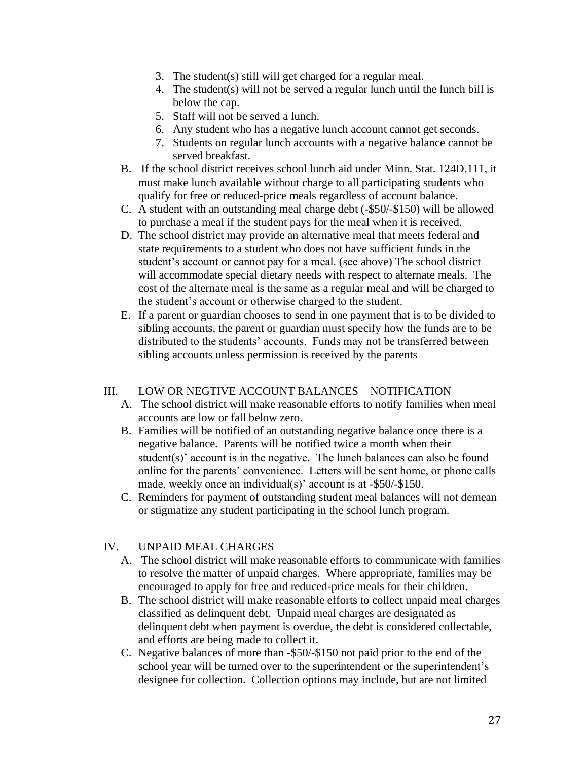3. The student(s) still will get charged for a regular meal.
4. The student(s) will not be served a regular lunch until the lunch bill is below the cap.
5. Staff will not be served a lunch.
6. Any student who has a negative lunch account cannot get seconds.
7. Students on regular lunch accounts with a negative balance cannot be served breakfast.

B. If the school district receives school lunch aid under Minn. Stat. 124D.111, it must make lunch available without charge to all participating students who qualify for free or reduced-price meals regardless of account balance.

C. A student with an outstanding meal charge debt (-$50/-$150) will be allowed to purchase a meal if the student pays for the meal when it is received.

D. The school district may provide an alternative meal that meets federal and state requirements to a student who does not have sufficient funds in the student's account or cannot pay for a meal. (see above) The school district will accommodate special dietary needs with respect to alternate meals. The cost of the alternate meal is the same as a regular meal and will be charged to the student's account or otherwise charged to the student.

E. If a parent or guardian chooses to send in one payment that is to be divided to sibling accounts, the parent or guardian must specify how the funds are to be distributed to the students' accounts. Funds may not be transferred between sibling accounts unless permission is received by the parents

## III. LOW OR NEGTIVE ACCOUNT BALANCES – NOTIFICATION

A. The school district will make reasonable efforts to notify families when meal accounts are low or fall below zero.

B. Families will be notified of an outstanding negative balance once there is a negative balance. Parents will be notified twice a month when their student(s)' account is in the negative. The lunch balances can also be found online for the parents' convenience. Letters will be sent home, or phone calls made, weekly once an individual(s)' account is at -$50/-$150.

C. Reminders for payment of outstanding student meal balances will not demean or stigmatize any student participating in the school lunch program.

## IV. UNPAID MEAL CHARGES

A. The school district will make reasonable efforts to communicate with families to resolve the matter of unpaid charges. Where appropriate, families may be encouraged to apply for free and reduced-price meals for their children.

B. The school district will make reasonable efforts to collect unpaid meal charges classified as delinquent debt. Unpaid meal charges are designated as delinquent debt when payment is overdue, the debt is considered collectable, and efforts are being made to collect it.

C. Negative balances of more than -$50/-$150 not paid prior to the end of the school year will be turned over to the superintendent or the superintendent's designee for collection. Collection options may include, but are not limited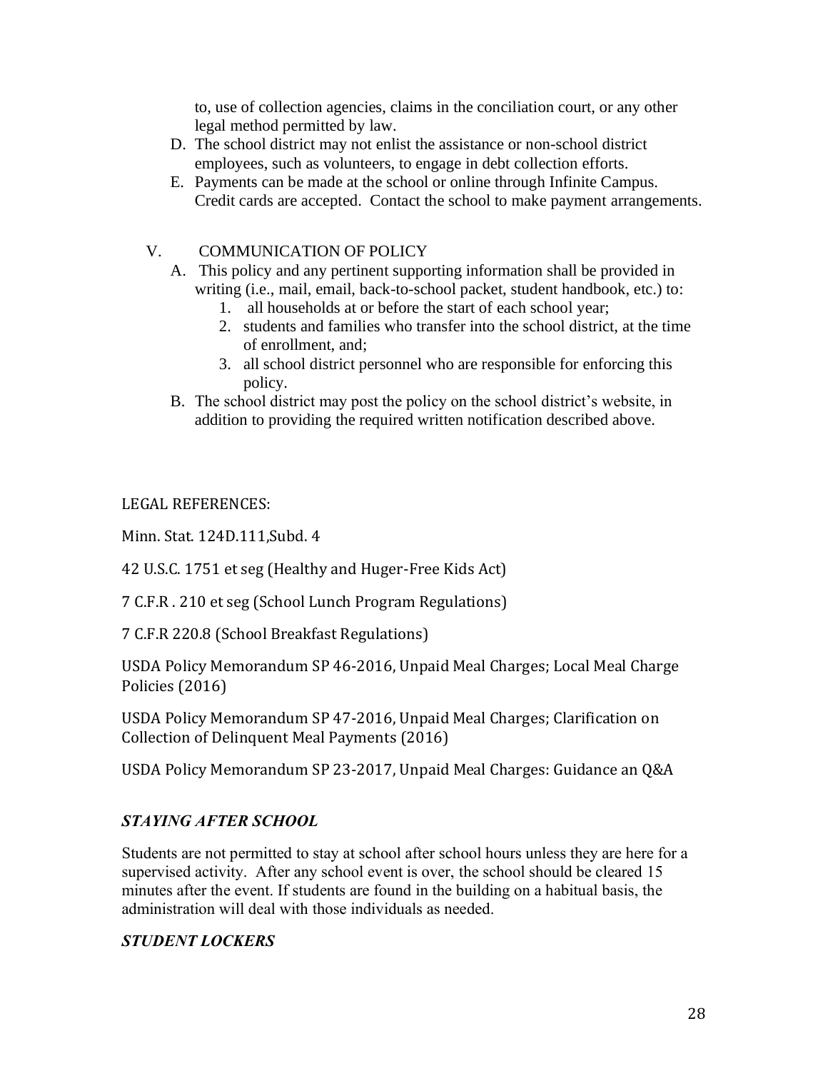to, use of collection agencies, claims in the conciliation court, or any other legal method permitted by law.

D. The school district may not enlist the assistance or non-school district employees, such as volunteers, to engage in debt collection efforts.
E. Payments can be made at the school or online through Infinite Campus. Credit cards are accepted. Contact the school to make payment arrangements.

V. COMMUNICATION OF POLICY

A. This policy and any pertinent supporting information shall be provided in writing (i.e., mail, email, back-to-school packet, student handbook, etc.) to:
   1. all households at or before the start of each school year;
   2. students and families who transfer into the school district, at the time of enrollment, and;
   3. all school district personnel who are responsible for enforcing this policy.
B. The school district may post the policy on the school district's website, in addition to providing the required written notification described above.

LEGAL REFERENCES:

Minn. Stat. 124D.111,Subd. 4

42 U.S.C. 1751 et seg (Healthy and Huger-Free Kids Act)

7 C.F.R . 210 et seg (School Lunch Program Regulations)

7 C.F.R 220.8 (School Breakfast Regulations)

USDA Policy Memorandum SP 46-2016, Unpaid Meal Charges; Local Meal Charge Policies (2016)

USDA Policy Memorandum SP 47-2016, Unpaid Meal Charges; Clarification on Collection of Delinquent Meal Payments (2016)

USDA Policy Memorandum SP 23-2017, Unpaid Meal Charges: Guidance an Q&A

### *STAYING AFTER SCHOOL*

Students are not permitted to stay at school after school hours unless they are here for a supervised activity. After any school event is over, the school should be cleared 15 minutes after the event. If students are found in the building on a habitual basis, the administration will deal with those individuals as needed.

### *STUDENT LOCKERS*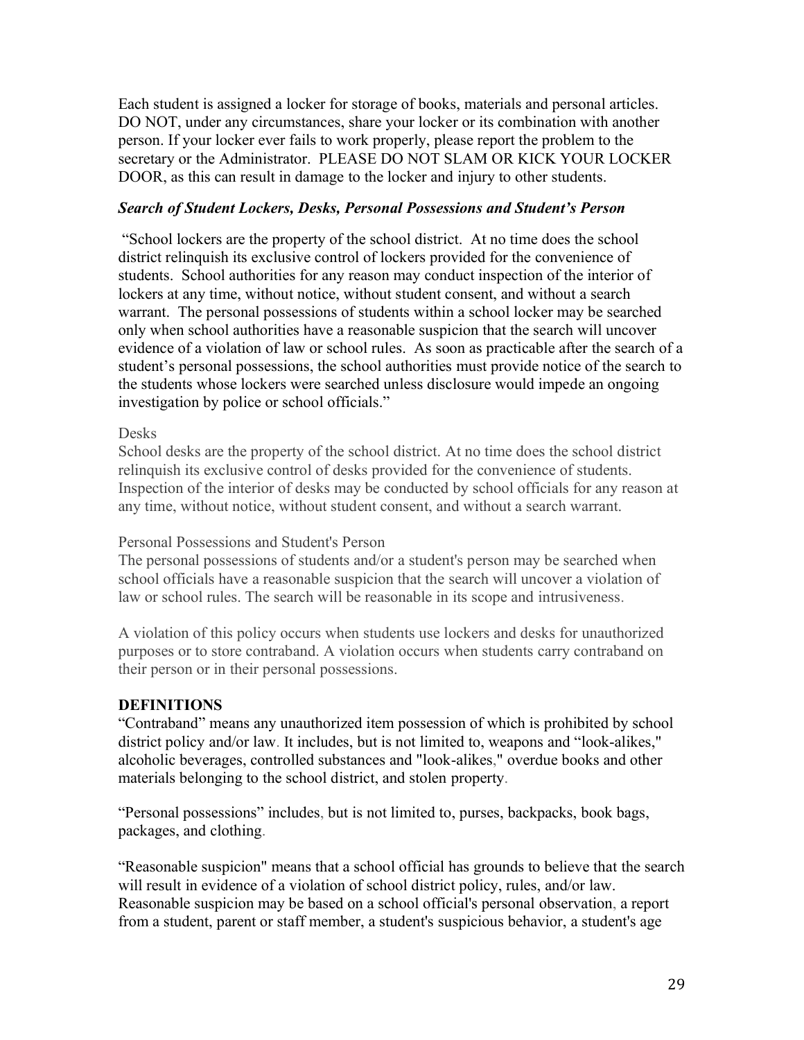Each student is assigned a locker for storage of books, materials and personal articles. DO NOT, under any circumstances, share your locker or its combination with another person. If your locker ever fails to work properly, please report the problem to the secretary or the Administrator. PLEASE DO NOT SLAM OR KICK YOUR LOCKER DOOR, as this can result in damage to the locker and injury to other students.

### *Search of Student Lockers, Desks, Personal Possessions and Student's Person*

"School lockers are the property of the school district. At no time does the school district relinquish its exclusive control of lockers provided for the convenience of students. School authorities for any reason may conduct inspection of the interior of lockers at any time, without notice, without student consent, and without a search warrant. The personal possessions of students within a school locker may be searched only when school authorities have a reasonable suspicion that the search will uncover evidence of a violation of law or school rules. As soon as practicable after the search of a student's personal possessions, the school authorities must provide notice of the search to the students whose lockers were searched unless disclosure would impede an ongoing investigation by police or school officials."

Desks

School desks are the property of the school district. At no time does the school district relinquish its exclusive control of desks provided for the convenience of students. Inspection of the interior of desks may be conducted by school officials for any reason at any time, without notice, without student consent, and without a search warrant.

Personal Possessions and Student's Person

The personal possessions of students and/or a student's person may be searched when school officials have a reasonable suspicion that the search will uncover a violation of law or school rules. The search will be reasonable in its scope and intrusiveness.

A violation of this policy occurs when students use lockers and desks for unauthorized purposes or to store contraband. A violation occurs when students carry contraband on their person or in their personal possessions.

**DEFINITIONS**

"Contraband" means any unauthorized item possession of which is prohibited by school district policy and/or law. It includes, but is not limited to, weapons and "look-alikes," alcoholic beverages, controlled substances and "look-alikes," overdue books and other materials belonging to the school district, and stolen property.

"Personal possessions" includes, but is not limited to, purses, backpacks, book bags, packages, and clothing.

"Reasonable suspicion" means that a school official has grounds to believe that the search will result in evidence of a violation of school district policy, rules, and/or law. Reasonable suspicion may be based on a school official's personal observation, a report from a student, parent or staff member, a student's suspicious behavior, a student's age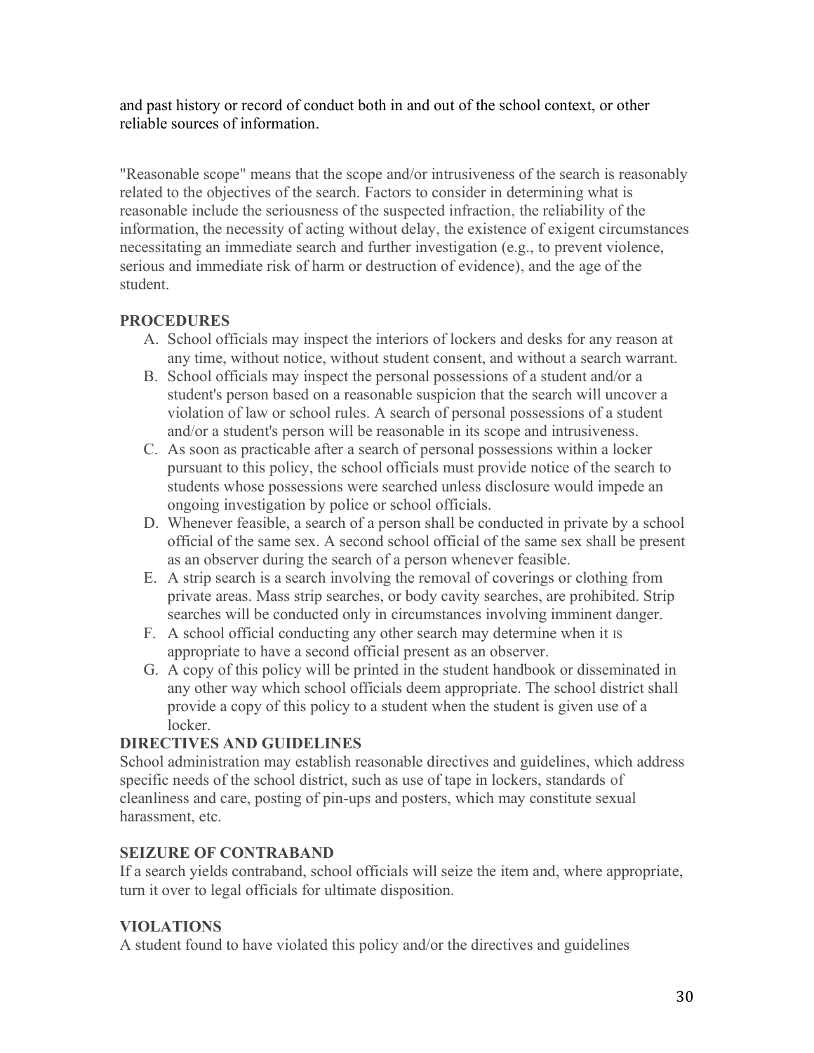and past history or record of conduct both in and out of the school context, or other reliable sources of information.

"Reasonable scope" means that the scope and/or intrusiveness of the search is reasonably related to the objectives of the search. Factors to consider in determining what is reasonable include the seriousness of the suspected infraction, the reliability of the information, the necessity of acting without delay, the existence of exigent circumstances necessitating an immediate search and further investigation (e.g., to prevent violence, serious and immediate risk of harm or destruction of evidence), and the age of the student.

**PROCEDURES**

A. School officials may inspect the interiors of lockers and desks for any reason at any time, without notice, without student consent, and without a search warrant.
B. School officials may inspect the personal possessions of a student and/or a student's person based on a reasonable suspicion that the search will uncover a violation of law or school rules. A search of personal possessions of a student and/or a student's person will be reasonable in its scope and intrusiveness.
C. As soon as practicable after a search of personal possessions within a locker pursuant to this policy, the school officials must provide notice of the search to students whose possessions were searched unless disclosure would impede an ongoing investigation by police or school officials.
D. Whenever feasible, a search of a person shall be conducted in private by a school official of the same sex. A second school official of the same sex shall be present as an observer during the search of a person whenever feasible.
E. A strip search is a search involving the removal of coverings or clothing from private areas. Mass strip searches, or body cavity searches, are prohibited. Strip searches will be conducted only in circumstances involving imminent danger.
F. A school official conducting any other search may determine when it is appropriate to have a second official present as an observer.
G. A copy of this policy will be printed in the student handbook or disseminated in any other way which school officials deem appropriate. The school district shall provide a copy of this policy to a student when the student is given use of a locker.

**DIRECTIVES AND GUIDELINES**

School administration may establish reasonable directives and guidelines, which address specific needs of the school district, such as use of tape in lockers, standards of cleanliness and care, posting of pin-ups and posters, which may constitute sexual harassment, etc.

**SEIZURE OF CONTRABAND**

If a search yields contraband, school officials will seize the item and, where appropriate, turn it over to legal officials for ultimate disposition.

**VIOLATIONS**

A student found to have violated this policy and/or the directives and guidelines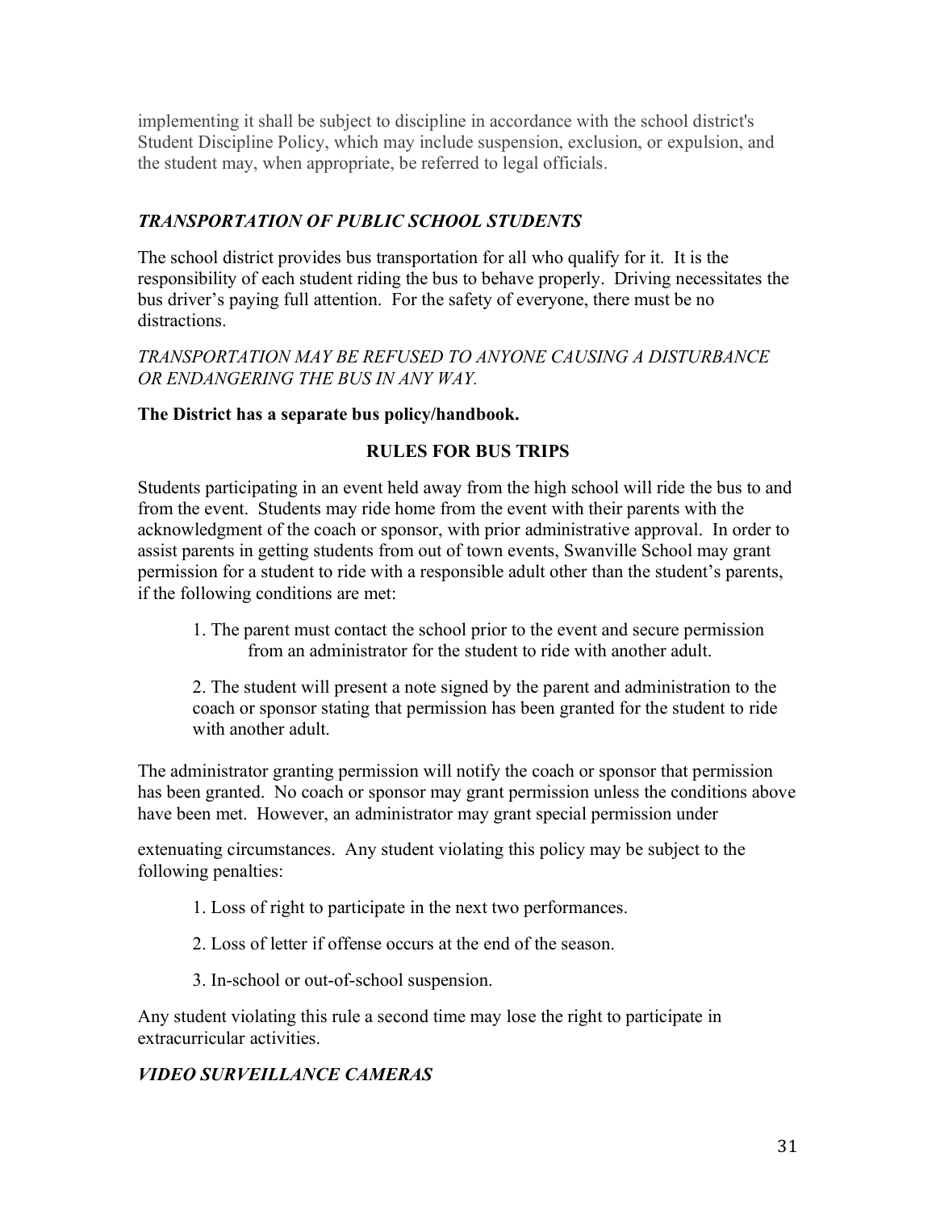implementing it shall be subject to discipline in accordance with the school district's Student Discipline Policy, which may include suspension, exclusion, or expulsion, and the student may, when appropriate, be referred to legal officials.

### *TRANSPORTATION OF PUBLIC SCHOOL STUDENTS*

The school district provides bus transportation for all who qualify for it. It is the responsibility of each student riding the bus to behave properly. Driving necessitates the bus driver's paying full attention. For the safety of everyone, there must be no distractions.

*TRANSPORTATION MAY BE REFUSED TO ANYONE CAUSING A DISTURBANCE OR ENDANGERING THE BUS IN ANY WAY.*

**The District has a separate bus policy/handbook.**

### RULES FOR BUS TRIPS

Students participating in an event held away from the high school will ride the bus to and from the event. Students may ride home from the event with their parents with the acknowledgment of the coach or sponsor, with prior administrative approval. In order to assist parents in getting students from out of town events, Swanville School may grant permission for a student to ride with a responsible adult other than the student's parents, if the following conditions are met:

1. The parent must contact the school prior to the event and secure permission from an administrator for the student to ride with another adult.

2. The student will present a note signed by the parent and administration to the coach or sponsor stating that permission has been granted for the student to ride with another adult.

The administrator granting permission will notify the coach or sponsor that permission has been granted. No coach or sponsor may grant permission unless the conditions above have been met. However, an administrator may grant special permission under extenuating circumstances. Any student violating this policy may be subject to the following penalties:

1. Loss of right to participate in the next two performances.

2. Loss of letter if offense occurs at the end of the season.

3. In-school or out-of-school suspension.

Any student violating this rule a second time may lose the right to participate in extracurricular activities.

### *VIDEO SURVEILLANCE CAMERAS*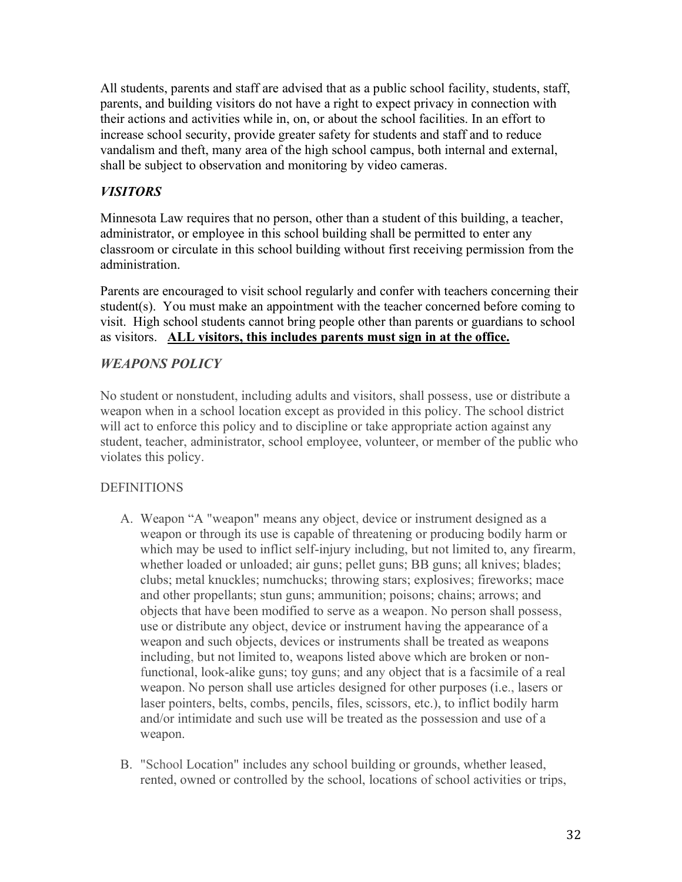All students, parents and staff are advised that as a public school facility, students, staff, parents, and building visitors do not have a right to expect privacy in connection with their actions and activities while in, on, or about the school facilities. In an effort to increase school security, provide greater safety for students and staff and to reduce vandalism and theft, many area of the high school campus, both internal and external, shall be subject to observation and monitoring by video cameras.

## *VISITORS*

Minnesota Law requires that no person, other than a student of this building, a teacher, administrator, or employee in this school building shall be permitted to enter any classroom or circulate in this school building without first receiving permission from the administration.

Parents are encouraged to visit school regularly and confer with teachers concerning their student(s). You must make an appointment with the teacher concerned before coming to visit. High school students cannot bring people other than parents or guardians to school as visitors. **ALL visitors, this includes parents must sign in at the office.**

## *WEAPONS POLICY*

No student or nonstudent, including adults and visitors, shall possess, use or distribute a weapon when in a school location except as provided in this policy. The school district will act to enforce this policy and to discipline or take appropriate action against any student, teacher, administrator, school employee, volunteer, or member of the public who violates this policy.

DEFINITIONS

A. Weapon "A "weapon" means any object, device or instrument designed as a weapon or through its use is capable of threatening or producing bodily harm or which may be used to inflict self-injury including, but not limited to, any firearm, whether loaded or unloaded; air guns; pellet guns; BB guns; all knives; blades; clubs; metal knuckles; numchucks; throwing stars; explosives; fireworks; mace and other propellants; stun guns; ammunition; poisons; chains; arrows; and objects that have been modified to serve as a weapon. No person shall possess, use or distribute any object, device or instrument having the appearance of a weapon and such objects, devices or instruments shall be treated as weapons including, but not limited to, weapons listed above which are broken or non-functional, look-alike guns; toy guns; and any object that is a facsimile of a real weapon. No person shall use articles designed for other purposes (i.e., lasers or laser pointers, belts, combs, pencils, files, scissors, etc.), to inflict bodily harm and/or intimidate and such use will be treated as the possession and use of a weapon.

B. "School Location" includes any school building or grounds, whether leased, rented, owned or controlled by the school, locations of school activities or trips,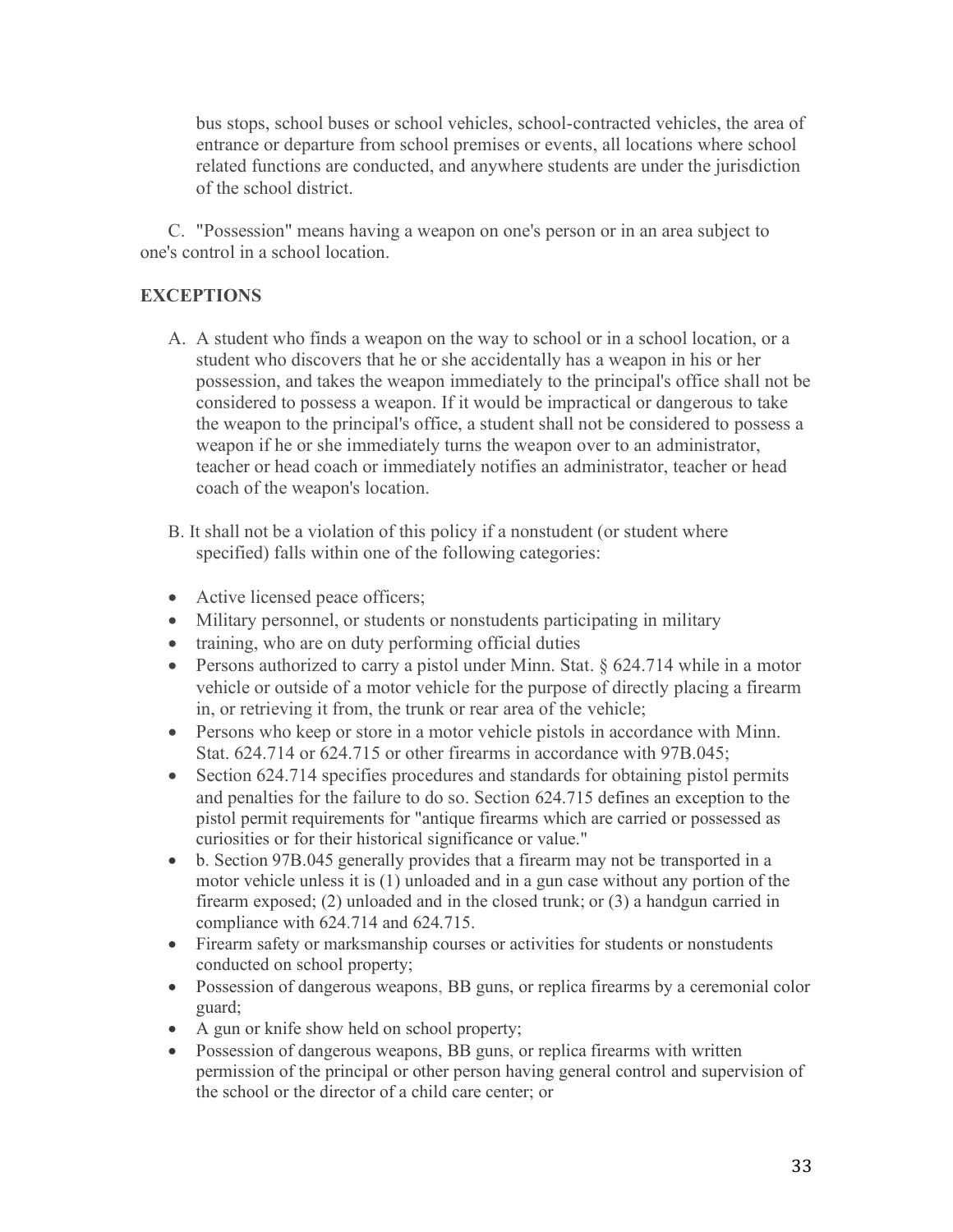bus stops, school buses or school vehicles, school-contracted vehicles, the area of entrance or departure from school premises or events, all locations where school related functions are conducted, and anywhere students are under the jurisdiction of the school district.

C. "Possession" means having a weapon on one's person or in an area subject to one's control in a school location.

**EXCEPTIONS**

A. A student who finds a weapon on the way to school or in a school location, or a student who discovers that he or she accidentally has a weapon in his or her possession, and takes the weapon immediately to the principal's office shall not be considered to possess a weapon. If it would be impractical or dangerous to take the weapon to the principal's office, a student shall not be considered to possess a weapon if he or she immediately turns the weapon over to an administrator, teacher or head coach or immediately notifies an administrator, teacher or head coach of the weapon's location.

B. It shall not be a violation of this policy if a nonstudent (or student where specified) falls within one of the following categories:

- Active licensed peace officers;
- Military personnel, or students or nonstudents participating in military
- training, who are on duty performing official duties
- Persons authorized to carry a pistol under Minn. Stat. § 624.714 while in a motor vehicle or outside of a motor vehicle for the purpose of directly placing a firearm in, or retrieving it from, the trunk or rear area of the vehicle;
- Persons who keep or store in a motor vehicle pistols in accordance with Minn. Stat. 624.714 or 624.715 or other firearms in accordance with 97B.045;
- Section 624.714 specifies procedures and standards for obtaining pistol permits and penalties for the failure to do so. Section 624.715 defines an exception to the pistol permit requirements for "antique firearms which are carried or possessed as curiosities or for their historical significance or value."
- b. Section 97B.045 generally provides that a firearm may not be transported in a motor vehicle unless it is (1) unloaded and in a gun case without any portion of the firearm exposed; (2) unloaded and in the closed trunk; or (3) a handgun carried in compliance with 624.714 and 624.715.
- Firearm safety or marksmanship courses or activities for students or nonstudents conducted on school property;
- Possession of dangerous weapons, BB guns, or replica firearms by a ceremonial color guard;
- A gun or knife show held on school property;
- Possession of dangerous weapons, BB guns, or replica firearms with written permission of the principal or other person having general control and supervision of the school or the director of a child care center; or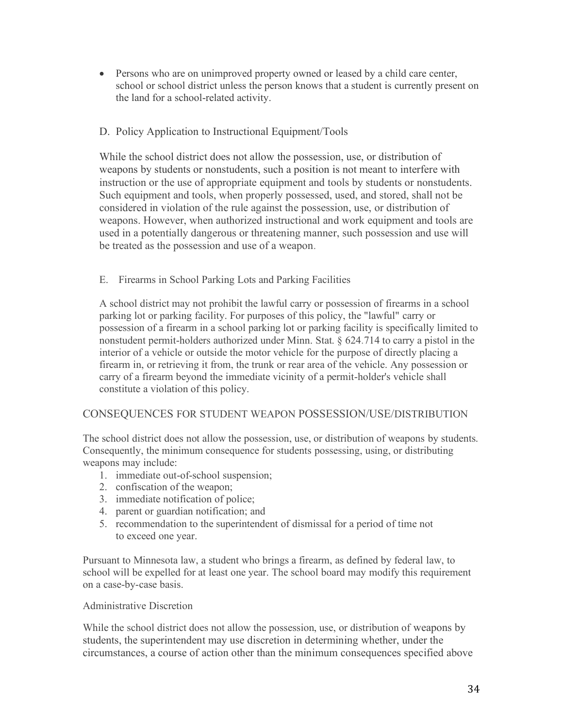- Persons who are on unimproved property owned or leased by a child care center, school or school district unless the person knows that a student is currently present on the land for a school-related activity.

### D. Policy Application to Instructional Equipment/Tools

While the school district does not allow the possession, use, or distribution of weapons by students or nonstudents, such a position is not meant to interfere with instruction or the use of appropriate equipment and tools by students or nonstudents. Such equipment and tools, when properly possessed, used, and stored, shall not be considered in violation of the rule against the possession, use, or distribution of weapons. However, when authorized instructional and work equipment and tools are used in a potentially dangerous or threatening manner, such possession and use will be treated as the possession and use of a weapon.

### E. Firearms in School Parking Lots and Parking Facilities

A school district may not prohibit the lawful carry or possession of firearms in a school parking lot or parking facility. For purposes of this policy, the "lawful" carry or possession of a firearm in a school parking lot or parking facility is specifically limited to nonstudent permit-holders authorized under Minn. Stat. § 624.714 to carry a pistol in the interior of a vehicle or outside the motor vehicle for the purpose of directly placing a firearm in, or retrieving it from, the trunk or rear area of the vehicle. Any possession or carry of a firearm beyond the immediate vicinity of a permit-holder's vehicle shall constitute a violation of this policy.

## CONSEQUENCES FOR STUDENT WEAPON POSSESSION/USE/DISTRIBUTION

The school district does not allow the possession, use, or distribution of weapons by students. Consequently, the minimum consequence for students possessing, using, or distributing weapons may include:

1. immediate out-of-school suspension;
2. confiscation of the weapon;
3. immediate notification of police;
4. parent or guardian notification; and
5. recommendation to the superintendent of dismissal for a period of time not to exceed one year.

Pursuant to Minnesota law, a student who brings a firearm, as defined by federal law, to school will be expelled for at least one year. The school board may modify this requirement on a case-by-case basis.

### Administrative Discretion

While the school district does not allow the possession, use, or distribution of weapons by students, the superintendent may use discretion in determining whether, under the circumstances, a course of action other than the minimum consequences specified above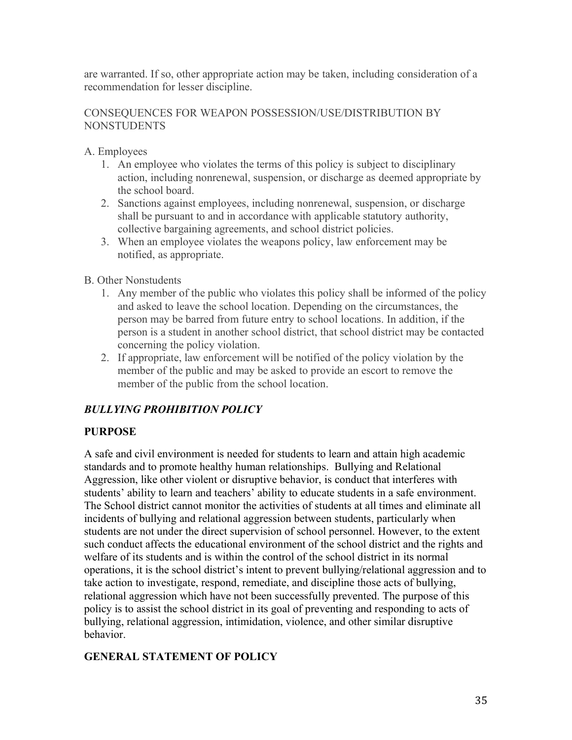are warranted. If so, other appropriate action may be taken, including consideration of a recommendation for lesser discipline.

CONSEQUENCES FOR WEAPON POSSESSION/USE/DISTRIBUTION BY NONSTUDENTS

A. Employees

1. An employee who violates the terms of this policy is subject to disciplinary action, including nonrenewal, suspension, or discharge as deemed appropriate by the school board.
2. Sanctions against employees, including nonrenewal, suspension, or discharge shall be pursuant to and in accordance with applicable statutory authority, collective bargaining agreements, and school district policies.
3. When an employee violates the weapons policy, law enforcement may be notified, as appropriate.

B. Other Nonstudents

1. Any member of the public who violates this policy shall be informed of the policy and asked to leave the school location. Depending on the circumstances, the person may be barred from future entry to school locations. In addition, if the person is a student in another school district, that school district may be contacted concerning the policy violation.
2. If appropriate, law enforcement will be notified of the policy violation by the member of the public and may be asked to provide an escort to remove the member of the public from the school location.

## *BULLYING PROHIBITION POLICY*

### PURPOSE

A safe and civil environment is needed for students to learn and attain high academic standards and to promote healthy human relationships. Bullying and Relational Aggression, like other violent or disruptive behavior, is conduct that interferes with students' ability to learn and teachers' ability to educate students in a safe environment. The School district cannot monitor the activities of students at all times and eliminate all incidents of bullying and relational aggression between students, particularly when students are not under the direct supervision of school personnel. However, to the extent such conduct affects the educational environment of the school district and the rights and welfare of its students and is within the control of the school district in its normal operations, it is the school district's intent to prevent bullying/relational aggression and to take action to investigate, respond, remediate, and discipline those acts of bullying, relational aggression which have not been successfully prevented. The purpose of this policy is to assist the school district in its goal of preventing and responding to acts of bullying, relational aggression, intimidation, violence, and other similar disruptive behavior.

### GENERAL STATEMENT OF POLICY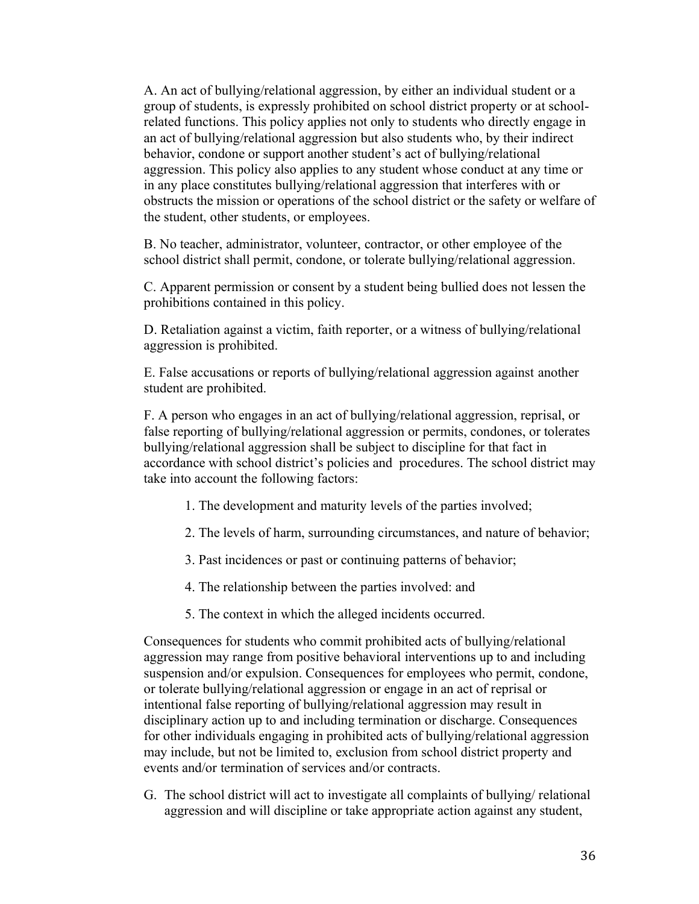A. An act of bullying/relational aggression, by either an individual student or a group of students, is expressly prohibited on school district property or at school-related functions. This policy applies not only to students who directly engage in an act of bullying/relational aggression but also students who, by their indirect behavior, condone or support another student's act of bullying/relational aggression. This policy also applies to any student whose conduct at any time or in any place constitutes bullying/relational aggression that interferes with or obstructs the mission or operations of the school district or the safety or welfare of the student, other students, or employees.

B. No teacher, administrator, volunteer, contractor, or other employee of the school district shall permit, condone, or tolerate bullying/relational aggression.

C. Apparent permission or consent by a student being bullied does not lessen the prohibitions contained in this policy.

D. Retaliation against a victim, faith reporter, or a witness of bullying/relational aggression is prohibited.

E. False accusations or reports of bullying/relational aggression against another student are prohibited.

F. A person who engages in an act of bullying/relational aggression, reprisal, or false reporting of bullying/relational aggression or permits, condones, or tolerates bullying/relational aggression shall be subject to discipline for that fact in accordance with school district's policies and procedures. The school district may take into account the following factors:

1. The development and maturity levels of the parties involved;
2. The levels of harm, surrounding circumstances, and nature of behavior;
3. Past incidences or past or continuing patterns of behavior;
4. The relationship between the parties involved: and
5. The context in which the alleged incidents occurred.

Consequences for students who commit prohibited acts of bullying/relational aggression may range from positive behavioral interventions up to and including suspension and/or expulsion. Consequences for employees who permit, condone, or tolerate bullying/relational aggression or engage in an act of reprisal or intentional false reporting of bullying/relational aggression may result in disciplinary action up to and including termination or discharge. Consequences for other individuals engaging in prohibited acts of bullying/relational aggression may include, but not be limited to, exclusion from school district property and events and/or termination of services and/or contracts.

G. The school district will act to investigate all complaints of bullying/ relational aggression and will discipline or take appropriate action against any student,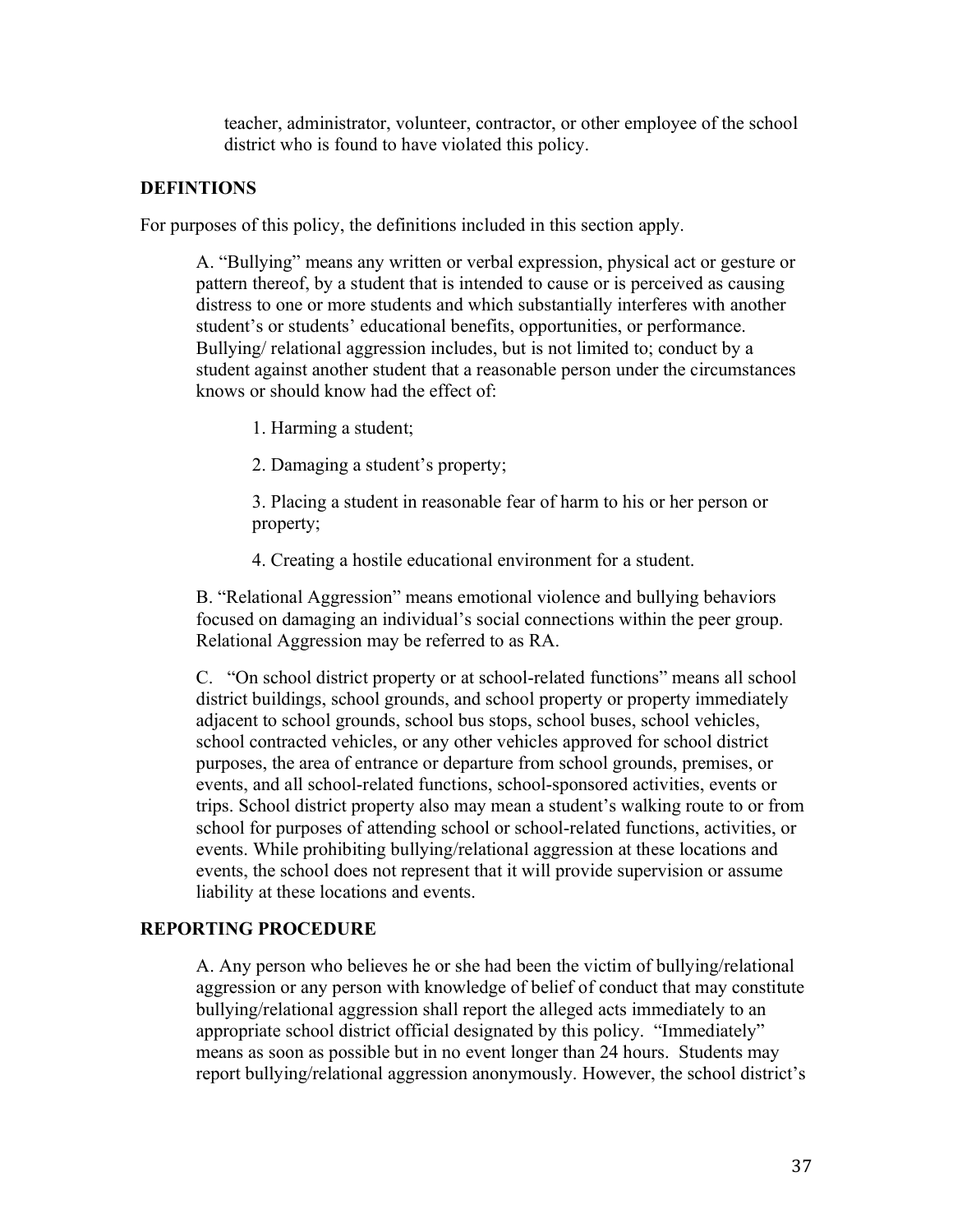teacher, administrator, volunteer, contractor, or other employee of the school district who is found to have violated this policy.

## DEFINTIONS

For purposes of this policy, the definitions included in this section apply.

A. "Bullying" means any written or verbal expression, physical act or gesture or pattern thereof, by a student that is intended to cause or is perceived as causing distress to one or more students and which substantially interferes with another student's or students' educational benefits, opportunities, or performance. Bullying/ relational aggression includes, but is not limited to; conduct by a student against another student that a reasonable person under the circumstances knows or should know had the effect of:

1. Harming a student;

2. Damaging a student's property;

3. Placing a student in reasonable fear of harm to his or her person or property;

4. Creating a hostile educational environment for a student.

B. "Relational Aggression" means emotional violence and bullying behaviors focused on damaging an individual's social connections within the peer group. Relational Aggression may be referred to as RA.

C. "On school district property or at school-related functions" means all school district buildings, school grounds, and school property or property immediately adjacent to school grounds, school bus stops, school buses, school vehicles, school contracted vehicles, or any other vehicles approved for school district purposes, the area of entrance or departure from school grounds, premises, or events, and all school-related functions, school-sponsored activities, events or trips. School district property also may mean a student's walking route to or from school for purposes of attending school or school-related functions, activities, or events. While prohibiting bullying/relational aggression at these locations and events, the school does not represent that it will provide supervision or assume liability at these locations and events.

## REPORTING PROCEDURE

A. Any person who believes he or she had been the victim of bullying/relational aggression or any person with knowledge of belief of conduct that may constitute bullying/relational aggression shall report the alleged acts immediately to an appropriate school district official designated by this policy. "Immediately" means as soon as possible but in no event longer than 24 hours. Students may report bullying/relational aggression anonymously. However, the school district's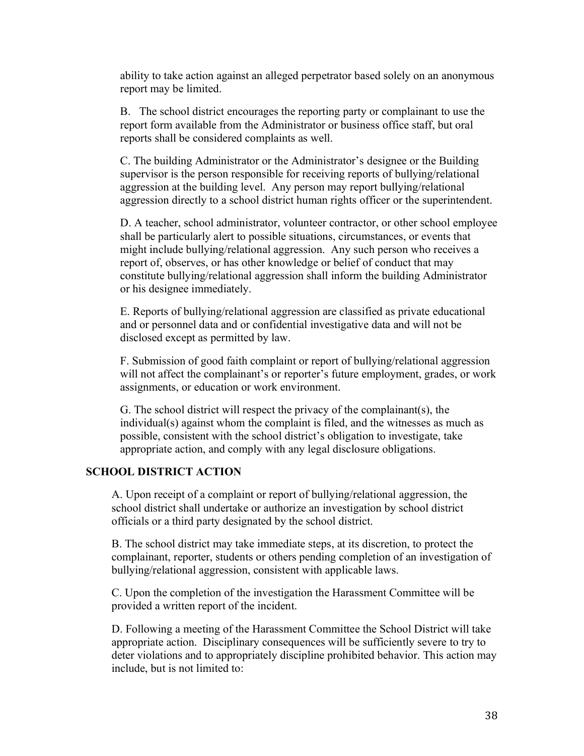ability to take action against an alleged perpetrator based solely on an anonymous report may be limited.

B. The school district encourages the reporting party or complainant to use the report form available from the Administrator or business office staff, but oral reports shall be considered complaints as well.

C. The building Administrator or the Administrator's designee or the Building supervisor is the person responsible for receiving reports of bullying/relational aggression at the building level. Any person may report bullying/relational aggression directly to a school district human rights officer or the superintendent.

D. A teacher, school administrator, volunteer contractor, or other school employee shall be particularly alert to possible situations, circumstances, or events that might include bullying/relational aggression. Any such person who receives a report of, observes, or has other knowledge or belief of conduct that may constitute bullying/relational aggression shall inform the building Administrator or his designee immediately.

E. Reports of bullying/relational aggression are classified as private educational and or personnel data and or confidential investigative data and will not be disclosed except as permitted by law.

F. Submission of good faith complaint or report of bullying/relational aggression will not affect the complainant's or reporter's future employment, grades, or work assignments, or education or work environment.

G. The school district will respect the privacy of the complainant(s), the individual(s) against whom the complaint is filed, and the witnesses as much as possible, consistent with the school district's obligation to investigate, take appropriate action, and comply with any legal disclosure obligations.

**SCHOOL DISTRICT ACTION**

A. Upon receipt of a complaint or report of bullying/relational aggression, the school district shall undertake or authorize an investigation by school district officials or a third party designated by the school district.

B. The school district may take immediate steps, at its discretion, to protect the complainant, reporter, students or others pending completion of an investigation of bullying/relational aggression, consistent with applicable laws.

C. Upon the completion of the investigation the Harassment Committee will be provided a written report of the incident.

D. Following a meeting of the Harassment Committee the School District will take appropriate action. Disciplinary consequences will be sufficiently severe to try to deter violations and to appropriately discipline prohibited behavior. This action may include, but is not limited to: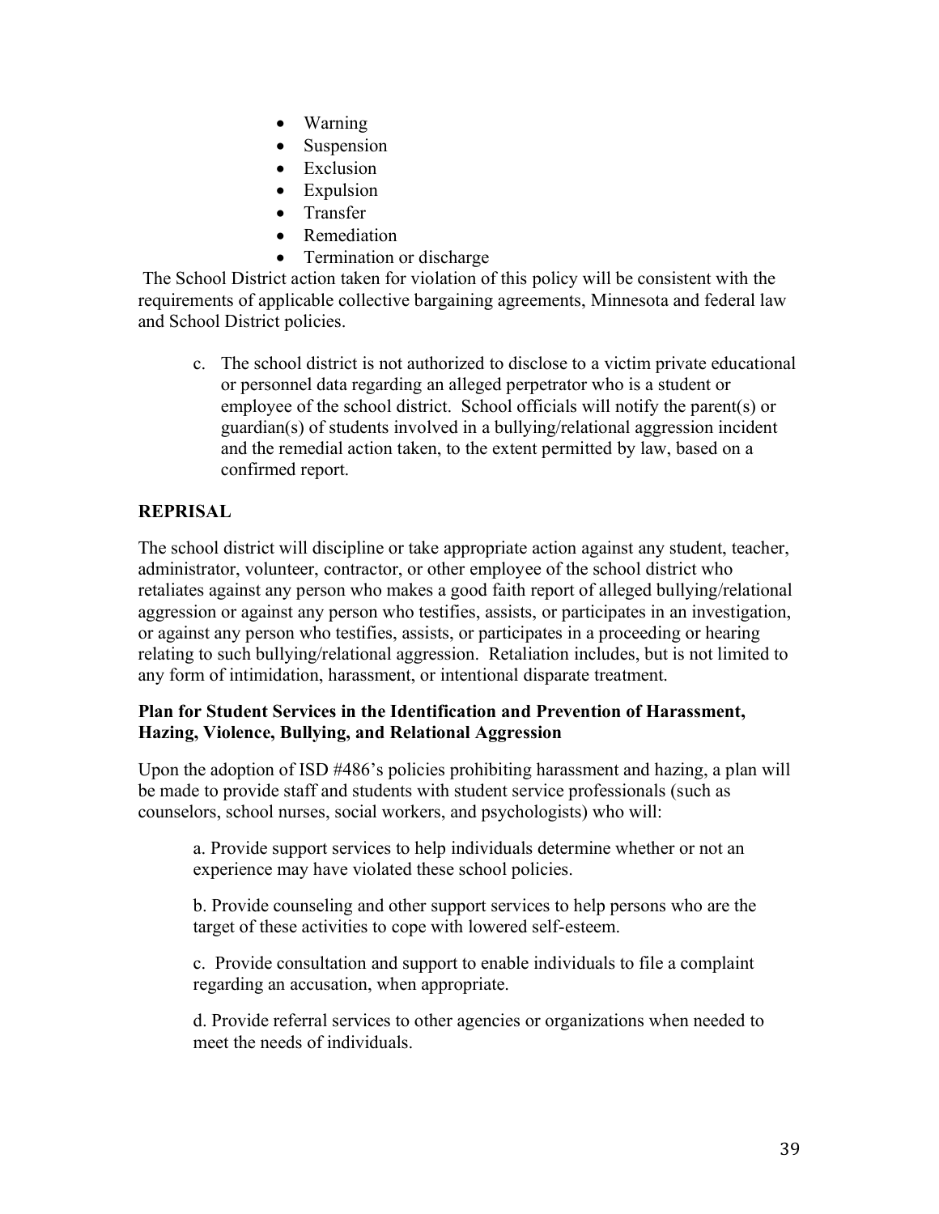- Warning
- Suspension
- Exclusion
- Expulsion
- Transfer
- Remediation
- Termination or discharge

The School District action taken for violation of this policy will be consistent with the requirements of applicable collective bargaining agreements, Minnesota and federal law and School District policies.

c. The school district is not authorized to disclose to a victim private educational or personnel data regarding an alleged perpetrator who is a student or employee of the school district. School officials will notify the parent(s) or guardian(s) of students involved in a bullying/relational aggression incident and the remedial action taken, to the extent permitted by law, based on a confirmed report.

## REPRISAL

The school district will discipline or take appropriate action against any student, teacher, administrator, volunteer, contractor, or other employee of the school district who retaliates against any person who makes a good faith report of alleged bullying/relational aggression or against any person who testifies, assists, or participates in an investigation, or against any person who testifies, assists, or participates in a proceeding or hearing relating to such bullying/relational aggression. Retaliation includes, but is not limited to any form of intimidation, harassment, or intentional disparate treatment.

### Plan for Student Services in the Identification and Prevention of Harassment, Hazing, Violence, Bullying, and Relational Aggression

Upon the adoption of ISD #486's policies prohibiting harassment and hazing, a plan will be made to provide staff and students with student service professionals (such as counselors, school nurses, social workers, and psychologists) who will:

a. Provide support services to help individuals determine whether or not an experience may have violated these school policies.

b. Provide counseling and other support services to help persons who are the target of these activities to cope with lowered self-esteem.

c. Provide consultation and support to enable individuals to file a complaint regarding an accusation, when appropriate.

d. Provide referral services to other agencies or organizations when needed to meet the needs of individuals.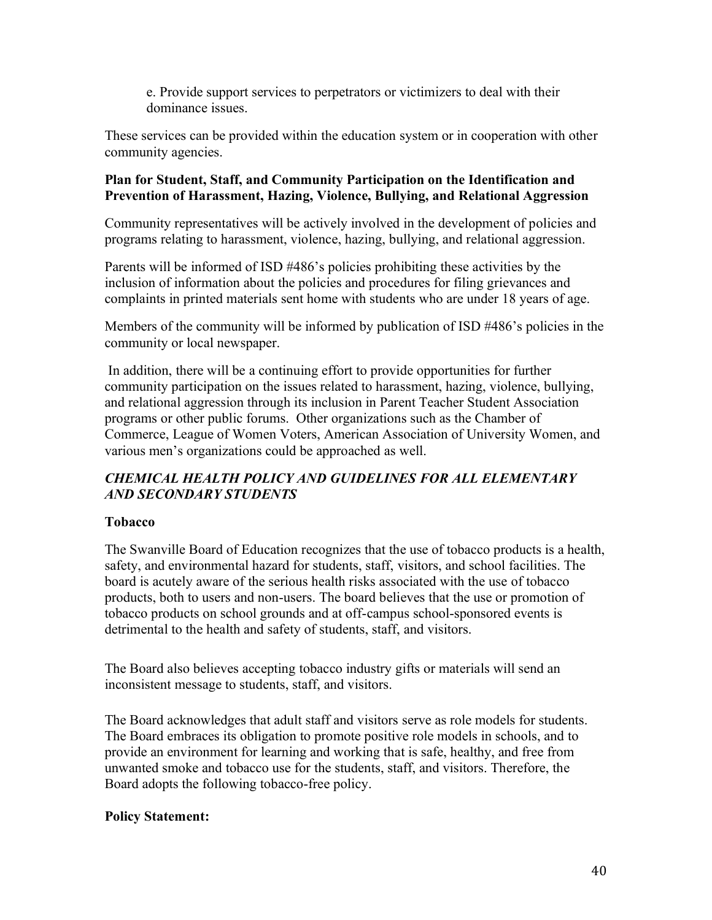e. Provide support services to perpetrators or victimizers to deal with their dominance issues.

These services can be provided within the education system or in cooperation with other community agencies.

**Plan for Student, Staff, and Community Participation on the Identification and Prevention of Harassment, Hazing, Violence, Bullying, and Relational Aggression**

Community representatives will be actively involved in the development of policies and programs relating to harassment, violence, hazing, bullying, and relational aggression.

Parents will be informed of ISD #486's policies prohibiting these activities by the inclusion of information about the policies and procedures for filing grievances and complaints in printed materials sent home with students who are under 18 years of age.

Members of the community will be informed by publication of ISD #486's policies in the community or local newspaper.

In addition, there will be a continuing effort to provide opportunities for further community participation on the issues related to harassment, hazing, violence, bullying, and relational aggression through its inclusion in Parent Teacher Student Association programs or other public forums. Other organizations such as the Chamber of Commerce, League of Women Voters, American Association of University Women, and various men's organizations could be approached as well.

***CHEMICAL HEALTH POLICY AND GUIDELINES FOR ALL ELEMENTARY AND SECONDARY STUDENTS***

**Tobacco**

The Swanville Board of Education recognizes that the use of tobacco products is a health, safety, and environmental hazard for students, staff, visitors, and school facilities. The board is acutely aware of the serious health risks associated with the use of tobacco products, both to users and non-users. The board believes that the use or promotion of tobacco products on school grounds and at off-campus school-sponsored events is detrimental to the health and safety of students, staff, and visitors.

The Board also believes accepting tobacco industry gifts or materials will send an inconsistent message to students, staff, and visitors.

The Board acknowledges that adult staff and visitors serve as role models for students. The Board embraces its obligation to promote positive role models in schools, and to provide an environment for learning and working that is safe, healthy, and free from unwanted smoke and tobacco use for the students, staff, and visitors. Therefore, the Board adopts the following tobacco-free policy.

**Policy Statement:**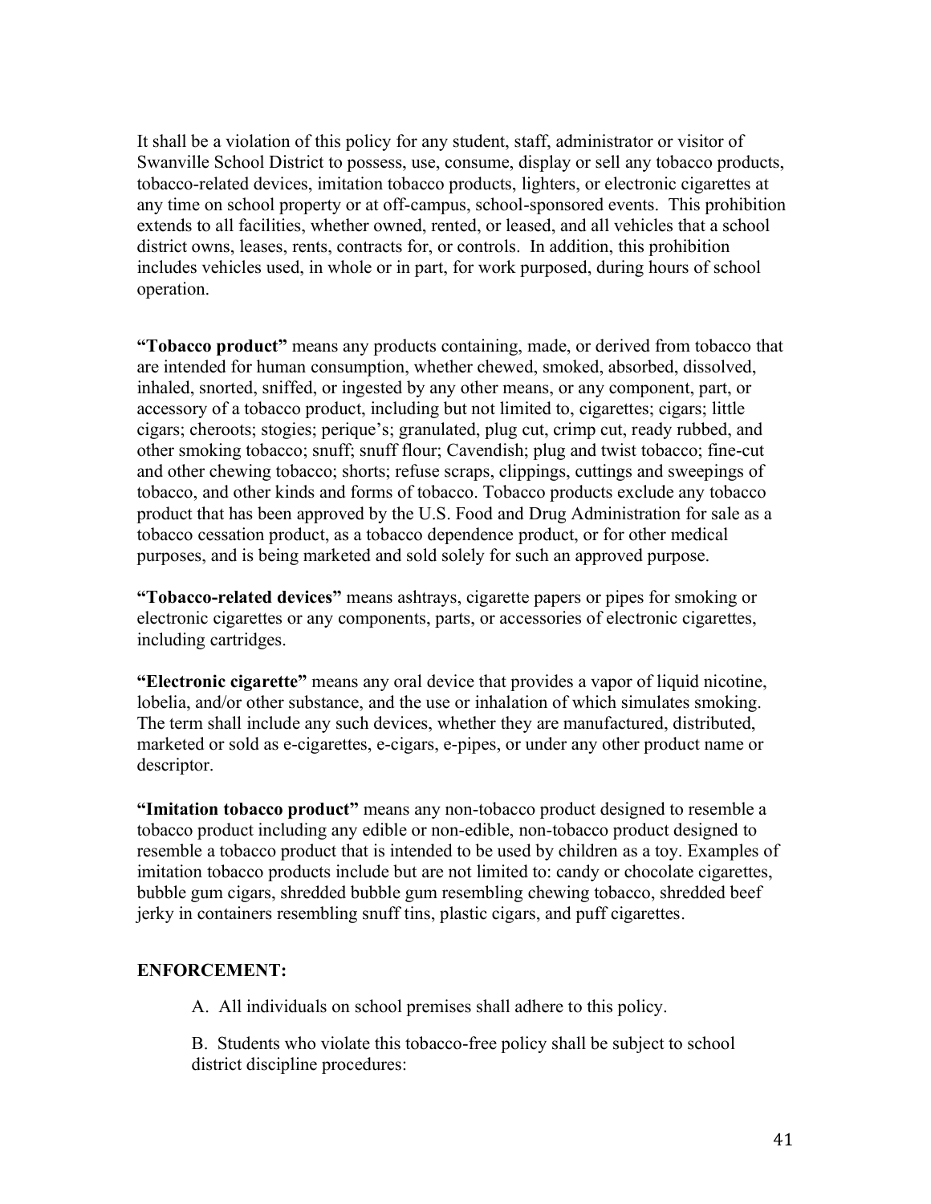It shall be a violation of this policy for any student, staff, administrator or visitor of Swanville School District to possess, use, consume, display or sell any tobacco products, tobacco-related devices, imitation tobacco products, lighters, or electronic cigarettes at any time on school property or at off-campus, school-sponsored events. This prohibition extends to all facilities, whether owned, rented, or leased, and all vehicles that a school district owns, leases, rents, contracts for, or controls. In addition, this prohibition includes vehicles used, in whole or in part, for work purposed, during hours of school operation.

**"Tobacco product"** means any products containing, made, or derived from tobacco that are intended for human consumption, whether chewed, smoked, absorbed, dissolved, inhaled, snorted, sniffed, or ingested by any other means, or any component, part, or accessory of a tobacco product, including but not limited to, cigarettes; cigars; little cigars; cheroots; stogies; perique's; granulated, plug cut, crimp cut, ready rubbed, and other smoking tobacco; snuff; snuff flour; Cavendish; plug and twist tobacco; fine-cut and other chewing tobacco; shorts; refuse scraps, clippings, cuttings and sweepings of tobacco, and other kinds and forms of tobacco. Tobacco products exclude any tobacco product that has been approved by the U.S. Food and Drug Administration for sale as a tobacco cessation product, as a tobacco dependence product, or for other medical purposes, and is being marketed and sold solely for such an approved purpose.

**"Tobacco-related devices"** means ashtrays, cigarette papers or pipes for smoking or electronic cigarettes or any components, parts, or accessories of electronic cigarettes, including cartridges.

**"Electronic cigarette"** means any oral device that provides a vapor of liquid nicotine, lobelia, and/or other substance, and the use or inhalation of which simulates smoking. The term shall include any such devices, whether they are manufactured, distributed, marketed or sold as e-cigarettes, e-cigars, e-pipes, or under any other product name or descriptor.

**"Imitation tobacco product"** means any non-tobacco product designed to resemble a tobacco product including any edible or non-edible, non-tobacco product designed to resemble a tobacco product that is intended to be used by children as a toy. Examples of imitation tobacco products include but are not limited to: candy or chocolate cigarettes, bubble gum cigars, shredded bubble gum resembling chewing tobacco, shredded beef jerky in containers resembling snuff tins, plastic cigars, and puff cigarettes.

**ENFORCEMENT:**

A. All individuals on school premises shall adhere to this policy.

B. Students who violate this tobacco-free policy shall be subject to school district discipline procedures: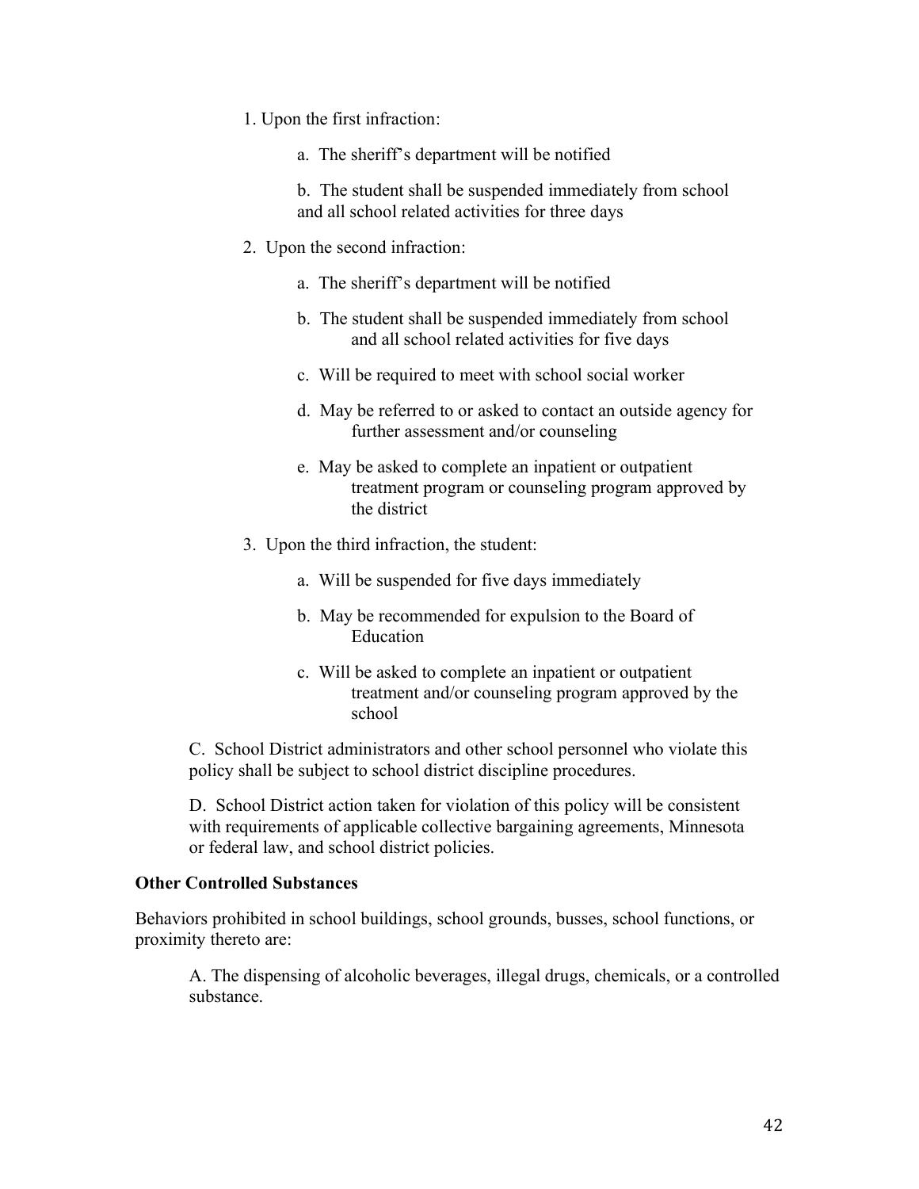1. Upon the first infraction:

    a. The sheriff's department will be notified

    b. The student shall be suspended immediately from school and all school related activities for three days

2. Upon the second infraction:

    a. The sheriff's department will be notified

    b. The student shall be suspended immediately from school and all school related activities for five days

    c. Will be required to meet with school social worker

    d. May be referred to or asked to contact an outside agency for further assessment and/or counseling

    e. May be asked to complete an inpatient or outpatient treatment program or counseling program approved by the district

3. Upon the third infraction, the student:

    a. Will be suspended for five days immediately

    b. May be recommended for expulsion to the Board of Education

    c. Will be asked to complete an inpatient or outpatient treatment and/or counseling program approved by the school

C. School District administrators and other school personnel who violate this policy shall be subject to school district discipline procedures.

D. School District action taken for violation of this policy will be consistent with requirements of applicable collective bargaining agreements, Minnesota or federal law, and school district policies.

**Other Controlled Substances**

Behaviors prohibited in school buildings, school grounds, busses, school functions, or proximity thereto are:

A. The dispensing of alcoholic beverages, illegal drugs, chemicals, or a controlled substance.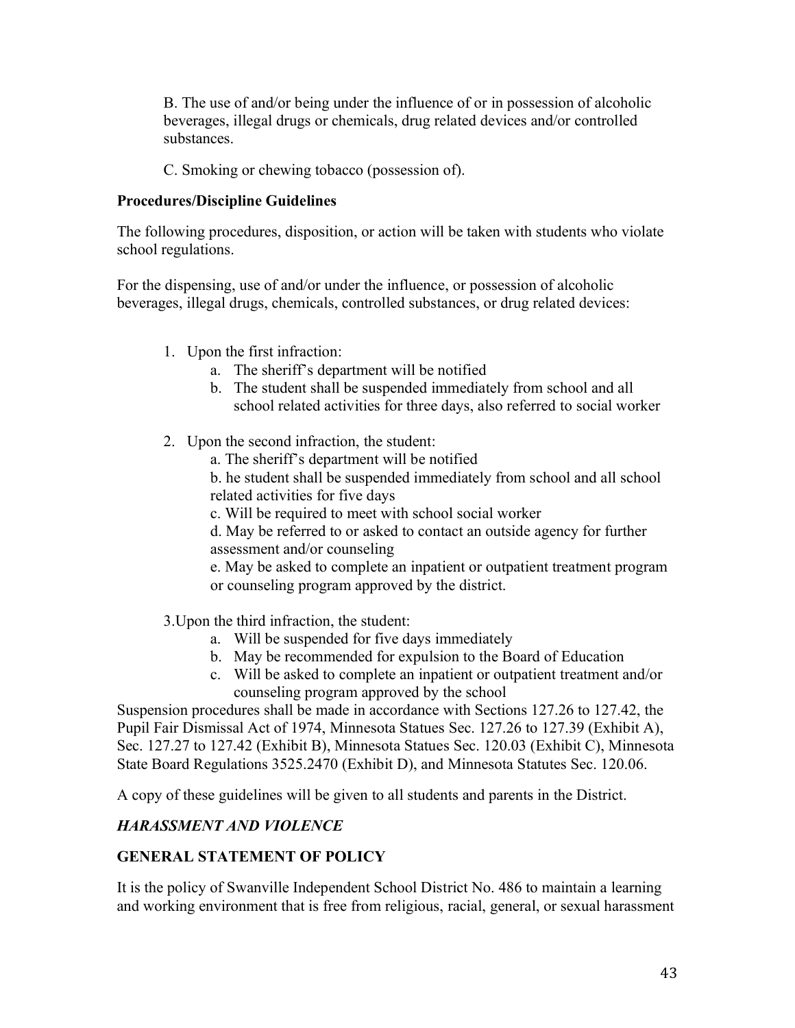B. The use of and/or being under the influence of or in possession of alcoholic beverages, illegal drugs or chemicals, drug related devices and/or controlled substances.

C. Smoking or chewing tobacco (possession of).

**Procedures/Discipline Guidelines**

The following procedures, disposition, or action will be taken with students who violate school regulations.

For the dispensing, use of and/or under the influence, or possession of alcoholic beverages, illegal drugs, chemicals, controlled substances, or drug related devices:

1. Upon the first infraction:
   a. The sheriff's department will be notified
   b. The student shall be suspended immediately from school and all school related activities for three days, also referred to social worker

2. Upon the second infraction, the student:
   a. The sheriff's department will be notified
   b. he student shall be suspended immediately from school and all school related activities for five days
   c. Will be required to meet with school social worker
   d. May be referred to or asked to contact an outside agency for further assessment and/or counseling
   e. May be asked to complete an inpatient or outpatient treatment program or counseling program approved by the district.

3. Upon the third infraction, the student:
   a. Will be suspended for five days immediately
   b. May be recommended for expulsion to the Board of Education
   c. Will be asked to complete an inpatient or outpatient treatment and/or counseling program approved by the school

Suspension procedures shall be made in accordance with Sections 127.26 to 127.42, the Pupil Fair Dismissal Act of 1974, Minnesota Statues Sec. 127.26 to 127.39 (Exhibit A), Sec. 127.27 to 127.42 (Exhibit B), Minnesota Statues Sec. 120.03 (Exhibit C), Minnesota State Board Regulations 3525.2470 (Exhibit D), and Minnesota Statutes Sec. 120.06.

A copy of these guidelines will be given to all students and parents in the District.

***HARASSMENT AND VIOLENCE***

**GENERAL STATEMENT OF POLICY**

It is the policy of Swanville Independent School District No. 486 to maintain a learning and working environment that is free from religious, racial, general, or sexual harassment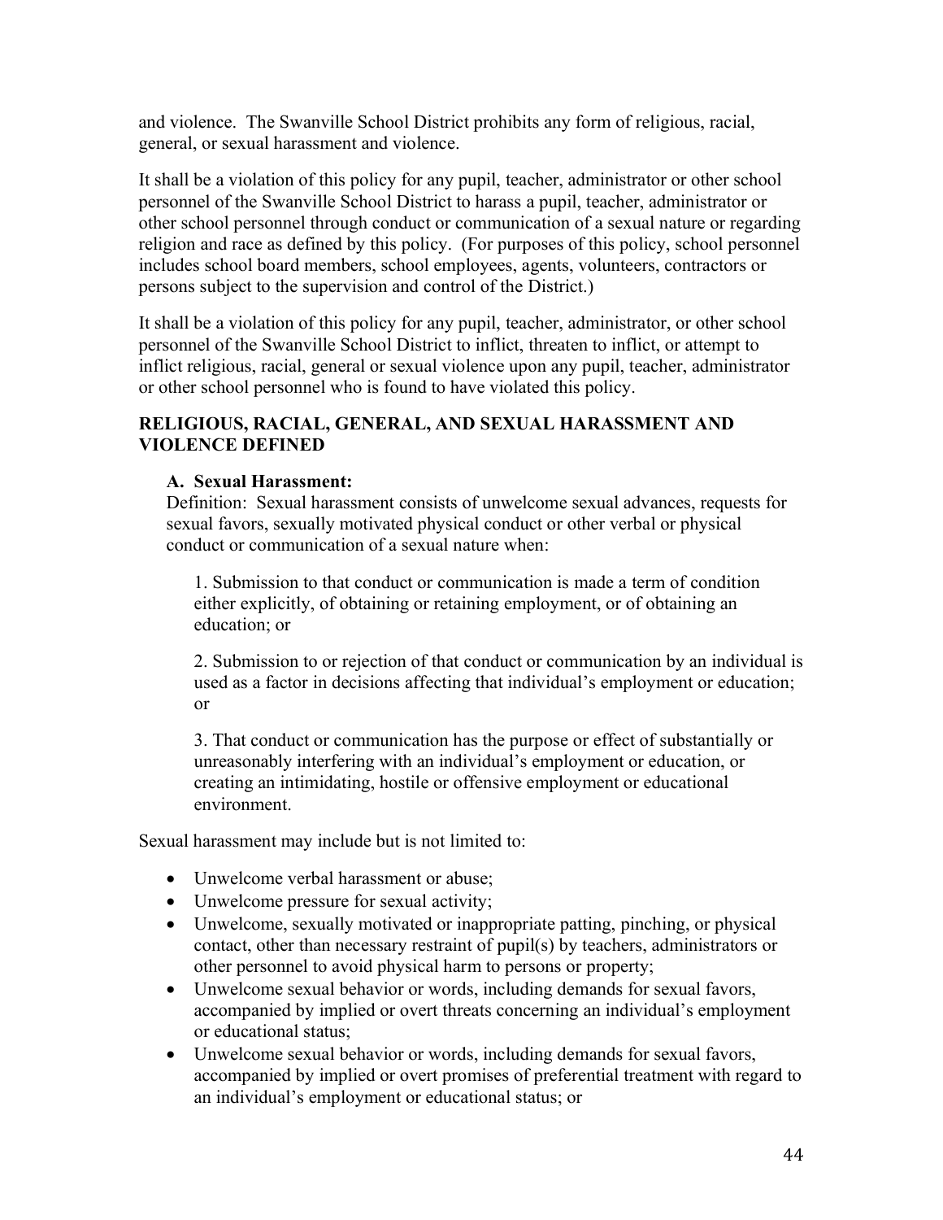and violence. The Swanville School District prohibits any form of religious, racial, general, or sexual harassment and violence.

It shall be a violation of this policy for any pupil, teacher, administrator or other school personnel of the Swanville School District to harass a pupil, teacher, administrator or other school personnel through conduct or communication of a sexual nature or regarding religion and race as defined by this policy. (For purposes of this policy, school personnel includes school board members, school employees, agents, volunteers, contractors or persons subject to the supervision and control of the District.)

It shall be a violation of this policy for any pupil, teacher, administrator, or other school personnel of the Swanville School District to inflict, threaten to inflict, or attempt to inflict religious, racial, general or sexual violence upon any pupil, teacher, administrator or other school personnel who is found to have violated this policy.

**RELIGIOUS, RACIAL, GENERAL, AND SEXUAL HARASSMENT AND VIOLENCE DEFINED**

**A. Sexual Harassment:**

Definition: Sexual harassment consists of unwelcome sexual advances, requests for sexual favors, sexually motivated physical conduct or other verbal or physical conduct or communication of a sexual nature when:

1. Submission to that conduct or communication is made a term of condition either explicitly, of obtaining or retaining employment, or of obtaining an education; or

2. Submission to or rejection of that conduct or communication by an individual is used as a factor in decisions affecting that individual's employment or education; or

3. That conduct or communication has the purpose or effect of substantially or unreasonably interfering with an individual's employment or education, or creating an intimidating, hostile or offensive employment or educational environment.

Sexual harassment may include but is not limited to:

- Unwelcome verbal harassment or abuse;
- Unwelcome pressure for sexual activity;
- Unwelcome, sexually motivated or inappropriate patting, pinching, or physical contact, other than necessary restraint of pupil(s) by teachers, administrators or other personnel to avoid physical harm to persons or property;
- Unwelcome sexual behavior or words, including demands for sexual favors, accompanied by implied or overt threats concerning an individual's employment or educational status;
- Unwelcome sexual behavior or words, including demands for sexual favors, accompanied by implied or overt promises of preferential treatment with regard to an individual's employment or educational status; or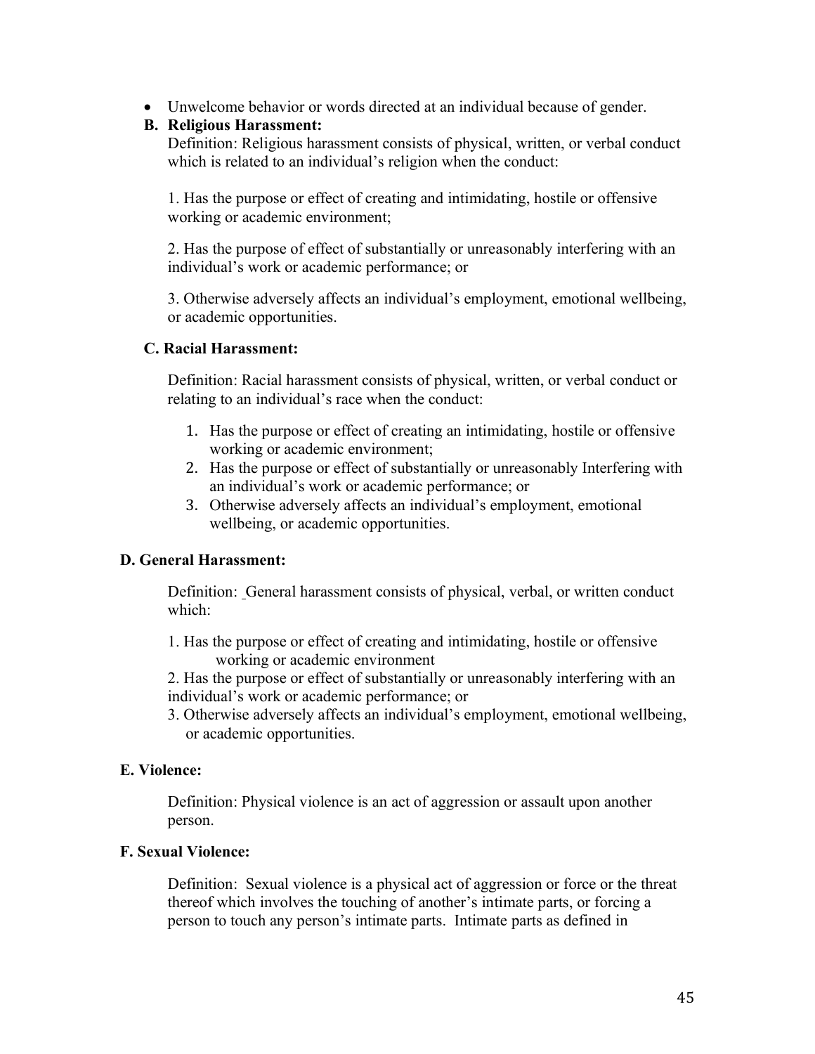- Unwelcome behavior or words directed at an individual because of gender.

**B. Religious Harassment:**

Definition: Religious harassment consists of physical, written, or verbal conduct which is related to an individual's religion when the conduct:

1. Has the purpose or effect of creating and intimidating, hostile or offensive working or academic environment;

2. Has the purpose of effect of substantially or unreasonably interfering with an individual's work or academic performance; or

3. Otherwise adversely affects an individual's employment, emotional wellbeing, or academic opportunities.

**C. Racial Harassment:**

Definition: Racial harassment consists of physical, written, or verbal conduct or relating to an individual's race when the conduct:

1. Has the purpose or effect of creating an intimidating, hostile or offensive working or academic environment;
2. Has the purpose or effect of substantially or unreasonably Interfering with an individual's work or academic performance; or
3. Otherwise adversely affects an individual's employment, emotional wellbeing, or academic opportunities.

**D. General Harassment:**

Definition: General harassment consists of physical, verbal, or written conduct which:

1. Has the purpose or effect of creating and intimidating, hostile or offensive working or academic environment
2. Has the purpose or effect of substantially or unreasonably interfering with an individual's work or academic performance; or
3. Otherwise adversely affects an individual's employment, emotional wellbeing, or academic opportunities.

**E. Violence:**

Definition: Physical violence is an act of aggression or assault upon another person.

**F. Sexual Violence:**

Definition: Sexual violence is a physical act of aggression or force or the threat thereof which involves the touching of another's intimate parts, or forcing a person to touch any person's intimate parts. Intimate parts as defined in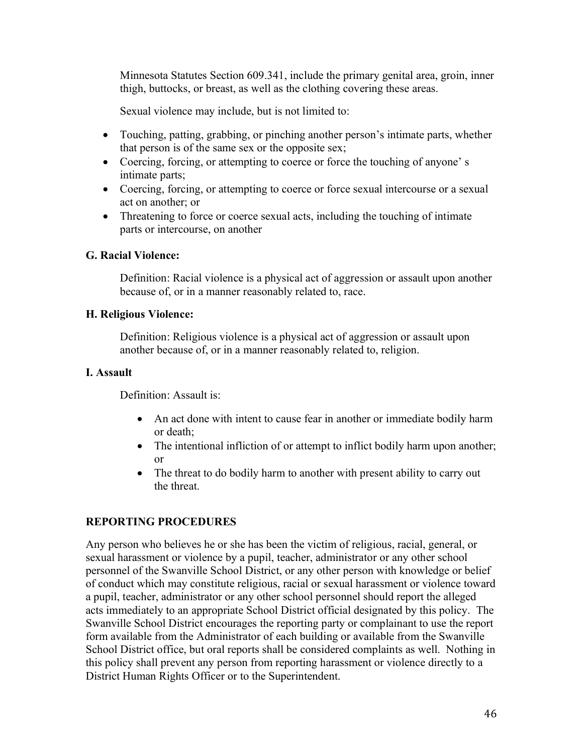Minnesota Statutes Section 609.341, include the primary genital area, groin, inner thigh, buttocks, or breast, as well as the clothing covering these areas.

Sexual violence may include, but is not limited to:

- Touching, patting, grabbing, or pinching another person's intimate parts, whether that person is of the same sex or the opposite sex;
- Coercing, forcing, or attempting to coerce or force the touching of anyone' s intimate parts;
- Coercing, forcing, or attempting to coerce or force sexual intercourse or a sexual act on another; or
- Threatening to force or coerce sexual acts, including the touching of intimate parts or intercourse, on another

**G. Racial Violence:**

Definition: Racial violence is a physical act of aggression or assault upon another because of, or in a manner reasonably related to, race.

**H. Religious Violence:**

Definition: Religious violence is a physical act of aggression or assault upon another because of, or in a manner reasonably related to, religion.

**I. Assault**

Definition: Assault is:

- An act done with intent to cause fear in another or immediate bodily harm or death;
- The intentional infliction of or attempt to inflict bodily harm upon another; or
- The threat to do bodily harm to another with present ability to carry out the threat.

## REPORTING PROCEDURES

Any person who believes he or she has been the victim of religious, racial, general, or sexual harassment or violence by a pupil, teacher, administrator or any other school personnel of the Swanville School District, or any other person with knowledge or belief of conduct which may constitute religious, racial or sexual harassment or violence toward a pupil, teacher, administrator or any other school personnel should report the alleged acts immediately to an appropriate School District official designated by this policy. The Swanville School District encourages the reporting party or complainant to use the report form available from the Administrator of each building or available from the Swanville School District office, but oral reports shall be considered complaints as well. Nothing in this policy shall prevent any person from reporting harassment or violence directly to a District Human Rights Officer or to the Superintendent.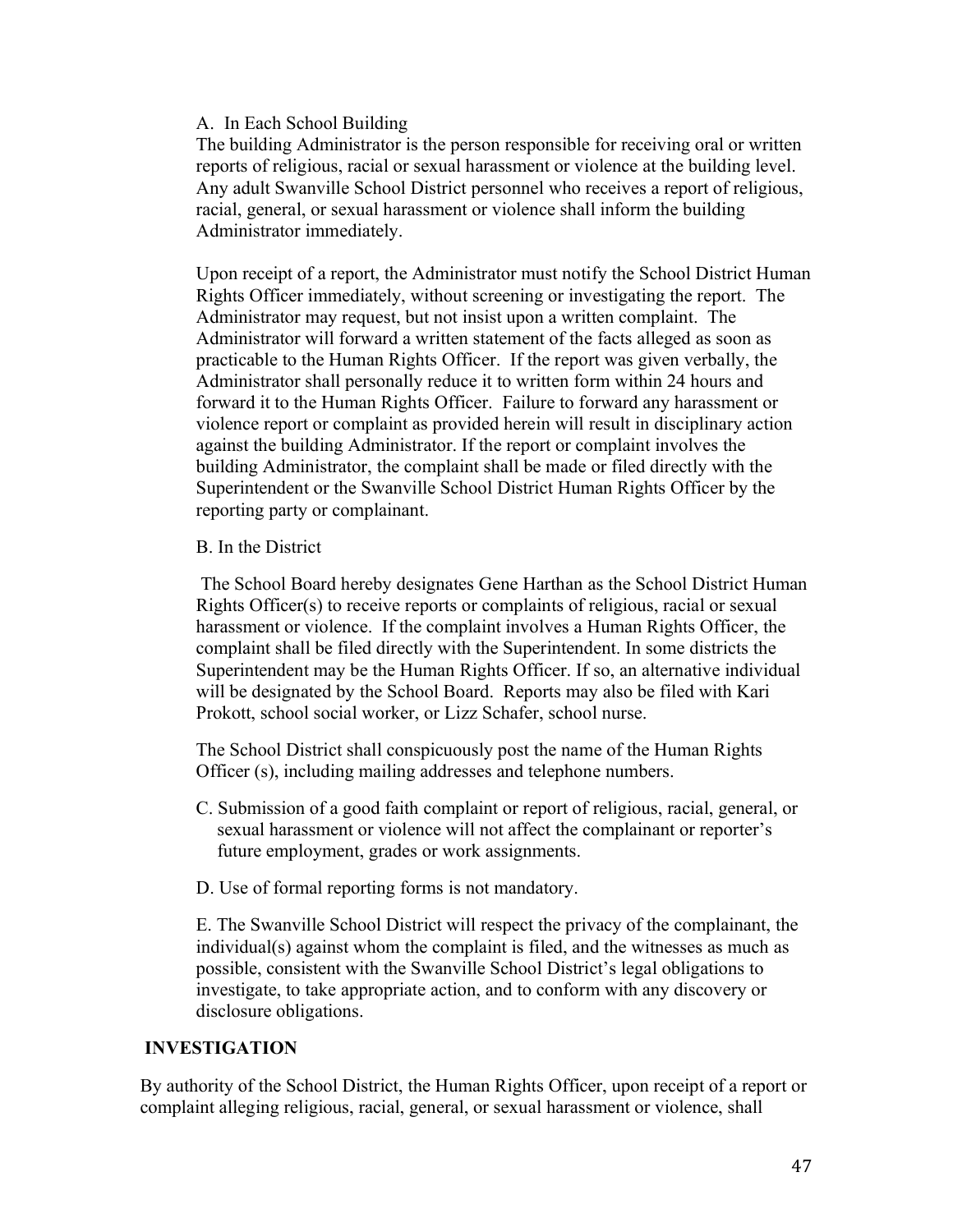A. In Each School Building

The building Administrator is the person responsible for receiving oral or written reports of religious, racial or sexual harassment or violence at the building level. Any adult Swanville School District personnel who receives a report of religious, racial, general, or sexual harassment or violence shall inform the building Administrator immediately.

Upon receipt of a report, the Administrator must notify the School District Human Rights Officer immediately, without screening or investigating the report. The Administrator may request, but not insist upon a written complaint. The Administrator will forward a written statement of the facts alleged as soon as practicable to the Human Rights Officer. If the report was given verbally, the Administrator shall personally reduce it to written form within 24 hours and forward it to the Human Rights Officer. Failure to forward any harassment or violence report or complaint as provided herein will result in disciplinary action against the building Administrator. If the report or complaint involves the building Administrator, the complaint shall be made or filed directly with the Superintendent or the Swanville School District Human Rights Officer by the reporting party or complainant.

B. In the District

The School Board hereby designates Gene Harthan as the School District Human Rights Officer(s) to receive reports or complaints of religious, racial or sexual harassment or violence. If the complaint involves a Human Rights Officer, the complaint shall be filed directly with the Superintendent. In some districts the Superintendent may be the Human Rights Officer. If so, an alternative individual will be designated by the School Board. Reports may also be filed with Kari Prokott, school social worker, or Lizz Schafer, school nurse.

The School District shall conspicuously post the name of the Human Rights Officer (s), including mailing addresses and telephone numbers.

C. Submission of a good faith complaint or report of religious, racial, general, or sexual harassment or violence will not affect the complainant or reporter's future employment, grades or work assignments.

D. Use of formal reporting forms is not mandatory.

E. The Swanville School District will respect the privacy of the complainant, the individual(s) against whom the complaint is filed, and the witnesses as much as possible, consistent with the Swanville School District's legal obligations to investigate, to take appropriate action, and to conform with any discovery or disclosure obligations.

**INVESTIGATION**

By authority of the School District, the Human Rights Officer, upon receipt of a report or complaint alleging religious, racial, general, or sexual harassment or violence, shall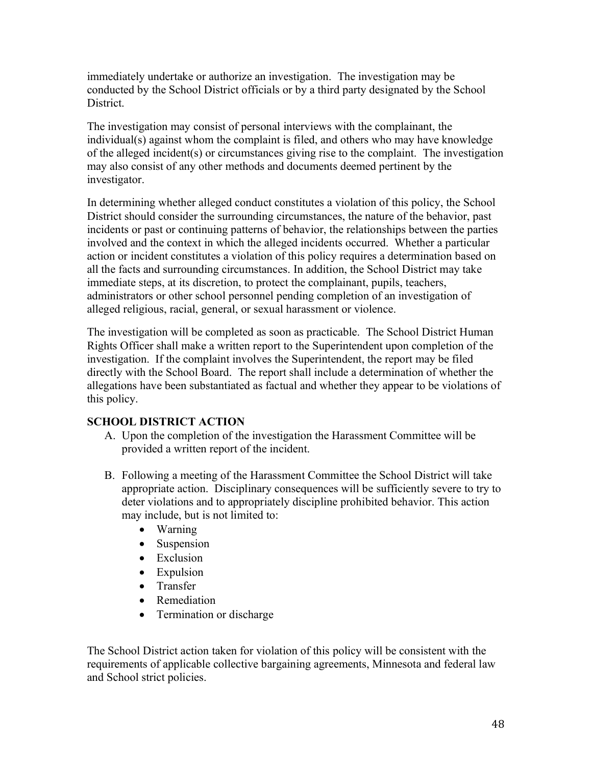immediately undertake or authorize an investigation. The investigation may be conducted by the School District officials or by a third party designated by the School District.

The investigation may consist of personal interviews with the complainant, the individual(s) against whom the complaint is filed, and others who may have knowledge of the alleged incident(s) or circumstances giving rise to the complaint. The investigation may also consist of any other methods and documents deemed pertinent by the investigator.

In determining whether alleged conduct constitutes a violation of this policy, the School District should consider the surrounding circumstances, the nature of the behavior, past incidents or past or continuing patterns of behavior, the relationships between the parties involved and the context in which the alleged incidents occurred. Whether a particular action or incident constitutes a violation of this policy requires a determination based on all the facts and surrounding circumstances. In addition, the School District may take immediate steps, at its discretion, to protect the complainant, pupils, teachers, administrators or other school personnel pending completion of an investigation of alleged religious, racial, general, or sexual harassment or violence.

The investigation will be completed as soon as practicable. The School District Human Rights Officer shall make a written report to the Superintendent upon completion of the investigation. If the complaint involves the Superintendent, the report may be filed directly with the School Board. The report shall include a determination of whether the allegations have been substantiated as factual and whether they appear to be violations of this policy.

**SCHOOL DISTRICT ACTION**

A. Upon the completion of the investigation the Harassment Committee will be provided a written report of the incident.

B. Following a meeting of the Harassment Committee the School District will take appropriate action. Disciplinary consequences will be sufficiently severe to try to deter violations and to appropriately discipline prohibited behavior. This action may include, but is not limited to:
   - Warning
   - Suspension
   - Exclusion
   - Expulsion
   - Transfer
   - Remediation
   - Termination or discharge

The School District action taken for violation of this policy will be consistent with the requirements of applicable collective bargaining agreements, Minnesota and federal law and School strict policies.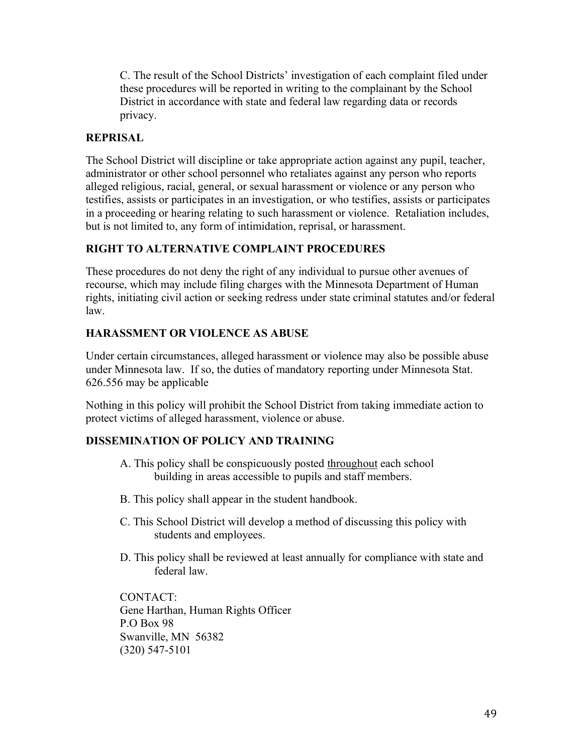C. The result of the School Districts' investigation of each complaint filed under these procedures will be reported in writing to the complainant by the School District in accordance with state and federal law regarding data or records privacy.

## REPRISAL

The School District will discipline or take appropriate action against any pupil, teacher, administrator or other school personnel who retaliates against any person who reports alleged religious, racial, general, or sexual harassment or violence or any person who testifies, assists or participates in an investigation, or who testifies, assists or participates in a proceeding or hearing relating to such harassment or violence. Retaliation includes, but is not limited to, any form of intimidation, reprisal, or harassment.

## RIGHT TO ALTERNATIVE COMPLAINT PROCEDURES

These procedures do not deny the right of any individual to pursue other avenues of recourse, which may include filing charges with the Minnesota Department of Human rights, initiating civil action or seeking redress under state criminal statutes and/or federal law.

## HARASSMENT OR VIOLENCE AS ABUSE

Under certain circumstances, alleged harassment or violence may also be possible abuse under Minnesota law. If so, the duties of mandatory reporting under Minnesota Stat. 626.556 may be applicable

Nothing in this policy will prohibit the School District from taking immediate action to protect victims of alleged harassment, violence or abuse.

## DISSEMINATION OF POLICY AND TRAINING

A. This policy shall be conspicuously posted <u>throughout</u> each school building in areas accessible to pupils and staff members.

B. This policy shall appear in the student handbook.

C. This School District will develop a method of discussing this policy with students and employees.

D. This policy shall be reviewed at least annually for compliance with state and federal law.

CONTACT:
Gene Harthan, Human Rights Officer
P.O Box 98
Swanville, MN 56382
(320) 547-5101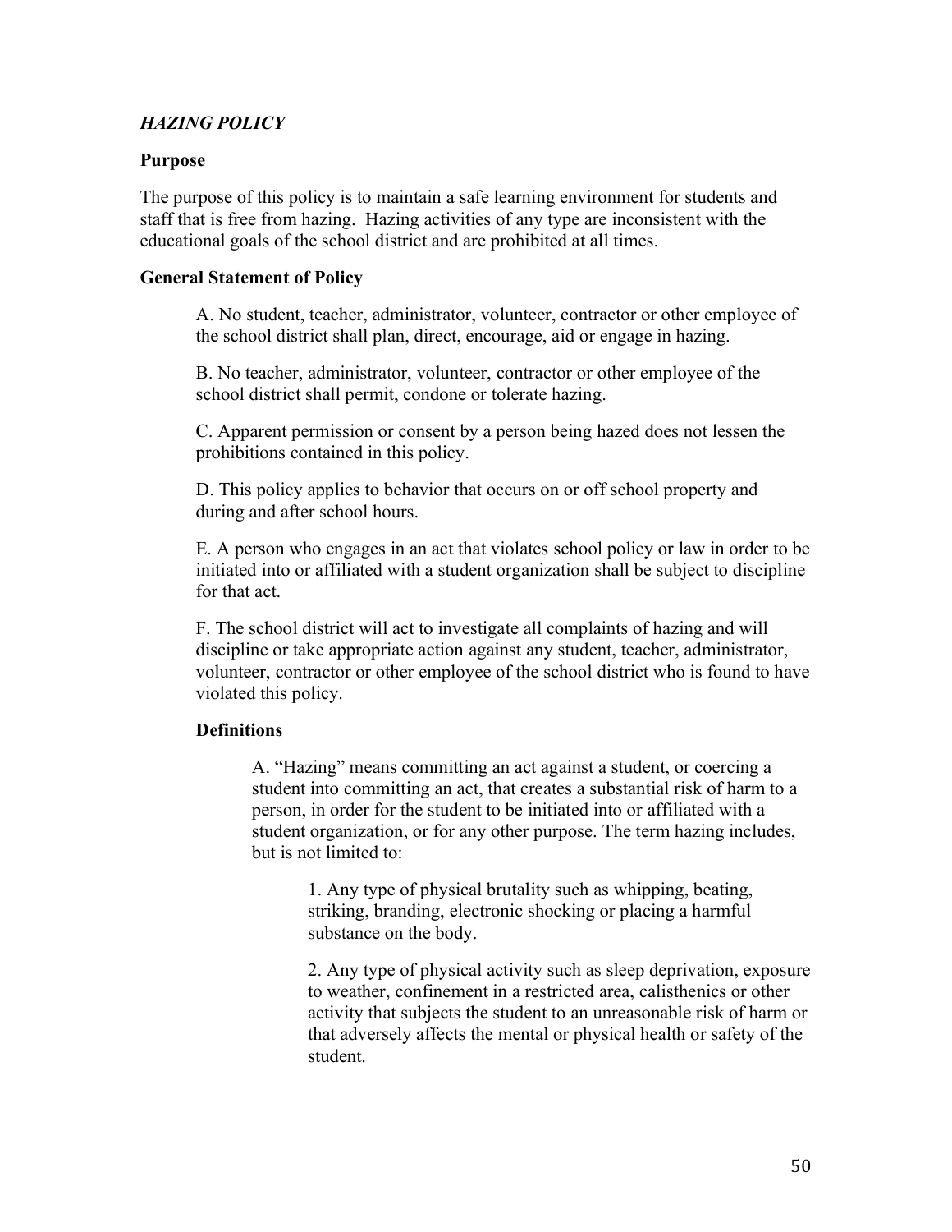## *HAZING POLICY*

### Purpose

The purpose of this policy is to maintain a safe learning environment for students and staff that is free from hazing. Hazing activities of any type are inconsistent with the educational goals of the school district and are prohibited at all times.

### General Statement of Policy

A. No student, teacher, administrator, volunteer, contractor or other employee of the school district shall plan, direct, encourage, aid or engage in hazing.

B. No teacher, administrator, volunteer, contractor or other employee of the school district shall permit, condone or tolerate hazing.

C. Apparent permission or consent by a person being hazed does not lessen the prohibitions contained in this policy.

D. This policy applies to behavior that occurs on or off school property and during and after school hours.

E. A person who engages in an act that violates school policy or law in order to be initiated into or affiliated with a student organization shall be subject to discipline for that act.

F. The school district will act to investigate all complaints of hazing and will discipline or take appropriate action against any student, teacher, administrator, volunteer, contractor or other employee of the school district who is found to have violated this policy.

### Definitions

A. "Hazing" means committing an act against a student, or coercing a student into committing an act, that creates a substantial risk of harm to a person, in order for the student to be initiated into or affiliated with a student organization, or for any other purpose. The term hazing includes, but is not limited to:

1. Any type of physical brutality such as whipping, beating, striking, branding, electronic shocking or placing a harmful substance on the body.

2. Any type of physical activity such as sleep deprivation, exposure to weather, confinement in a restricted area, calisthenics or other activity that subjects the student to an unreasonable risk of harm or that adversely affects the mental or physical health or safety of the student.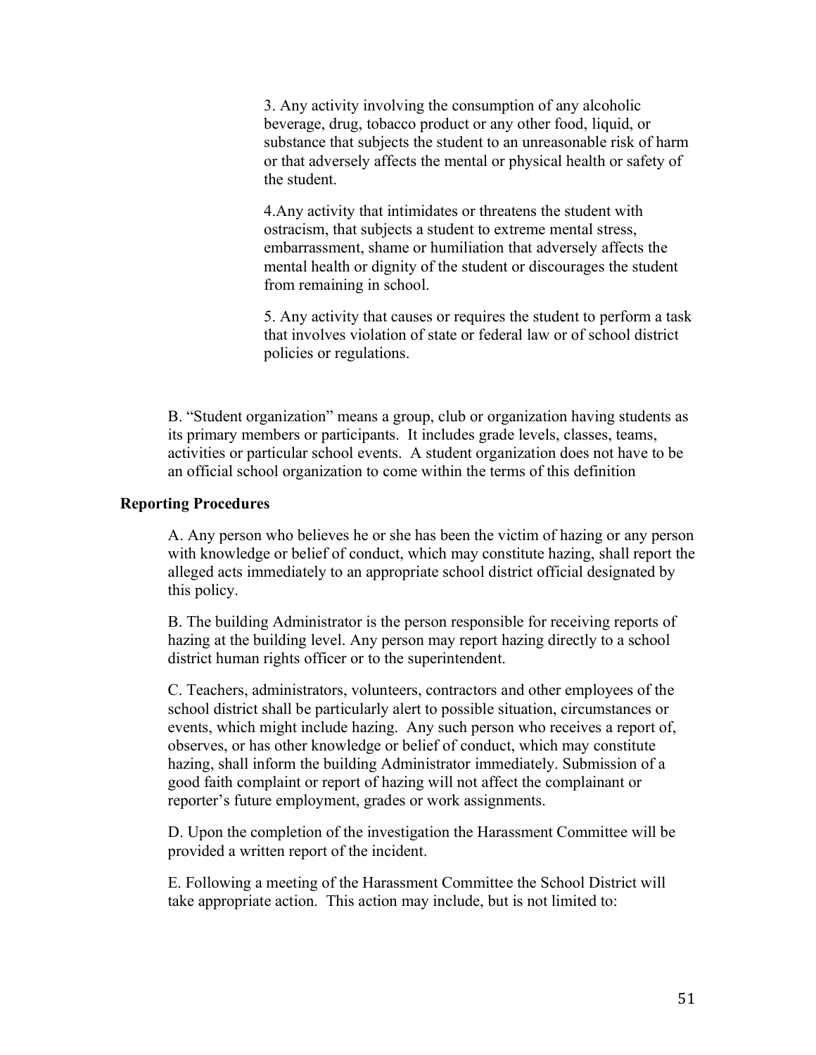3. Any activity involving the consumption of any alcoholic beverage, drug, tobacco product or any other food, liquid, or substance that subjects the student to an unreasonable risk of harm or that adversely affects the mental or physical health or safety of the student.

4.Any activity that intimidates or threatens the student with ostracism, that subjects a student to extreme mental stress, embarrassment, shame or humiliation that adversely affects the mental health or dignity of the student or discourages the student from remaining in school.

5. Any activity that causes or requires the student to perform a task that involves violation of state or federal law or of school district policies or regulations.

B. "Student organization" means a group, club or organization having students as its primary members or participants. It includes grade levels, classes, teams, activities or particular school events. A student organization does not have to be an official school organization to come within the terms of this definition

**Reporting Procedures**

A. Any person who believes he or she has been the victim of hazing or any person with knowledge or belief of conduct, which may constitute hazing, shall report the alleged acts immediately to an appropriate school district official designated by this policy.

B. The building Administrator is the person responsible for receiving reports of hazing at the building level. Any person may report hazing directly to a school district human rights officer or to the superintendent.

C. Teachers, administrators, volunteers, contractors and other employees of the school district shall be particularly alert to possible situation, circumstances or events, which might include hazing. Any such person who receives a report of, observes, or has other knowledge or belief of conduct, which may constitute hazing, shall inform the building Administrator immediately. Submission of a good faith complaint or report of hazing will not affect the complainant or reporter's future employment, grades or work assignments.

D. Upon the completion of the investigation the Harassment Committee will be provided a written report of the incident.

E. Following a meeting of the Harassment Committee the School District will take appropriate action. This action may include, but is not limited to: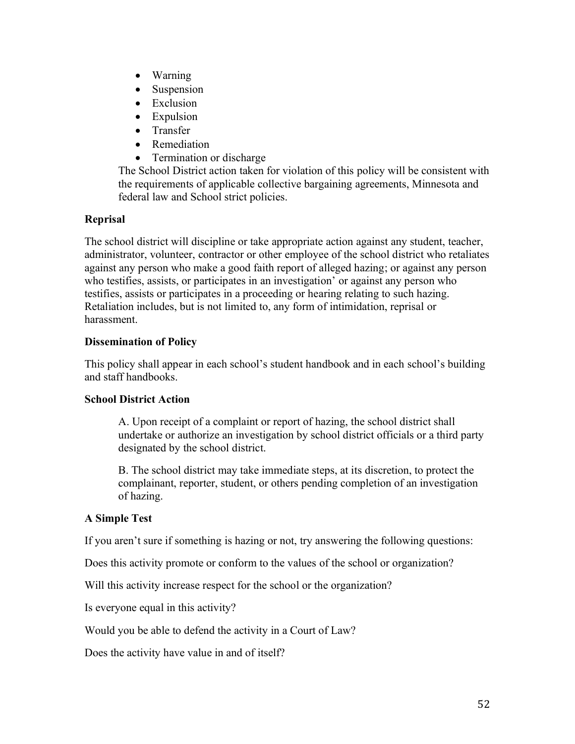- Warning
- Suspension
- Exclusion
- Expulsion
- Transfer
- Remediation
- Termination or discharge

The School District action taken for violation of this policy will be consistent with the requirements of applicable collective bargaining agreements, Minnesota and federal law and School strict policies.

**Reprisal**

The school district will discipline or take appropriate action against any student, teacher, administrator, volunteer, contractor or other employee of the school district who retaliates against any person who make a good faith report of alleged hazing; or against any person who testifies, assists, or participates in an investigation' or against any person who testifies, assists or participates in a proceeding or hearing relating to such hazing. Retaliation includes, but is not limited to, any form of intimidation, reprisal or harassment.

**Dissemination of Policy**

This policy shall appear in each school's student handbook and in each school's building and staff handbooks.

**School District Action**

A. Upon receipt of a complaint or report of hazing, the school district shall undertake or authorize an investigation by school district officials or a third party designated by the school district.

B. The school district may take immediate steps, at its discretion, to protect the complainant, reporter, student, or others pending completion of an investigation of hazing.

**A Simple Test**

If you aren't sure if something is hazing or not, try answering the following questions:

Does this activity promote or conform to the values of the school or organization?

Will this activity increase respect for the school or the organization?

Is everyone equal in this activity?

Would you be able to defend the activity in a Court of Law?

Does the activity have value in and of itself?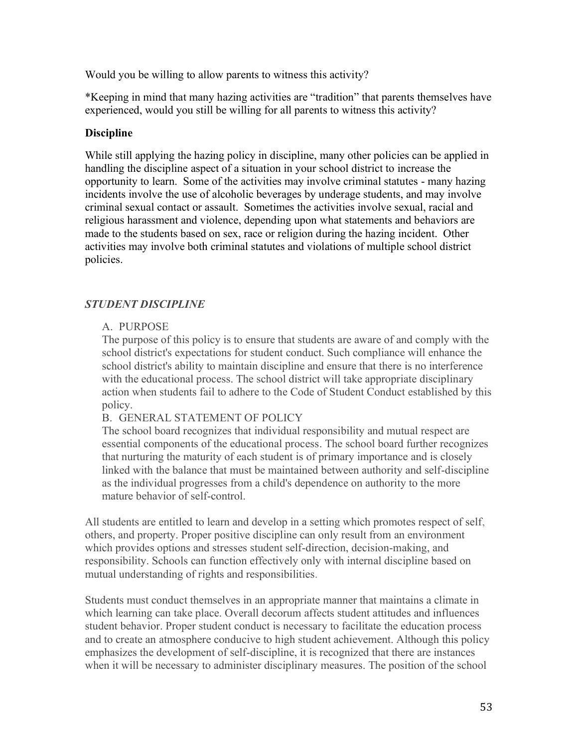Would you be willing to allow parents to witness this activity?

*Keeping in mind that many hazing activities are "tradition" that parents themselves have experienced, would you still be willing for all parents to witness this activity?

**Discipline**

While still applying the hazing policy in discipline, many other policies can be applied in handling the discipline aspect of a situation in your school district to increase the opportunity to learn. Some of the activities may involve criminal statutes - many hazing incidents involve the use of alcoholic beverages by underage students, and may involve criminal sexual contact or assault. Sometimes the activities involve sexual, racial and religious harassment and violence, depending upon what statements and behaviors are made to the students based on sex, race or religion during the hazing incident. Other activities may involve both criminal statutes and violations of multiple school district policies.

***STUDENT DISCIPLINE***

A. PURPOSE

The purpose of this policy is to ensure that students are aware of and comply with the school district's expectations for student conduct. Such compliance will enhance the school district's ability to maintain discipline and ensure that there is no interference with the educational process. The school district will take appropriate disciplinary action when students fail to adhere to the Code of Student Conduct established by this policy.

B. GENERAL STATEMENT OF POLICY

The school board recognizes that individual responsibility and mutual respect are essential components of the educational process. The school board further recognizes that nurturing the maturity of each student is of primary importance and is closely linked with the balance that must be maintained between authority and self-discipline as the individual progresses from a child's dependence on authority to the more mature behavior of self-control.

All students are entitled to learn and develop in a setting which promotes respect of self, others, and property. Proper positive discipline can only result from an environment which provides options and stresses student self-direction, decision-making, and responsibility. Schools can function effectively only with internal discipline based on mutual understanding of rights and responsibilities.

Students must conduct themselves in an appropriate manner that maintains a climate in which learning can take place. Overall decorum affects student attitudes and influences student behavior. Proper student conduct is necessary to facilitate the education process and to create an atmosphere conducive to high student achievement. Although this policy emphasizes the development of self-discipline, it is recognized that there are instances when it will be necessary to administer disciplinary measures. The position of the school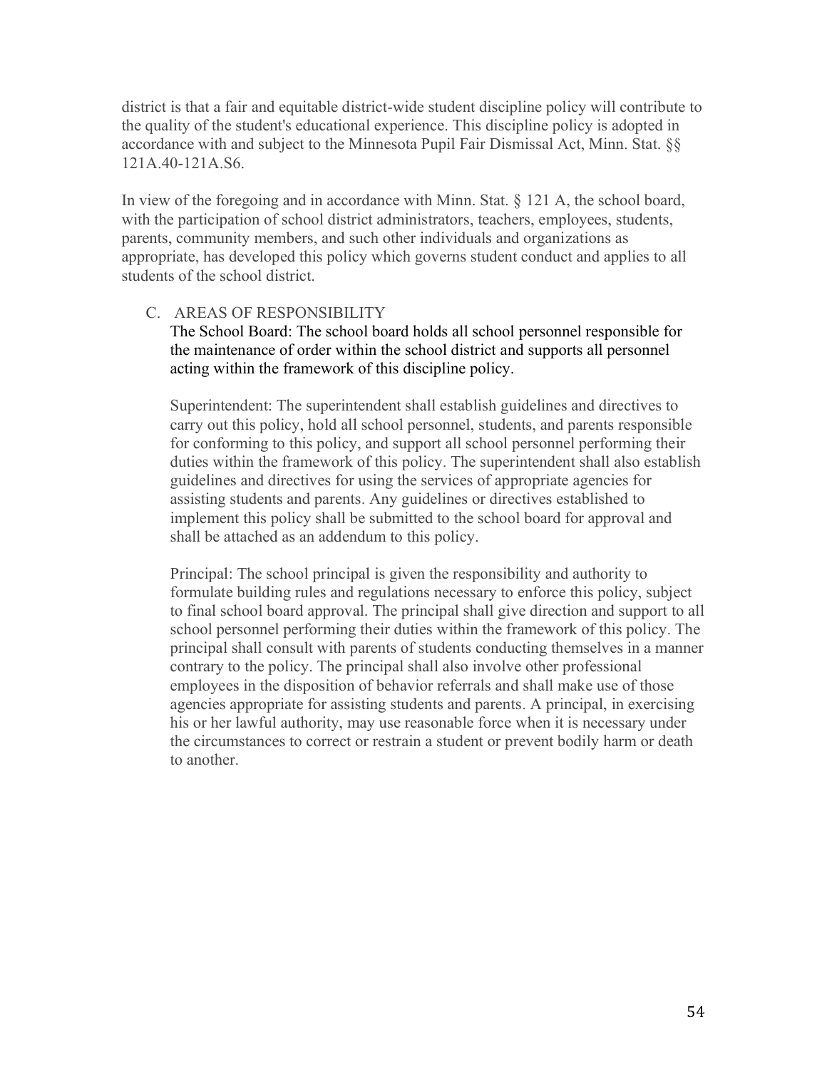district is that a fair and equitable district-wide student discipline policy will contribute to the quality of the student's educational experience. This discipline policy is adopted in accordance with and subject to the Minnesota Pupil Fair Dismissal Act, Minn. Stat. §§ 121A.40-121A.S6.

In view of the foregoing and in accordance with Minn. Stat. § 121 A, the school board, with the participation of school district administrators, teachers, employees, students, parents, community members, and such other individuals and organizations as appropriate, has developed this policy which governs student conduct and applies to all students of the school district.

C. AREAS OF RESPONSIBILITY

The School Board: The school board holds all school personnel responsible for the maintenance of order within the school district and supports all personnel acting within the framework of this discipline policy.

Superintendent: The superintendent shall establish guidelines and directives to carry out this policy, hold all school personnel, students, and parents responsible for conforming to this policy, and support all school personnel performing their duties within the framework of this policy. The superintendent shall also establish guidelines and directives for using the services of appropriate agencies for assisting students and parents. Any guidelines or directives established to implement this policy shall be submitted to the school board for approval and shall be attached as an addendum to this policy.

Principal: The school principal is given the responsibility and authority to formulate building rules and regulations necessary to enforce this policy, subject to final school board approval. The principal shall give direction and support to all school personnel performing their duties within the framework of this policy. The principal shall consult with parents of students conducting themselves in a manner contrary to the policy. The principal shall also involve other professional employees in the disposition of behavior referrals and shall make use of those agencies appropriate for assisting students and parents. A principal, in exercising his or her lawful authority, may use reasonable force when it is necessary under the circumstances to correct or restrain a student or prevent bodily harm or death to another.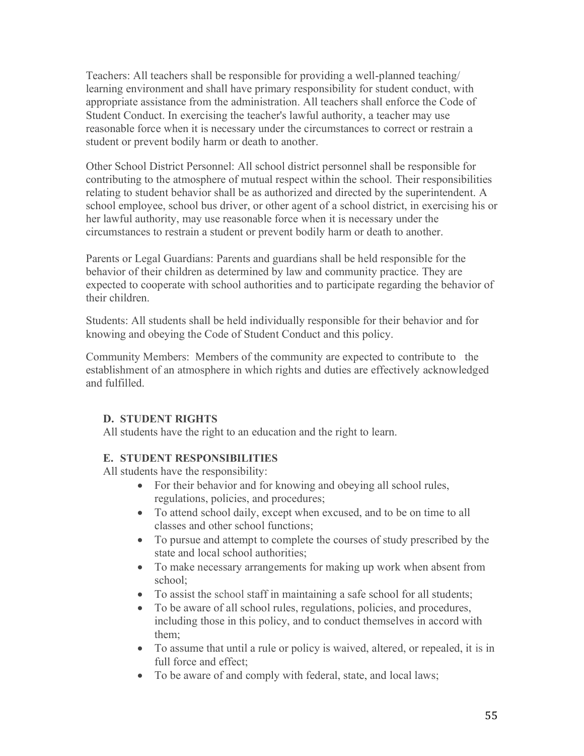Teachers: All teachers shall be responsible for providing a well-planned teaching/ learning environment and shall have primary responsibility for student conduct, with appropriate assistance from the administration. All teachers shall enforce the Code of Student Conduct. In exercising the teacher's lawful authority, a teacher may use reasonable force when it is necessary under the circumstances to correct or restrain a student or prevent bodily harm or death to another.

Other School District Personnel: All school district personnel shall be responsible for contributing to the atmosphere of mutual respect within the school. Their responsibilities relating to student behavior shall be as authorized and directed by the superintendent. A school employee, school bus driver, or other agent of a school district, in exercising his or her lawful authority, may use reasonable force when it is necessary under the circumstances to restrain a student or prevent bodily harm or death to another.

Parents or Legal Guardians: Parents and guardians shall be held responsible for the behavior of their children as determined by law and community practice. They are expected to cooperate with school authorities and to participate regarding the behavior of their children.

Students: All students shall be held individually responsible for their behavior and for knowing and obeying the Code of Student Conduct and this policy.

Community Members: Members of the community are expected to contribute to the establishment of an atmosphere in which rights and duties are effectively acknowledged and fulfilled.

**D. STUDENT RIGHTS**

All students have the right to an education and the right to learn.

**E. STUDENT RESPONSIBILITIES**

All students have the responsibility:

- For their behavior and for knowing and obeying all school rules, regulations, policies, and procedures;
- To attend school daily, except when excused, and to be on time to all classes and other school functions;
- To pursue and attempt to complete the courses of study prescribed by the state and local school authorities;
- To make necessary arrangements for making up work when absent from school;
- To assist the school staff in maintaining a safe school for all students;
- To be aware of all school rules, regulations, policies, and procedures, including those in this policy, and to conduct themselves in accord with them;
- To assume that until a rule or policy is waived, altered, or repealed, it is in full force and effect;
- To be aware of and comply with federal, state, and local laws;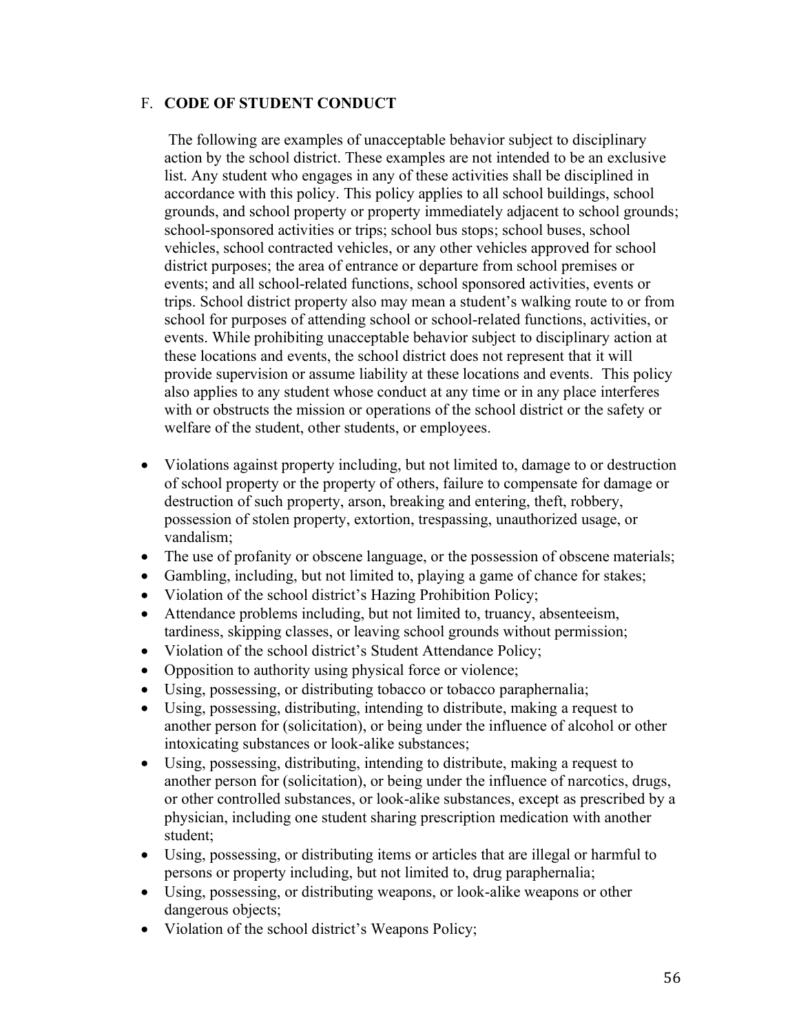## F. **CODE OF STUDENT CONDUCT**

The following are examples of unacceptable behavior subject to disciplinary action by the school district. These examples are not intended to be an exclusive list. Any student who engages in any of these activities shall be disciplined in accordance with this policy. This policy applies to all school buildings, school grounds, and school property or property immediately adjacent to school grounds; school-sponsored activities or trips; school bus stops; school buses, school vehicles, school contracted vehicles, or any other vehicles approved for school district purposes; the area of entrance or departure from school premises or events; and all school-related functions, school sponsored activities, events or trips. School district property also may mean a student's walking route to or from school for purposes of attending school or school-related functions, activities, or events. While prohibiting unacceptable behavior subject to disciplinary action at these locations and events, the school district does not represent that it will provide supervision or assume liability at these locations and events. This policy also applies to any student whose conduct at any time or in any place interferes with or obstructs the mission or operations of the school district or the safety or welfare of the student, other students, or employees.

- Violations against property including, but not limited to, damage to or destruction of school property or the property of others, failure to compensate for damage or destruction of such property, arson, breaking and entering, theft, robbery, possession of stolen property, extortion, trespassing, unauthorized usage, or vandalism;
- The use of profanity or obscene language, or the possession of obscene materials;
- Gambling, including, but not limited to, playing a game of chance for stakes;
- Violation of the school district's Hazing Prohibition Policy;
- Attendance problems including, but not limited to, truancy, absenteeism, tardiness, skipping classes, or leaving school grounds without permission;
- Violation of the school district's Student Attendance Policy;
- Opposition to authority using physical force or violence;
- Using, possessing, or distributing tobacco or tobacco paraphernalia;
- Using, possessing, distributing, intending to distribute, making a request to another person for (solicitation), or being under the influence of alcohol or other intoxicating substances or look-alike substances;
- Using, possessing, distributing, intending to distribute, making a request to another person for (solicitation), or being under the influence of narcotics, drugs, or other controlled substances, or look-alike substances, except as prescribed by a physician, including one student sharing prescription medication with another student;
- Using, possessing, or distributing items or articles that are illegal or harmful to persons or property including, but not limited to, drug paraphernalia;
- Using, possessing, or distributing weapons, or look-alike weapons or other dangerous objects;
- Violation of the school district's Weapons Policy;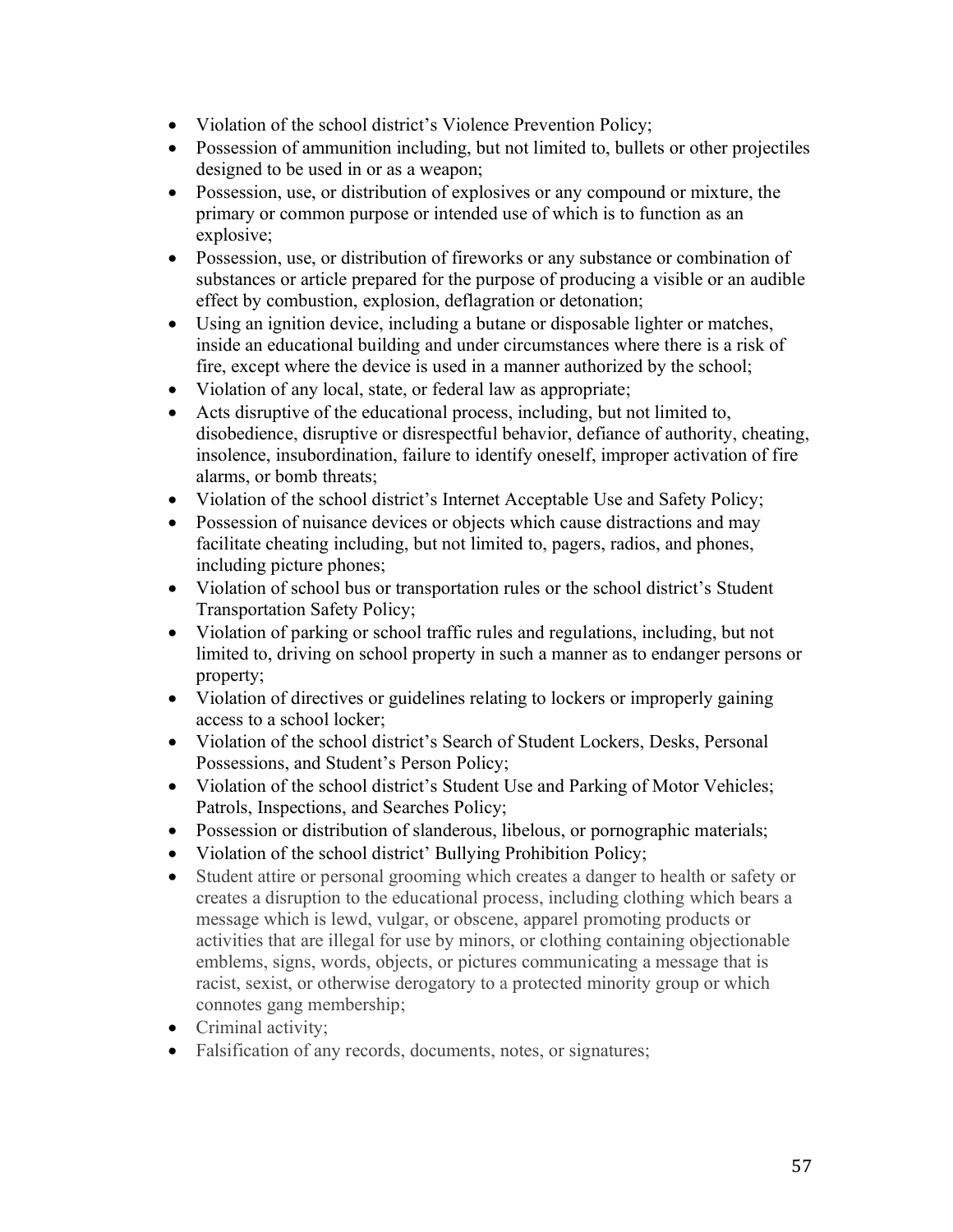- Violation of the school district's Violence Prevention Policy;
- Possession of ammunition including, but not limited to, bullets or other projectiles designed to be used in or as a weapon;
- Possession, use, or distribution of explosives or any compound or mixture, the primary or common purpose or intended use of which is to function as an explosive;
- Possession, use, or distribution of fireworks or any substance or combination of substances or article prepared for the purpose of producing a visible or an audible effect by combustion, explosion, deflagration or detonation;
- Using an ignition device, including a butane or disposable lighter or matches, inside an educational building and under circumstances where there is a risk of fire, except where the device is used in a manner authorized by the school;
- Violation of any local, state, or federal law as appropriate;
- Acts disruptive of the educational process, including, but not limited to, disobedience, disruptive or disrespectful behavior, defiance of authority, cheating, insolence, insubordination, failure to identify oneself, improper activation of fire alarms, or bomb threats;
- Violation of the school district's Internet Acceptable Use and Safety Policy;
- Possession of nuisance devices or objects which cause distractions and may facilitate cheating including, but not limited to, pagers, radios, and phones, including picture phones;
- Violation of school bus or transportation rules or the school district's Student Transportation Safety Policy;
- Violation of parking or school traffic rules and regulations, including, but not limited to, driving on school property in such a manner as to endanger persons or property;
- Violation of directives or guidelines relating to lockers or improperly gaining access to a school locker;
- Violation of the school district's Search of Student Lockers, Desks, Personal Possessions, and Student's Person Policy;
- Violation of the school district's Student Use and Parking of Motor Vehicles; Patrols, Inspections, and Searches Policy;
- Possession or distribution of slanderous, libelous, or pornographic materials;
- Violation of the school district' Bullying Prohibition Policy;
- Student attire or personal grooming which creates a danger to health or safety or creates a disruption to the educational process, including clothing which bears a message which is lewd, vulgar, or obscene, apparel promoting products or activities that are illegal for use by minors, or clothing containing objectionable emblems, signs, words, objects, or pictures communicating a message that is racist, sexist, or otherwise derogatory to a protected minority group or which connotes gang membership;
- Criminal activity;
- Falsification of any records, documents, notes, or signatures;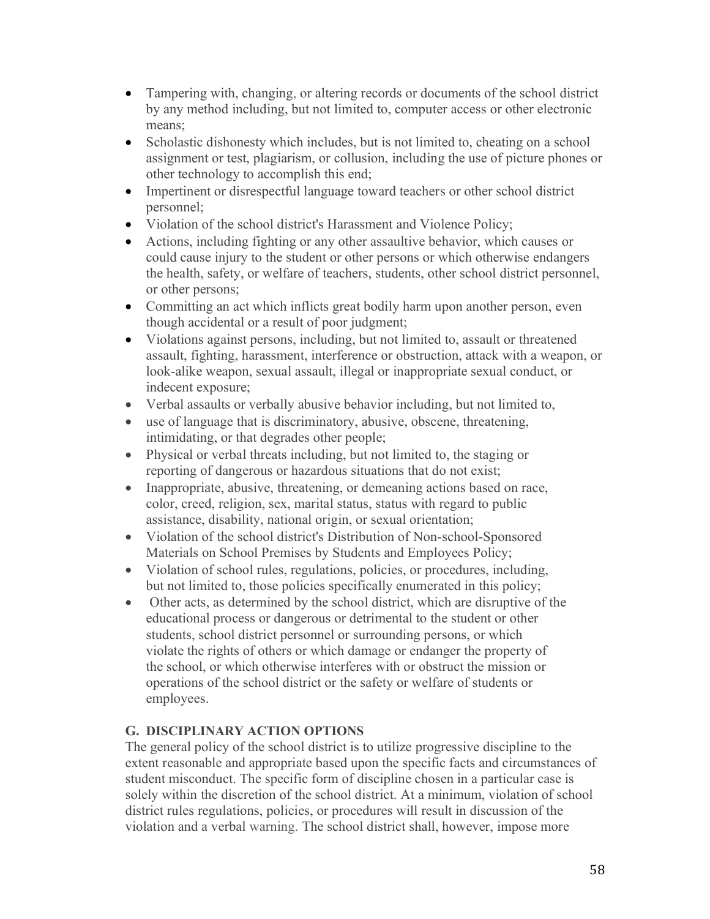- Tampering with, changing, or altering records or documents of the school district by any method including, but not limited to, computer access or other electronic means;
- Scholastic dishonesty which includes, but is not limited to, cheating on a school assignment or test, plagiarism, or collusion, including the use of picture phones or other technology to accomplish this end;
- Impertinent or disrespectful language toward teachers or other school district personnel;
- Violation of the school district's Harassment and Violence Policy;
- Actions, including fighting or any other assaultive behavior, which causes or could cause injury to the student or other persons or which otherwise endangers the health, safety, or welfare of teachers, students, other school district personnel, or other persons;
- Committing an act which inflicts great bodily harm upon another person, even though accidental or a result of poor judgment;
- Violations against persons, including, but not limited to, assault or threatened assault, fighting, harassment, interference or obstruction, attack with a weapon, or look-alike weapon, sexual assault, illegal or inappropriate sexual conduct, or indecent exposure;
- Verbal assaults or verbally abusive behavior including, but not limited to,
- use of language that is discriminatory, abusive, obscene, threatening, intimidating, or that degrades other people;
- Physical or verbal threats including, but not limited to, the staging or reporting of dangerous or hazardous situations that do not exist;
- Inappropriate, abusive, threatening, or demeaning actions based on race, color, creed, religion, sex, marital status, status with regard to public assistance, disability, national origin, or sexual orientation;
- Violation of the school district's Distribution of Non-school-Sponsored Materials on School Premises by Students and Employees Policy;
- Violation of school rules, regulations, policies, or procedures, including, but not limited to, those policies specifically enumerated in this policy;
- Other acts, as determined by the school district, which are disruptive of the educational process or dangerous or detrimental to the student or other students, school district personnel or surrounding persons, or which violate the rights of others or which damage or endanger the property of the school, or which otherwise interferes with or obstruct the mission or operations of the school district or the safety or welfare of students or employees.

## G. DISCIPLINARY ACTION OPTIONS

The general policy of the school district is to utilize progressive discipline to the extent reasonable and appropriate based upon the specific facts and circumstances of student misconduct. The specific form of discipline chosen in a particular case is solely within the discretion of the school district. At a minimum, violation of school district rules regulations, policies, or procedures will result in discussion of the violation and a verbal warning. The school district shall, however, impose more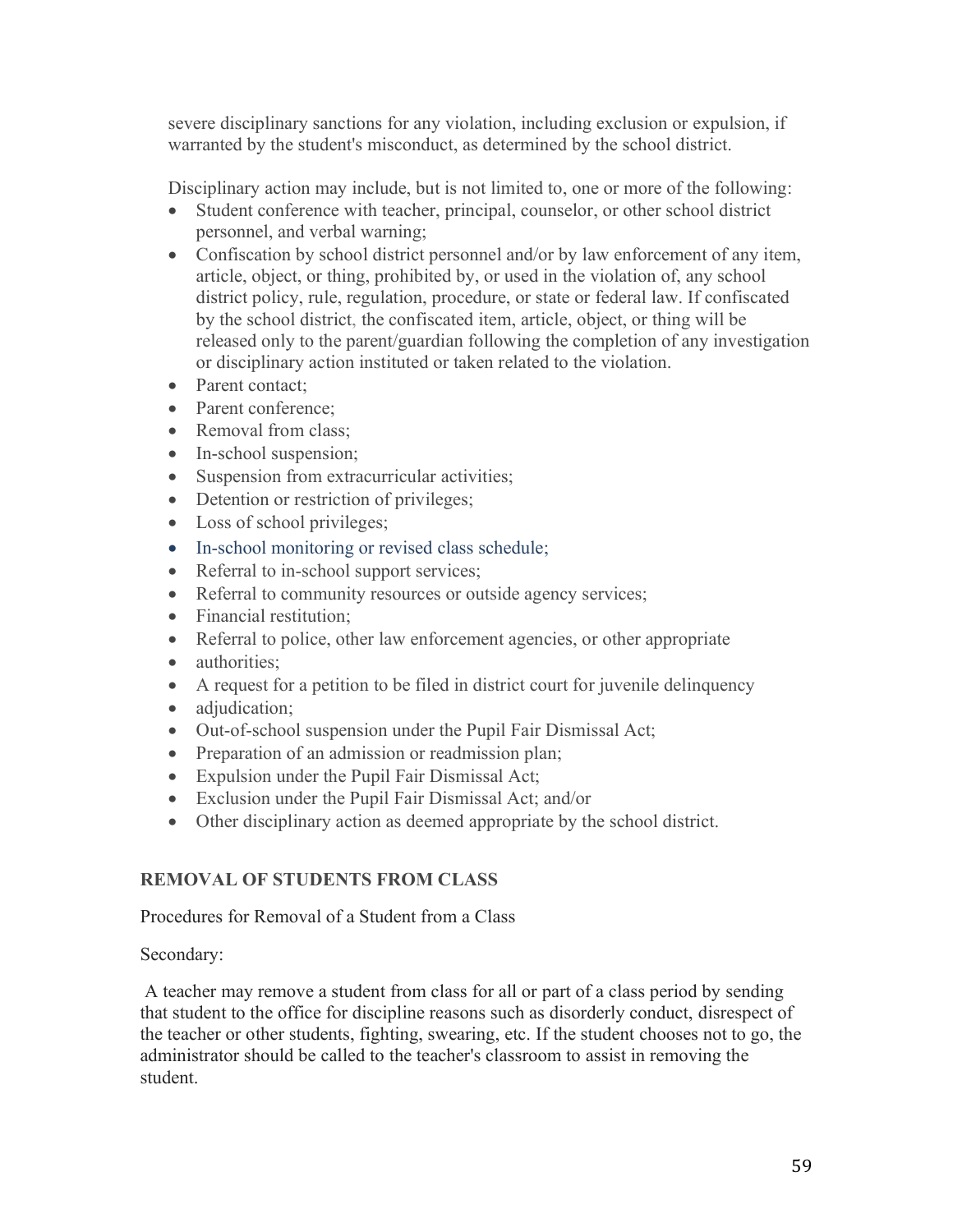severe disciplinary sanctions for any violation, including exclusion or expulsion, if warranted by the student's misconduct, as determined by the school district.

Disciplinary action may include, but is not limited to, one or more of the following:

- Student conference with teacher, principal, counselor, or other school district personnel, and verbal warning;
- Confiscation by school district personnel and/or by law enforcement of any item, article, object, or thing, prohibited by, or used in the violation of, any school district policy, rule, regulation, procedure, or state or federal law. If confiscated by the school district, the confiscated item, article, object, or thing will be released only to the parent/guardian following the completion of any investigation or disciplinary action instituted or taken related to the violation.
- Parent contact;
- Parent conference;
- Removal from class;
- In-school suspension;
- Suspension from extracurricular activities;
- Detention or restriction of privileges;
- Loss of school privileges;
- In-school monitoring or revised class schedule;
- Referral to in-school support services;
- Referral to community resources or outside agency services;
- Financial restitution;
- Referral to police, other law enforcement agencies, or other appropriate
- authorities;
- A request for a petition to be filed in district court for juvenile delinquency
- adjudication;
- Out-of-school suspension under the Pupil Fair Dismissal Act;
- Preparation of an admission or readmission plan;
- Expulsion under the Pupil Fair Dismissal Act;
- Exclusion under the Pupil Fair Dismissal Act; and/or
- Other disciplinary action as deemed appropriate by the school district.

## REMOVAL OF STUDENTS FROM CLASS

Procedures for Removal of a Student from a Class

Secondary:

A teacher may remove a student from class for all or part of a class period by sending that student to the office for discipline reasons such as disorderly conduct, disrespect of the teacher or other students, fighting, swearing, etc. If the student chooses not to go, the administrator should be called to the teacher's classroom to assist in removing the student.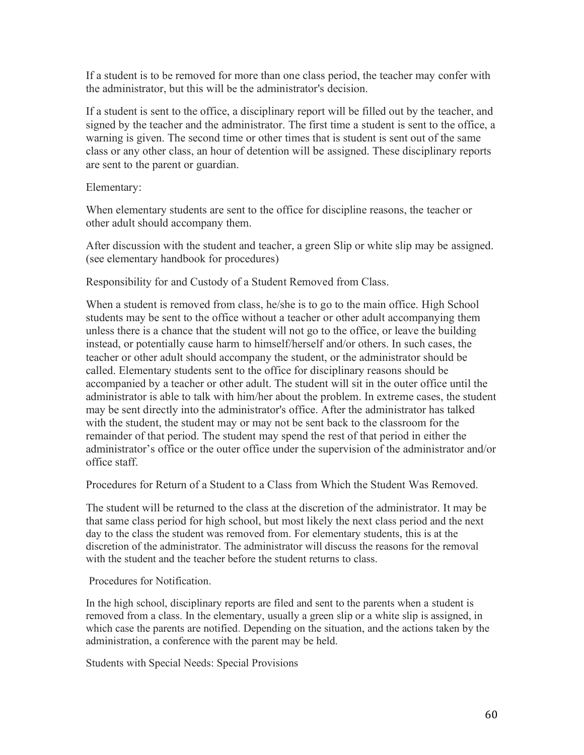If a student is to be removed for more than one class period, the teacher may confer with the administrator, but this will be the administrator's decision.

If a student is sent to the office, a disciplinary report will be filled out by the teacher, and signed by the teacher and the administrator. The first time a student is sent to the office, a warning is given. The second time or other times that is student is sent out of the same class or any other class, an hour of detention will be assigned. These disciplinary reports are sent to the parent or guardian.

Elementary:

When elementary students are sent to the office for discipline reasons, the teacher or other adult should accompany them.

After discussion with the student and teacher, a green Slip or white slip may be assigned. (see elementary handbook for procedures)

Responsibility for and Custody of a Student Removed from Class.

When a student is removed from class, he/she is to go to the main office. High School students may be sent to the office without a teacher or other adult accompanying them unless there is a chance that the student will not go to the office, or leave the building instead, or potentially cause harm to himself/herself and/or others. In such cases, the teacher or other adult should accompany the student, or the administrator should be called. Elementary students sent to the office for disciplinary reasons should be accompanied by a teacher or other adult. The student will sit in the outer office until the administrator is able to talk with him/her about the problem. In extreme cases, the student may be sent directly into the administrator's office. After the administrator has talked with the student, the student may or may not be sent back to the classroom for the remainder of that period. The student may spend the rest of that period in either the administrator's office or the outer office under the supervision of the administrator and/or office staff.

Procedures for Return of a Student to a Class from Which the Student Was Removed.

The student will be returned to the class at the discretion of the administrator. It may be that same class period for high school, but most likely the next class period and the next day to the class the student was removed from. For elementary students, this is at the discretion of the administrator. The administrator will discuss the reasons for the removal with the student and the teacher before the student returns to class.

Procedures for Notification.

In the high school, disciplinary reports are filed and sent to the parents when a student is removed from a class. In the elementary, usually a green slip or a white slip is assigned, in which case the parents are notified. Depending on the situation, and the actions taken by the administration, a conference with the parent may be held.

Students with Special Needs: Special Provisions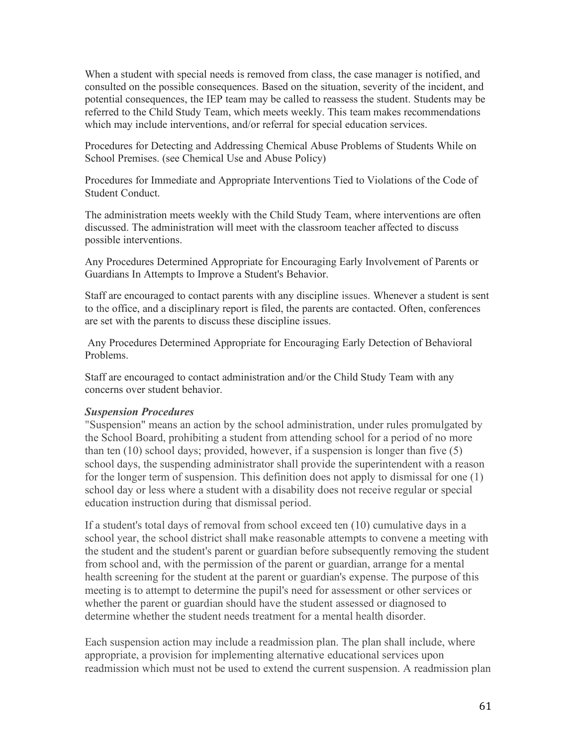When a student with special needs is removed from class, the case manager is notified, and consulted on the possible consequences. Based on the situation, severity of the incident, and potential consequences, the IEP team may be called to reassess the student. Students may be referred to the Child Study Team, which meets weekly. This team makes recommendations which may include interventions, and/or referral for special education services.

Procedures for Detecting and Addressing Chemical Abuse Problems of Students While on School Premises. (see Chemical Use and Abuse Policy)

Procedures for Immediate and Appropriate Interventions Tied to Violations of the Code of Student Conduct.

The administration meets weekly with the Child Study Team, where interventions are often discussed. The administration will meet with the classroom teacher affected to discuss possible interventions.

Any Procedures Determined Appropriate for Encouraging Early Involvement of Parents or Guardians In Attempts to Improve a Student's Behavior.

Staff are encouraged to contact parents with any discipline issues. Whenever a student is sent to the office, and a disciplinary report is filed, the parents are contacted. Often, conferences are set with the parents to discuss these discipline issues.

Any Procedures Determined Appropriate for Encouraging Early Detection of Behavioral Problems.

Staff are encouraged to contact administration and/or the Child Study Team with any concerns over student behavior.

***Suspension Procedures***

"Suspension" means an action by the school administration, under rules promulgated by the School Board, prohibiting a student from attending school for a period of no more than ten (10) school days; provided, however, if a suspension is longer than five (5) school days, the suspending administrator shall provide the superintendent with a reason for the longer term of suspension. This definition does not apply to dismissal for one (1) school day or less where a student with a disability does not receive regular or special education instruction during that dismissal period.

If a student's total days of removal from school exceed ten (10) cumulative days in a school year, the school district shall make reasonable attempts to convene a meeting with the student and the student's parent or guardian before subsequently removing the student from school and, with the permission of the parent or guardian, arrange for a mental health screening for the student at the parent or guardian's expense. The purpose of this meeting is to attempt to determine the pupil's need for assessment or other services or whether the parent or guardian should have the student assessed or diagnosed to determine whether the student needs treatment for a mental health disorder.

Each suspension action may include a readmission plan. The plan shall include, where appropriate, a provision for implementing alternative educational services upon readmission which must not be used to extend the current suspension. A readmission plan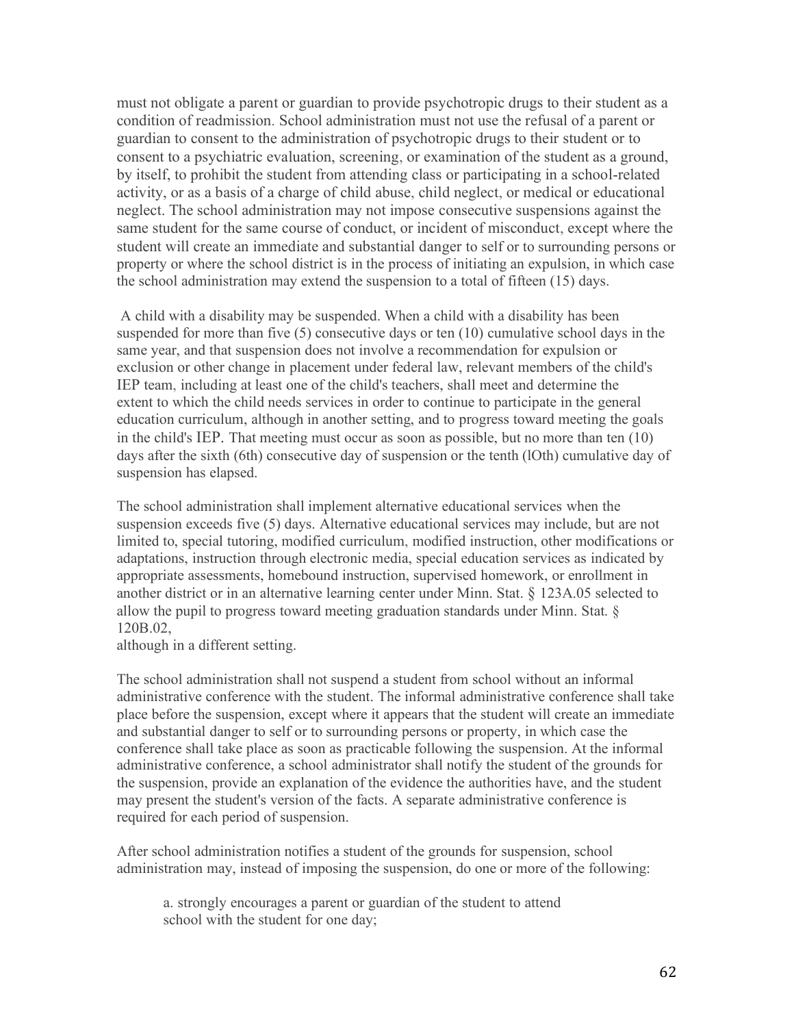must not obligate a parent or guardian to provide psychotropic drugs to their student as a condition of readmission. School administration must not use the refusal of a parent or guardian to consent to the administration of psychotropic drugs to their student or to consent to a psychiatric evaluation, screening, or examination of the student as a ground, by itself, to prohibit the student from attending class or participating in a school-related activity, or as a basis of a charge of child abuse, child neglect, or medical or educational neglect. The school administration may not impose consecutive suspensions against the same student for the same course of conduct, or incident of misconduct, except where the student will create an immediate and substantial danger to self or to surrounding persons or property or where the school district is in the process of initiating an expulsion, in which case the school administration may extend the suspension to a total of fifteen (15) days.

A child with a disability may be suspended. When a child with a disability has been suspended for more than five (5) consecutive days or ten (10) cumulative school days in the same year, and that suspension does not involve a recommendation for expulsion or exclusion or other change in placement under federal law, relevant members of the child's IEP team, including at least one of the child's teachers, shall meet and determine the extent to which the child needs services in order to continue to participate in the general education curriculum, although in another setting, and to progress toward meeting the goals in the child's IEP. That meeting must occur as soon as possible, but no more than ten (10) days after the sixth (6th) consecutive day of suspension or the tenth (lOth) cumulative day of suspension has elapsed.

The school administration shall implement alternative educational services when the suspension exceeds five (5) days. Alternative educational services may include, but are not limited to, special tutoring, modified curriculum, modified instruction, other modifications or adaptations, instruction through electronic media, special education services as indicated by appropriate assessments, homebound instruction, supervised homework, or enrollment in another district or in an alternative learning center under Minn. Stat. § 123A.05 selected to allow the pupil to progress toward meeting graduation standards under Minn. Stat. § 120B.02,
although in a different setting.

The school administration shall not suspend a student from school without an informal administrative conference with the student. The informal administrative conference shall take place before the suspension, except where it appears that the student will create an immediate and substantial danger to self or to surrounding persons or property, in which case the conference shall take place as soon as practicable following the suspension. At the informal administrative conference, a school administrator shall notify the student of the grounds for the suspension, provide an explanation of the evidence the authorities have, and the student may present the student's version of the facts. A separate administrative conference is required for each period of suspension.

After school administration notifies a student of the grounds for suspension, school administration may, instead of imposing the suspension, do one or more of the following:

a. strongly encourages a parent or guardian of the student to attend school with the student for one day;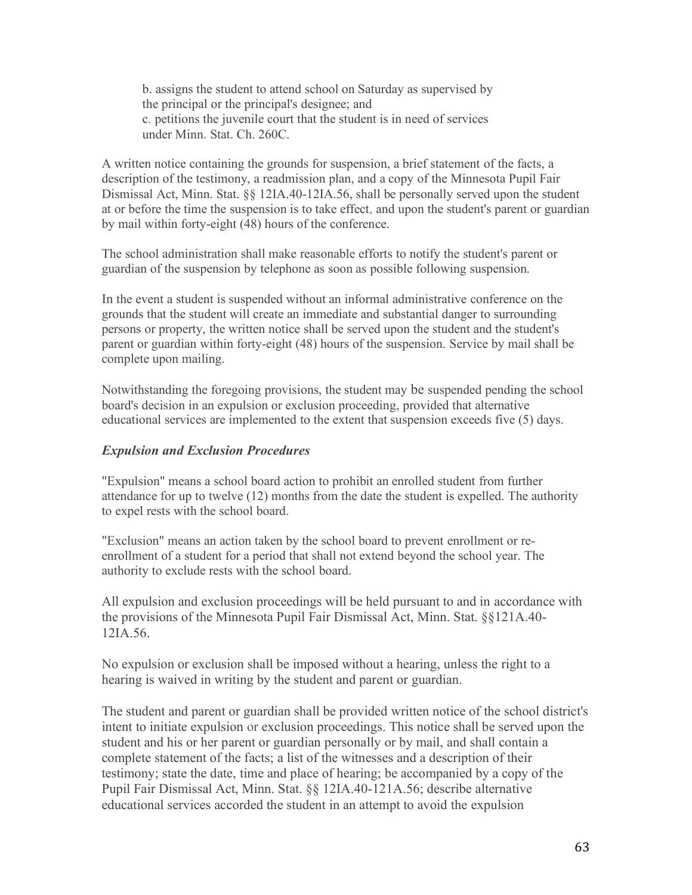b. assigns the student to attend school on Saturday as supervised by the principal or the principal's designee; and
c. petitions the juvenile court that the student is in need of services under Minn. Stat. Ch. 260C.

A written notice containing the grounds for suspension, a brief statement of the facts, a description of the testimony, a readmission plan, and a copy of the Minnesota Pupil Fair Dismissal Act, Minn. Stat. §§ 12IA.40-12IA.56, shall be personally served upon the student at or before the time the suspension is to take effect, and upon the student's parent or guardian by mail within forty-eight (48) hours of the conference.

The school administration shall make reasonable efforts to notify the student's parent or guardian of the suspension by telephone as soon as possible following suspension.

In the event a student is suspended without an informal administrative conference on the grounds that the student will create an immediate and substantial danger to surrounding persons or property, the written notice shall be served upon the student and the student's parent or guardian within forty-eight (48) hours of the suspension. Service by mail shall be complete upon mailing.

Notwithstanding the foregoing provisions, the student may be suspended pending the school board's decision in an expulsion or exclusion proceeding, provided that alternative educational services are implemented to the extent that suspension exceeds five (5) days.

### *Expulsion and Exclusion Procedures*

"Expulsion" means a school board action to prohibit an enrolled student from further attendance for up to twelve (12) months from the date the student is expelled. The authority to expel rests with the school board.

"Exclusion" means an action taken by the school board to prevent enrollment or re-enrollment of a student for a period that shall not extend beyond the school year. The authority to exclude rests with the school board.

All expulsion and exclusion proceedings will be held pursuant to and in accordance with the provisions of the Minnesota Pupil Fair Dismissal Act, Minn. Stat. §§121A.40-12IA.56.

No expulsion or exclusion shall be imposed without a hearing, unless the right to a hearing is waived in writing by the student and parent or guardian.

The student and parent or guardian shall be provided written notice of the school district's intent to initiate expulsion or exclusion proceedings. This notice shall be served upon the student and his or her parent or guardian personally or by mail, and shall contain a complete statement of the facts; a list of the witnesses and a description of their testimony; state the date, time and place of hearing; be accompanied by a copy of the Pupil Fair Dismissal Act, Minn. Stat. §§ 12IA.40-121A.56; describe alternative educational services accorded the student in an attempt to avoid the expulsion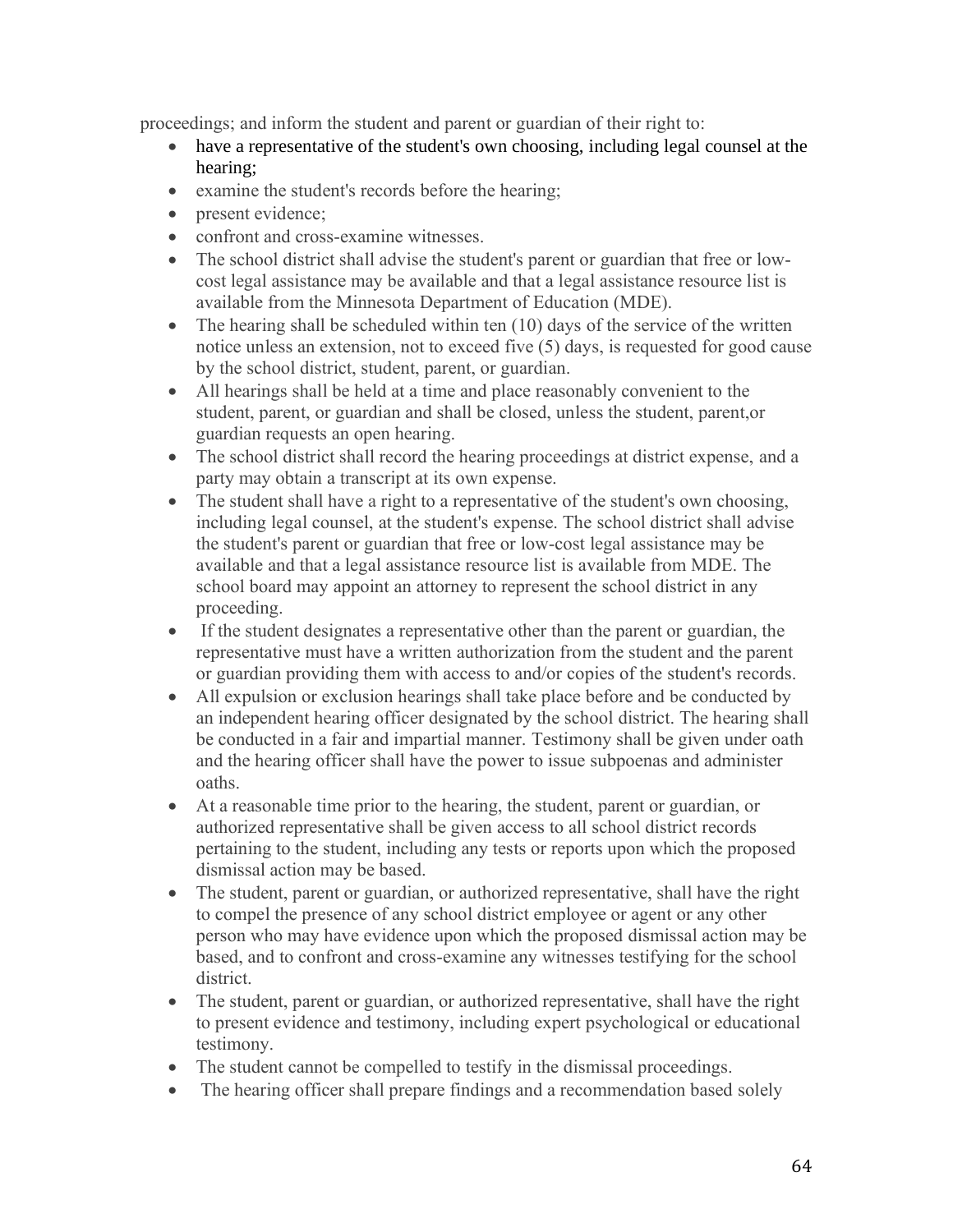proceedings; and inform the student and parent or guardian of their right to:

- have a representative of the student's own choosing, including legal counsel at the hearing;
- examine the student's records before the hearing;
- present evidence;
- confront and cross-examine witnesses.
- The school district shall advise the student's parent or guardian that free or low-cost legal assistance may be available and that a legal assistance resource list is available from the Minnesota Department of Education (MDE).
- The hearing shall be scheduled within ten (10) days of the service of the written notice unless an extension, not to exceed five (5) days, is requested for good cause by the school district, student, parent, or guardian.
- All hearings shall be held at a time and place reasonably convenient to the student, parent, or guardian and shall be closed, unless the student, parent,or guardian requests an open hearing.
- The school district shall record the hearing proceedings at district expense, and a party may obtain a transcript at its own expense.
- The student shall have a right to a representative of the student's own choosing, including legal counsel, at the student's expense. The school district shall advise the student's parent or guardian that free or low-cost legal assistance may be available and that a legal assistance resource list is available from MDE. The school board may appoint an attorney to represent the school district in any proceeding.
- If the student designates a representative other than the parent or guardian, the representative must have a written authorization from the student and the parent or guardian providing them with access to and/or copies of the student's records.
- All expulsion or exclusion hearings shall take place before and be conducted by an independent hearing officer designated by the school district. The hearing shall be conducted in a fair and impartial manner. Testimony shall be given under oath and the hearing officer shall have the power to issue subpoenas and administer oaths.
- At a reasonable time prior to the hearing, the student, parent or guardian, or authorized representative shall be given access to all school district records pertaining to the student, including any tests or reports upon which the proposed dismissal action may be based.
- The student, parent or guardian, or authorized representative, shall have the right to compel the presence of any school district employee or agent or any other person who may have evidence upon which the proposed dismissal action may be based, and to confront and cross-examine any witnesses testifying for the school district.
- The student, parent or guardian, or authorized representative, shall have the right to present evidence and testimony, including expert psychological or educational testimony.
- The student cannot be compelled to testify in the dismissal proceedings.
- The hearing officer shall prepare findings and a recommendation based solely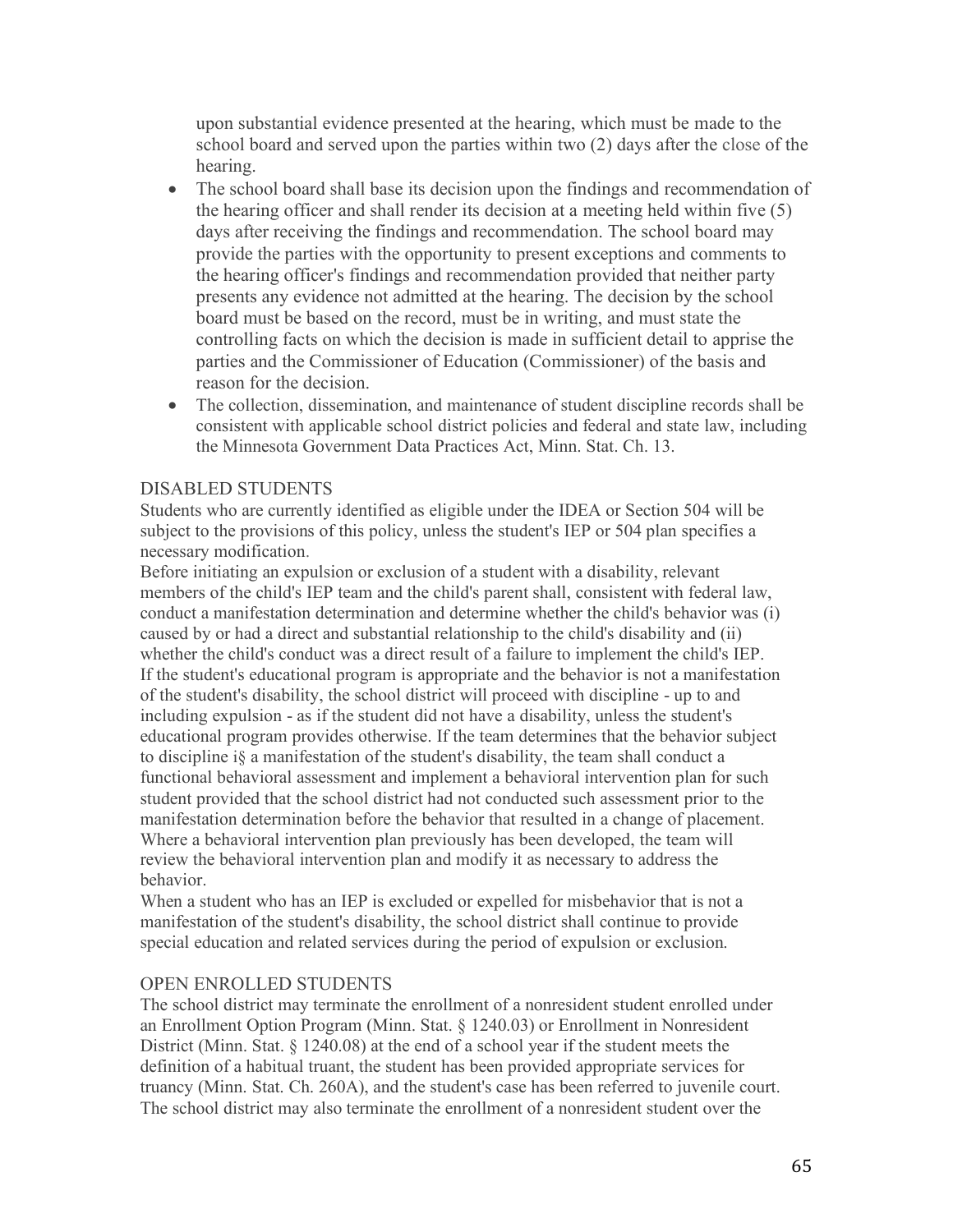upon substantial evidence presented at the hearing, which must be made to the school board and served upon the parties within two (2) days after the close of the hearing.

- The school board shall base its decision upon the findings and recommendation of the hearing officer and shall render its decision at a meeting held within five (5) days after receiving the findings and recommendation. The school board may provide the parties with the opportunity to present exceptions and comments to the hearing officer's findings and recommendation provided that neither party presents any evidence not admitted at the hearing. The decision by the school board must be based on the record, must be in writing, and must state the controlling facts on which the decision is made in sufficient detail to apprise the parties and the Commissioner of Education (Commissioner) of the basis and reason for the decision.
- The collection, dissemination, and maintenance of student discipline records shall be consistent with applicable school district policies and federal and state law, including the Minnesota Government Data Practices Act, Minn. Stat. Ch. 13.

DISABLED STUDENTS

Students who are currently identified as eligible under the IDEA or Section 504 will be subject to the provisions of this policy, unless the student's IEP or 504 plan specifies a necessary modification.

Before initiating an expulsion or exclusion of a student with a disability, relevant members of the child's IEP team and the child's parent shall, consistent with federal law, conduct a manifestation determination and determine whether the child's behavior was (i) caused by or had a direct and substantial relationship to the child's disability and (ii) whether the child's conduct was a direct result of a failure to implement the child's IEP. If the student's educational program is appropriate and the behavior is not a manifestation of the student's disability, the school district will proceed with discipline - up to and including expulsion - as if the student did not have a disability, unless the student's educational program provides otherwise. If the team determines that the behavior subject to discipline i§ a manifestation of the student's disability, the team shall conduct a functional behavioral assessment and implement a behavioral intervention plan for such student provided that the school district had not conducted such assessment prior to the manifestation determination before the behavior that resulted in a change of placement. Where a behavioral intervention plan previously has been developed, the team will review the behavioral intervention plan and modify it as necessary to address the behavior.

When a student who has an IEP is excluded or expelled for misbehavior that is not a manifestation of the student's disability, the school district shall continue to provide special education and related services during the period of expulsion or exclusion.

OPEN ENROLLED STUDENTS

The school district may terminate the enrollment of a nonresident student enrolled under an Enrollment Option Program (Minn. Stat. § 1240.03) or Enrollment in Nonresident District (Minn. Stat. § 1240.08) at the end of a school year if the student meets the definition of a habitual truant, the student has been provided appropriate services for truancy (Minn. Stat. Ch. 260A), and the student's case has been referred to juvenile court. The school district may also terminate the enrollment of a nonresident student over the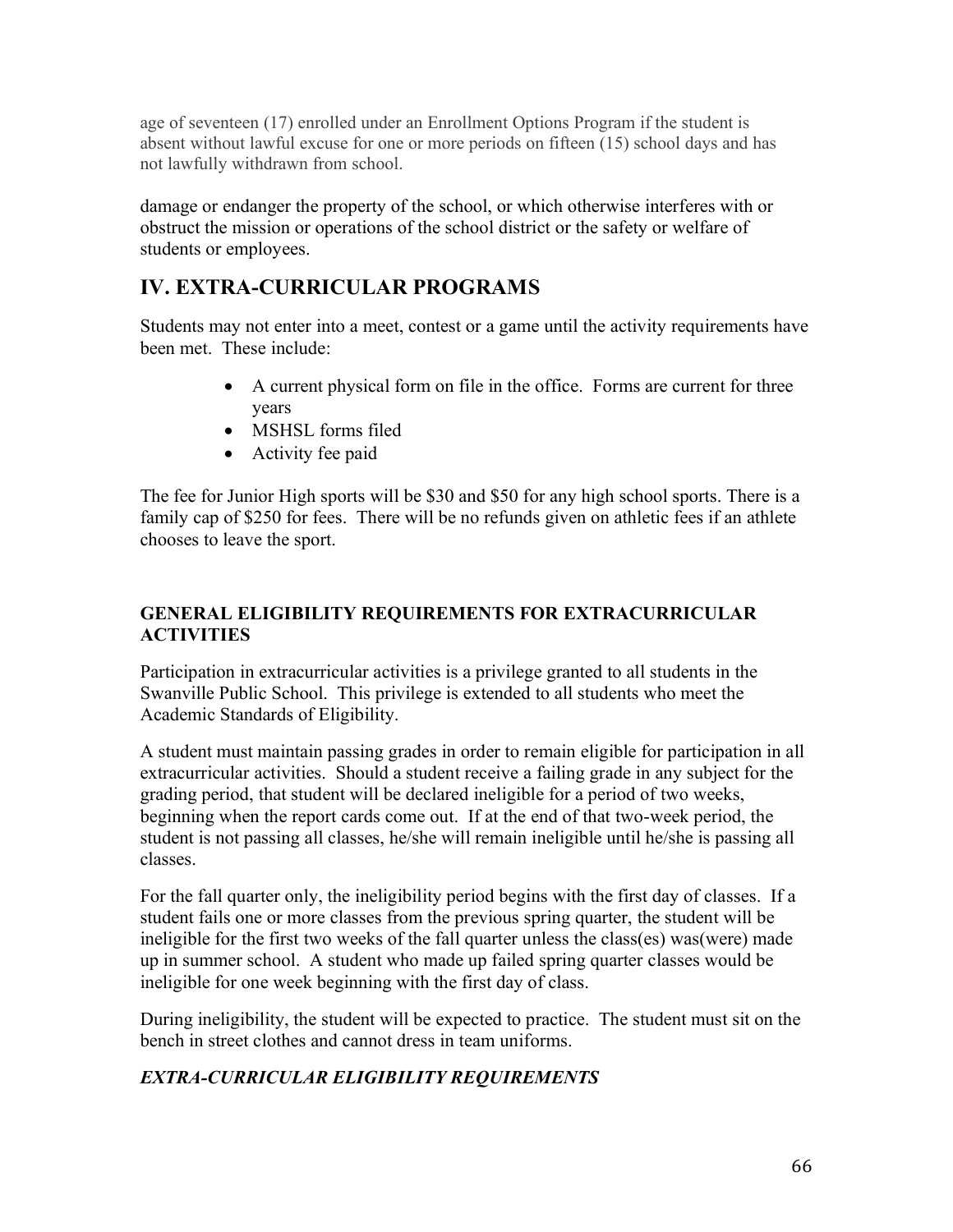age of seventeen (17) enrolled under an Enrollment Options Program if the student is absent without lawful excuse for one or more periods on fifteen (15) school days and has not lawfully withdrawn from school.

damage or endanger the property of the school, or which otherwise interferes with or obstruct the mission or operations of the school district or the safety or welfare of students or employees.

# IV. EXTRA-CURRICULAR PROGRAMS

Students may not enter into a meet, contest or a game until the activity requirements have been met. These include:

- A current physical form on file in the office. Forms are current for three years
- MSHSL forms filed
- Activity fee paid

The fee for Junior High sports will be $30 and $50 for any high school sports. There is a family cap of $250 for fees. There will be no refunds given on athletic fees if an athlete chooses to leave the sport.

### GENERAL ELIGIBILITY REQUIREMENTS FOR EXTRACURRICULAR ACTIVITIES

Participation in extracurricular activities is a privilege granted to all students in the Swanville Public School. This privilege is extended to all students who meet the Academic Standards of Eligibility.

A student must maintain passing grades in order to remain eligible for participation in all extracurricular activities. Should a student receive a failing grade in any subject for the grading period, that student will be declared ineligible for a period of two weeks, beginning when the report cards come out. If at the end of that two-week period, the student is not passing all classes, he/she will remain ineligible until he/she is passing all classes.

For the fall quarter only, the ineligibility period begins with the first day of classes. If a student fails one or more classes from the previous spring quarter, the student will be ineligible for the first two weeks of the fall quarter unless the class(es) was(were) made up in summer school. A student who made up failed spring quarter classes would be ineligible for one week beginning with the first day of class.

During ineligibility, the student will be expected to practice. The student must sit on the bench in street clothes and cannot dress in team uniforms.

### *EXTRA-CURRICULAR ELIGIBILITY REQUIREMENTS*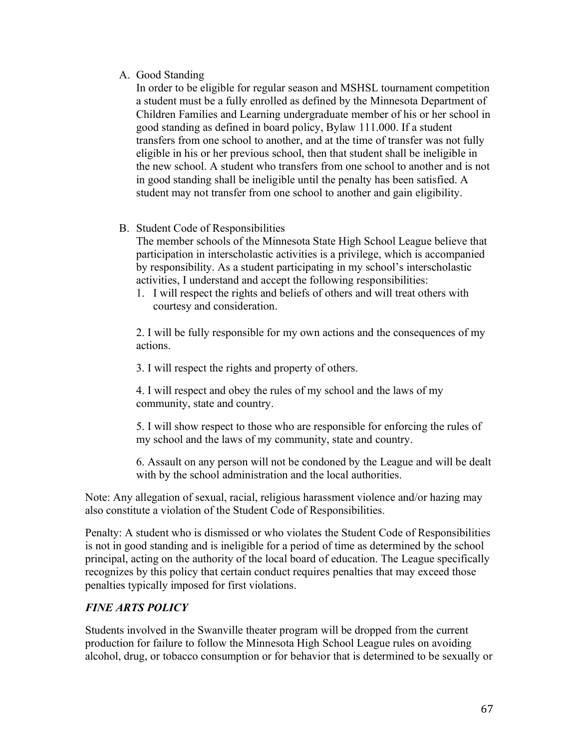A. Good Standing

   In order to be eligible for regular season and MSHSL tournament competition a student must be a fully enrolled as defined by the Minnesota Department of Children Families and Learning undergraduate member of his or her school in good standing as defined in board policy, Bylaw 111.000. If a student transfers from one school to another, and at the time of transfer was not fully eligible in his or her previous school, then that student shall be ineligible in the new school. A student who transfers from one school to another and is not in good standing shall be ineligible until the penalty has been satisfied. A student may not transfer from one school to another and gain eligibility.

B. Student Code of Responsibilities

   The member schools of the Minnesota State High School League believe that participation in interscholastic activities is a privilege, which is accompanied by responsibility. As a student participating in my school's interscholastic activities, I understand and accept the following responsibilities:

   1. I will respect the rights and beliefs of others and will treat others with courtesy and consideration.

   2. I will be fully responsible for my own actions and the consequences of my actions.

   3. I will respect the rights and property of others.

   4. I will respect and obey the rules of my school and the laws of my community, state and country.

   5. I will show respect to those who are responsible for enforcing the rules of my school and the laws of my community, state and country.

   6. Assault on any person will not be condoned by the League and will be dealt with by the school administration and the local authorities.

Note: Any allegation of sexual, racial, religious harassment violence and/or hazing may also constitute a violation of the Student Code of Responsibilities.

Penalty: A student who is dismissed or who violates the Student Code of Responsibilities is not in good standing and is ineligible for a period of time as determined by the school principal, acting on the authority of the local board of education. The League specifically recognizes by this policy that certain conduct requires penalties that may exceed those penalties typically imposed for first violations.

***FINE ARTS POLICY***

Students involved in the Swanville theater program will be dropped from the current production for failure to follow the Minnesota High School League rules on avoiding alcohol, drug, or tobacco consumption or for behavior that is determined to be sexually or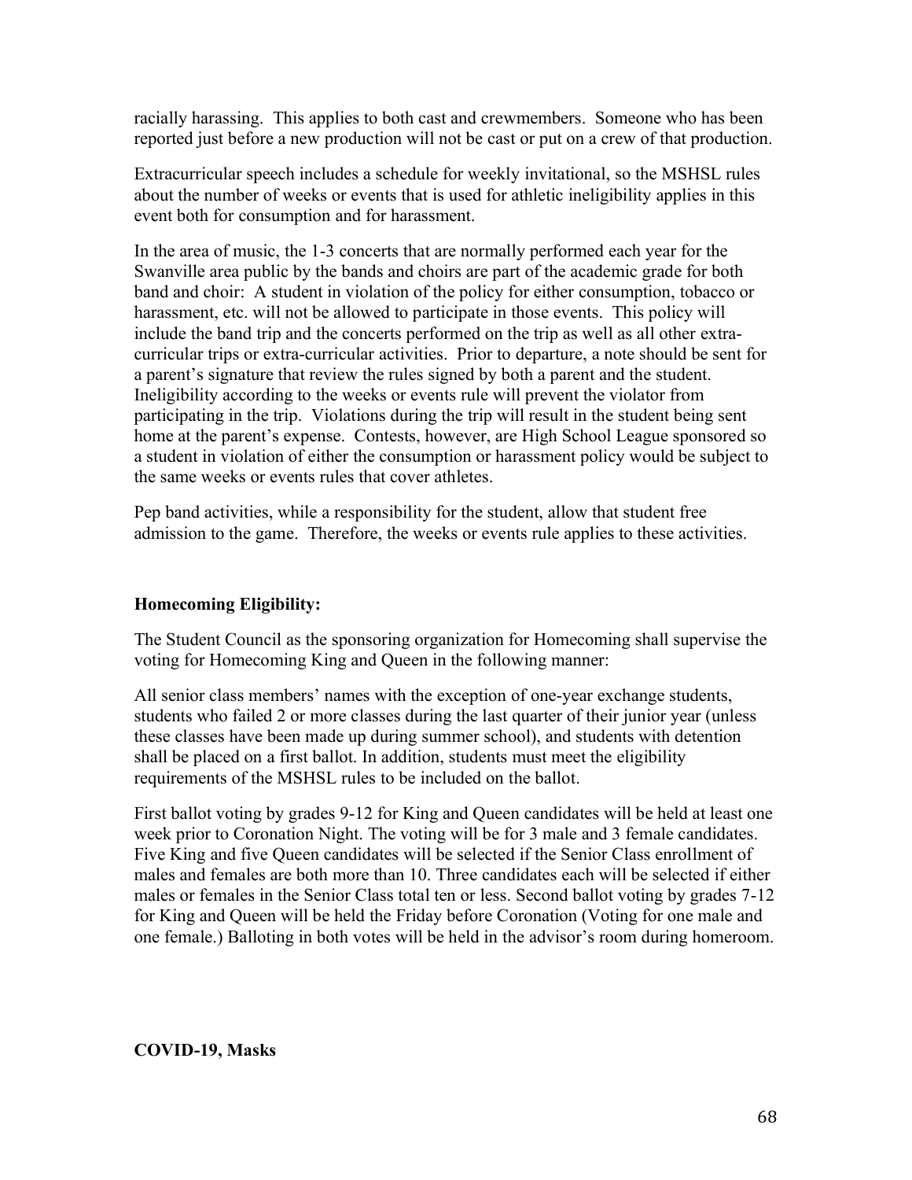racially harassing. This applies to both cast and crewmembers. Someone who has been reported just before a new production will not be cast or put on a crew of that production.

Extracurricular speech includes a schedule for weekly invitational, so the MSHSL rules about the number of weeks or events that is used for athletic ineligibility applies in this event both for consumption and for harassment.

In the area of music, the 1-3 concerts that are normally performed each year for the Swanville area public by the bands and choirs are part of the academic grade for both band and choir: A student in violation of the policy for either consumption, tobacco or harassment, etc. will not be allowed to participate in those events. This policy will include the band trip and the concerts performed on the trip as well as all other extra-curricular trips or extra-curricular activities. Prior to departure, a note should be sent for a parent's signature that review the rules signed by both a parent and the student. Ineligibility according to the weeks or events rule will prevent the violator from participating in the trip. Violations during the trip will result in the student being sent home at the parent's expense. Contests, however, are High School League sponsored so a student in violation of either the consumption or harassment policy would be subject to the same weeks or events rules that cover athletes.

Pep band activities, while a responsibility for the student, allow that student free admission to the game. Therefore, the weeks or events rule applies to these activities.

**Homecoming Eligibility:**

The Student Council as the sponsoring organization for Homecoming shall supervise the voting for Homecoming King and Queen in the following manner:

All senior class members' names with the exception of one-year exchange students, students who failed 2 or more classes during the last quarter of their junior year (unless these classes have been made up during summer school), and students with detention shall be placed on a first ballot. In addition, students must meet the eligibility requirements of the MSHSL rules to be included on the ballot.

First ballot voting by grades 9-12 for King and Queen candidates will be held at least one week prior to Coronation Night. The voting will be for 3 male and 3 female candidates. Five King and five Queen candidates will be selected if the Senior Class enrollment of males and females are both more than 10. Three candidates each will be selected if either males or females in the Senior Class total ten or less. Second ballot voting by grades 7-12 for King and Queen will be held the Friday before Coronation (Voting for one male and one female.) Balloting in both votes will be held in the advisor's room during homeroom.

**COVID-19, Masks**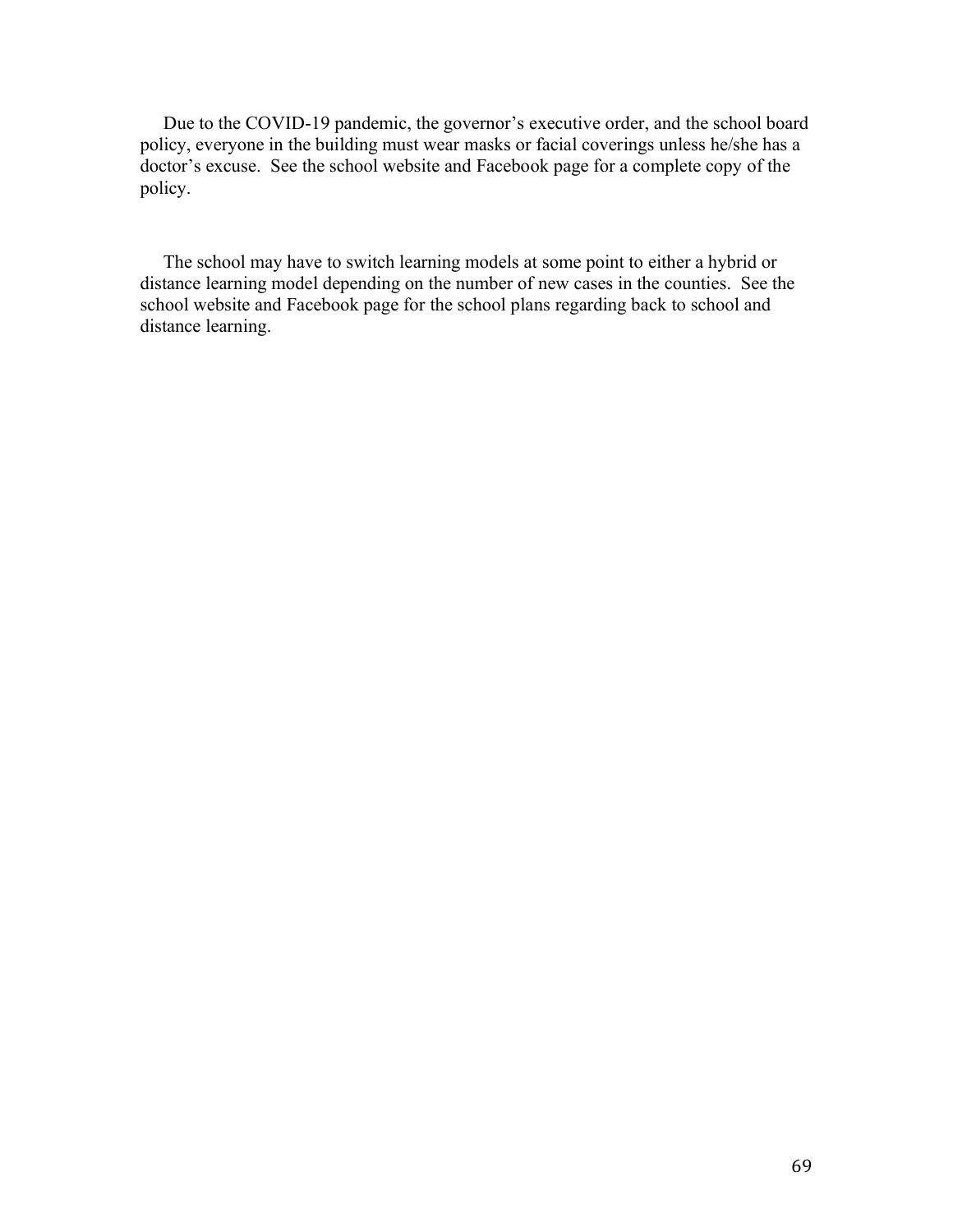Due to the COVID-19 pandemic, the governor's executive order, and the school board policy, everyone in the building must wear masks or facial coverings unless he/she has a doctor's excuse. See the school website and Facebook page for a complete copy of the policy.

The school may have to switch learning models at some point to either a hybrid or distance learning model depending on the number of new cases in the counties. See the school website and Facebook page for the school plans regarding back to school and distance learning.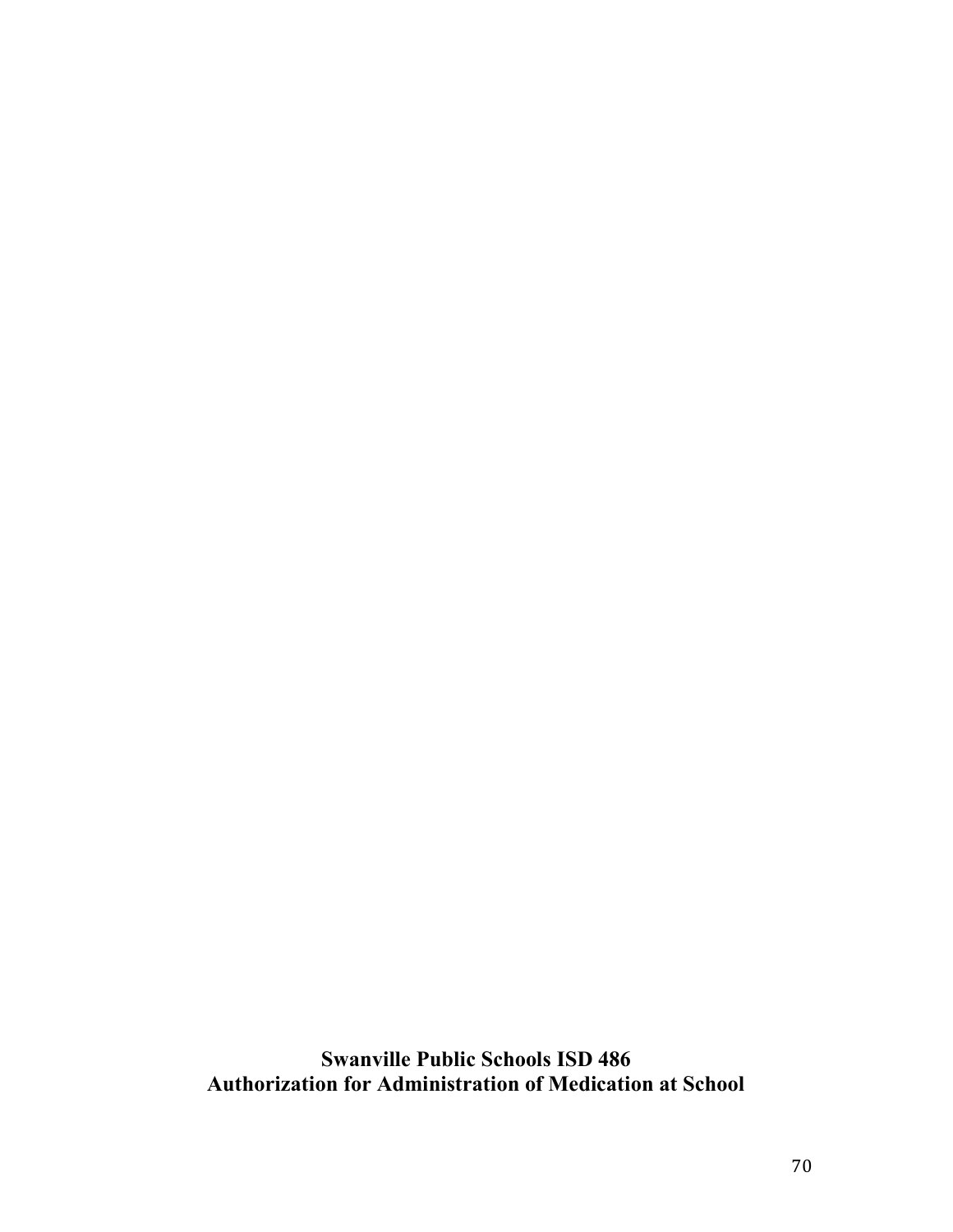**Swanville Public Schools ISD 486**
**Authorization for Administration of Medication at School**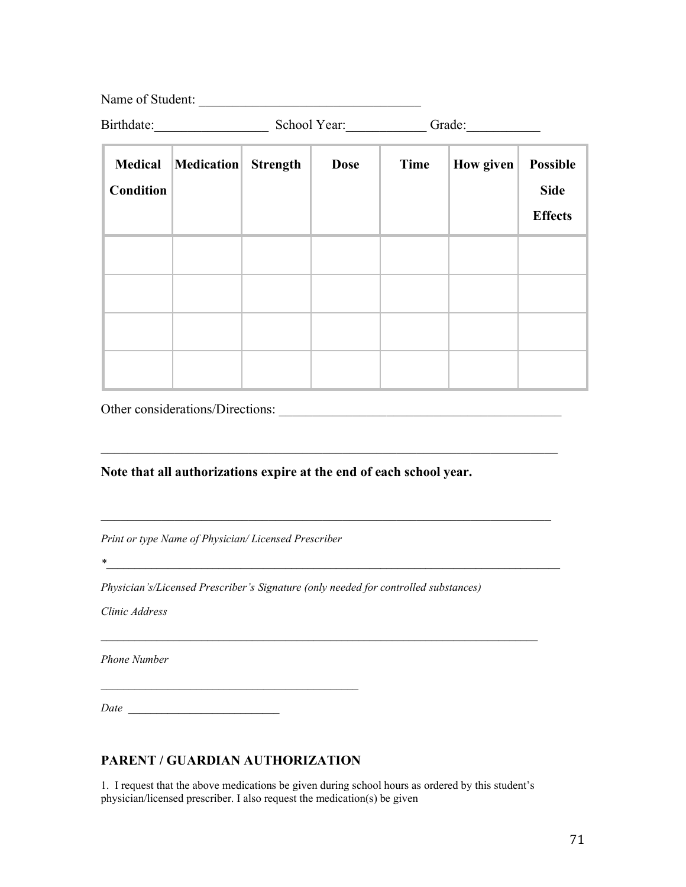Name of Student: ________________________________

Birthdate:_________________ School Year:____________ Grade:___________

| Medical Condition | Medication | Strength | Dose | Time | How given | Possible Side Effects |
|---|---|---|---|---|---|---|
| | | | | | | |
| | | | | | | |
| | | | | | | |
| | | | | | | |

Other considerations/Directions: ___________________________________________

______________________________________________________________________

**Note that all authorizations expire at the end of each school year.**

______________________________________________________________________

*Print or type Name of Physician/ Licensed Prescriber*

*______________________________________________________________________

*Physician's/Licensed Prescriber's Signature (only needed for controlled substances)*

*Clinic Address*

______________________________________________________________________

*Phone Number*

________________________________________

*Date* __________________________

## PARENT / GUARDIAN AUTHORIZATION

1. I request that the above medications be given during school hours as ordered by this student's physician/licensed prescriber. I also request the medication(s) be given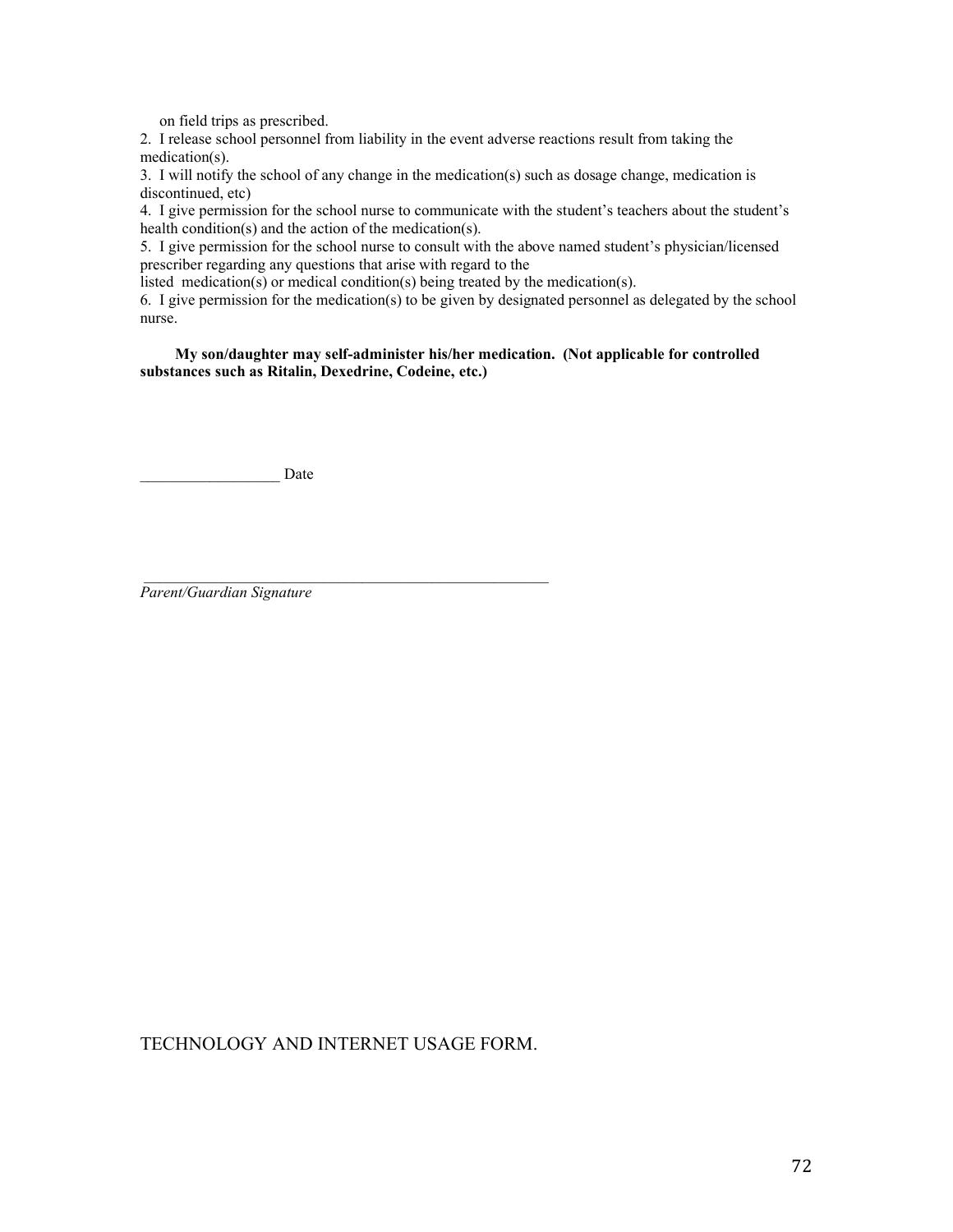on field trips as prescribed.

2. I release school personnel from liability in the event adverse reactions result from taking the medication(s).

3. I will notify the school of any change in the medication(s) such as dosage change, medication is discontinued, etc)

4. I give permission for the school nurse to communicate with the student's teachers about the student's health condition(s) and the action of the medication(s).

5. I give permission for the school nurse to consult with the above named student's physician/licensed prescriber regarding any questions that arise with regard to the listed medication(s) or medical condition(s) being treated by the medication(s).

6. I give permission for the medication(s) to be given by designated personnel as delegated by the school nurse.

**My son/daughter may self-administer his/her medication. (Not applicable for controlled substances such as Ritalin, Dexedrine, Codeine, etc.)**

__________________ Date

_______________________________________________________

*Parent/Guardian Signature*

TECHNOLOGY AND INTERNET USAGE FORM.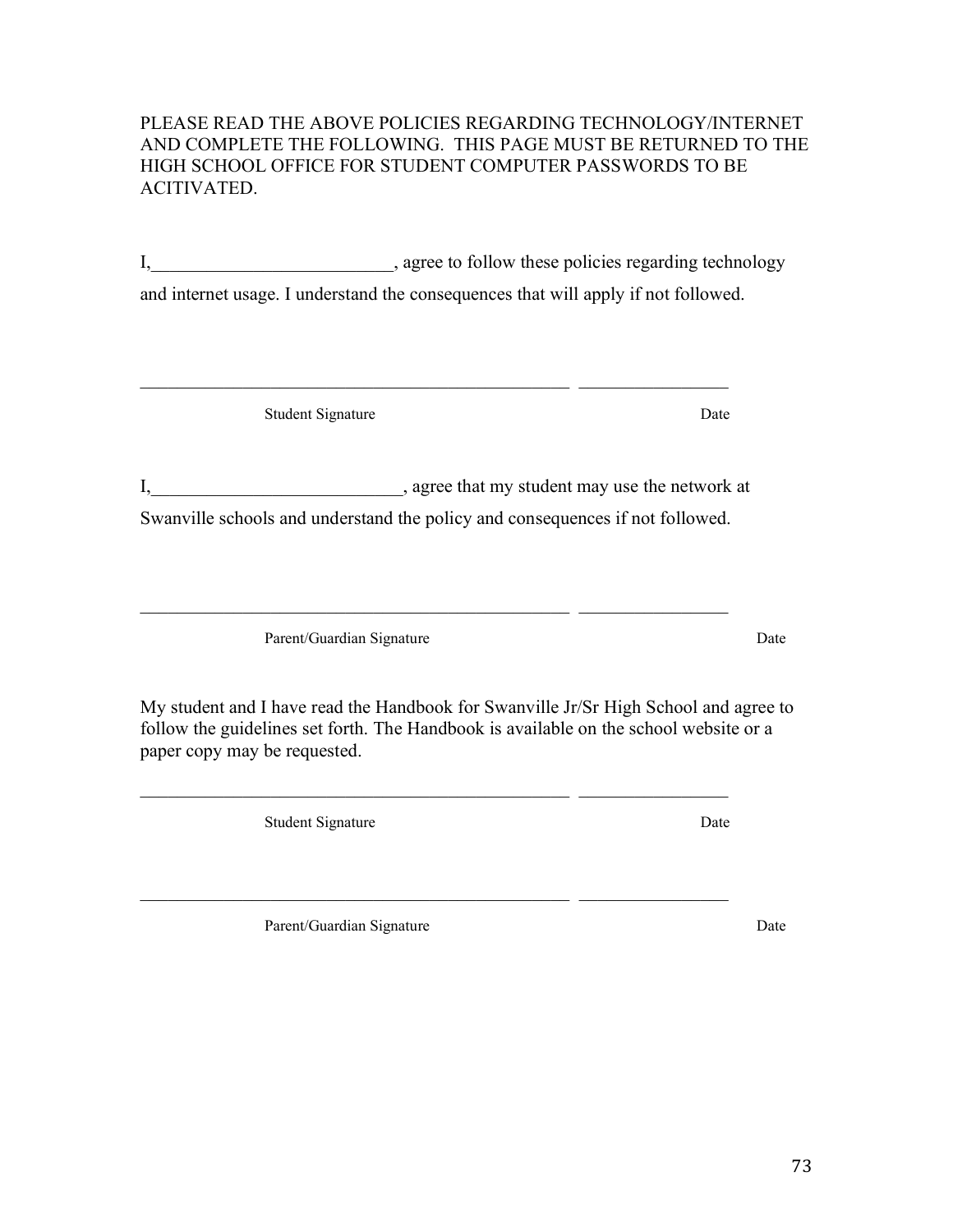PLEASE READ THE ABOVE POLICIES REGARDING TECHNOLOGY/INTERNET AND COMPLETE THE FOLLOWING. THIS PAGE MUST BE RETURNED TO THE HIGH SCHOOL OFFICE FOR STUDENT COMPUTER PASSWORDS TO BE ACITIVATED.

I,__________________________, agree to follow these policies regarding technology and internet usage. I understand the consequences that will apply if not followed.

__________________________________________________ ________________

Student Signature Date

I,___________________________, agree that my student may use the network at Swanville schools and understand the policy and consequences if not followed.

__________________________________________________ ________________

Parent/Guardian Signature Date

My student and I have read the Handbook for Swanville Jr/Sr High School and agree to follow the guidelines set forth. The Handbook is available on the school website or a paper copy may be requested.

__________________________________________________ ________________

Student Signature Date

__________________________________________________ ________________

Parent/Guardian Signature Date